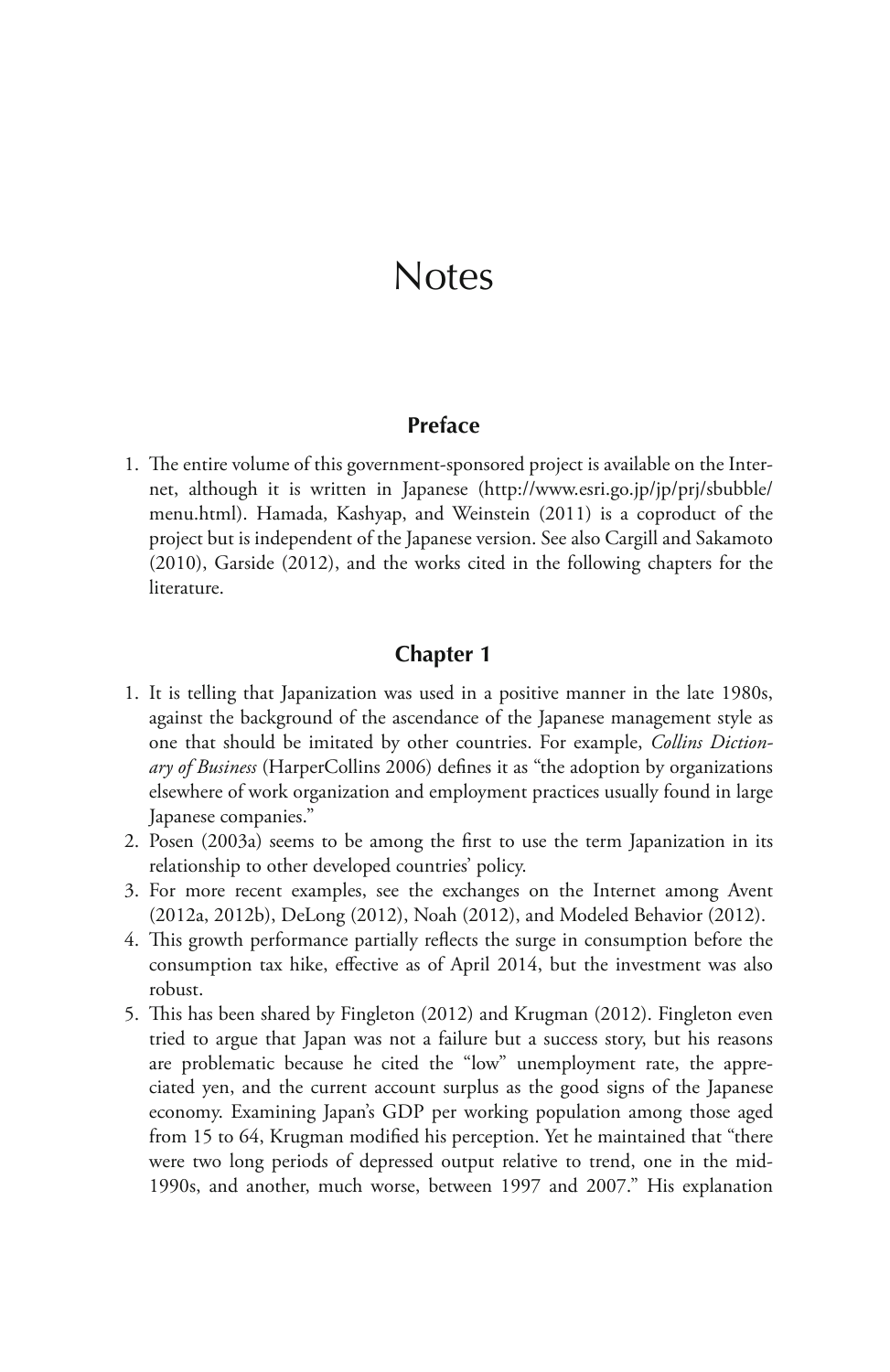# Notes

## Preface

1. The entire volume of this government-sponsored project is available on the Internet, although it is written in Japanese (http://www.esri.go.jp/jp/prj/sbubble/menu.html). Hamada, Kashyap, and Weinstein (2011) is a coproduct of the project but is independent of the Japanese version. See also Cargill and Sakamoto (2010), Garside (2012), and the works cited in the following chapters for the literature.

## Chapter 1

1. It is telling that Japanization was used in a positive manner in the late 1980s, against the background of the ascendance of the Japanese management style as one that should be imitated by other countries. For example, *Collins Dictionary of Business* (HarperCollins 2006) defines it as "the adoption by organizations elsewhere of work organization and employment practices usually found in large Japanese companies."
2. Posen (2003a) seems to be among the first to use the term Japanization in its relationship to other developed countries' policy.
3. For more recent examples, see the exchanges on the Internet among Avent (2012a, 2012b), DeLong (2012), Noah (2012), and Modeled Behavior (2012).
4. This growth performance partially reflects the surge in consumption before the consumption tax hike, effective as of April 2014, but the investment was also robust.
5. This has been shared by Fingleton (2012) and Krugman (2012). Fingleton even tried to argue that Japan was not a failure but a success story, but his reasons are problematic because he cited the "low" unemployment rate, the appreciated yen, and the current account surplus as the good signs of the Japanese economy. Examining Japan's GDP per working population among those aged from 15 to 64, Krugman modified his perception. Yet he maintained that "there were two long periods of depressed output relative to trend, one in the mid-1990s, and another, much worse, between 1997 and 2007." His explanation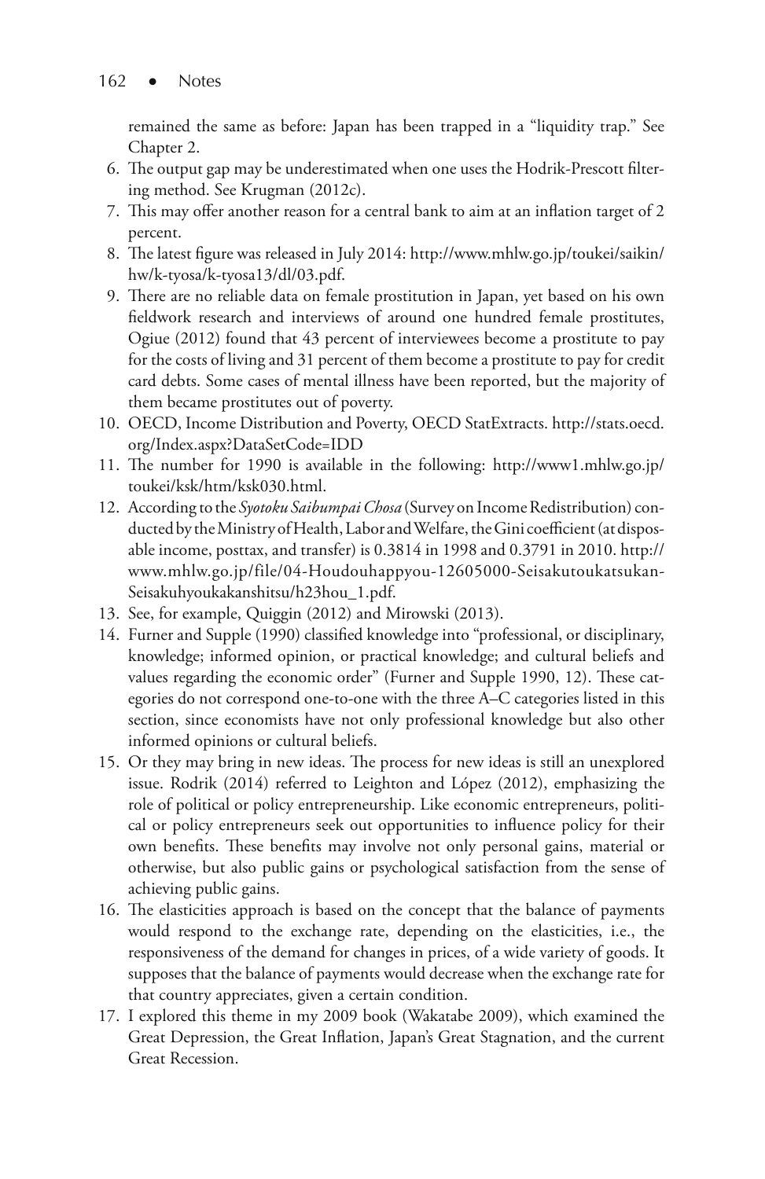remained the same as before: Japan has been trapped in a "liquidity trap." See Chapter 2.

6. The output gap may be underestimated when one uses the Hodrik-Prescott filtering method. See Krugman (2012c).
7. This may offer another reason for a central bank to aim at an inflation target of 2 percent.
8. The latest figure was released in July 2014: http://www.mhlw.go.jp/toukei/saikin/hw/k-tyosa/k-tyosa13/dl/03.pdf.
9. There are no reliable data on female prostitution in Japan, yet based on his own fieldwork research and interviews of around one hundred female prostitutes, Ogiue (2012) found that 43 percent of interviewees become a prostitute to pay for the costs of living and 31 percent of them become a prostitute to pay for credit card debts. Some cases of mental illness have been reported, but the majority of them became prostitutes out of poverty.
10. OECD, Income Distribution and Poverty, OECD StatExtracts. http://stats.oecd.org/Index.aspx?DataSetCode=IDD
11. The number for 1990 is available in the following: http://www1.mhlw.go.jp/toukei/ksk/htm/ksk030.html.
12. According to the *Syotoku Saibumpai Chosa* (Survey on Income Redistribution) conducted by the Ministry of Health, Labor and Welfare, the Gini coefficient (at disposable income, posttax, and transfer) is 0.3814 in 1998 and 0.3791 in 2010. http://www.mhlw.go.jp/file/04-Houdouhappyou-12605000-Seisakutoukatsukan-Seisakuhyoukakanshitsu/h23hou_1.pdf.
13. See, for example, Quiggin (2012) and Mirowski (2013).
14. Furner and Supple (1990) classified knowledge into "professional, or disciplinary, knowledge; informed opinion, or practical knowledge; and cultural beliefs and values regarding the economic order" (Furner and Supple 1990, 12). These categories do not correspond one-to-one with the three A–C categories listed in this section, since economists have not only professional knowledge but also other informed opinions or cultural beliefs.
15. Or they may bring in new ideas. The process for new ideas is still an unexplored issue. Rodrik (2014) referred to Leighton and López (2012), emphasizing the role of political or policy entrepreneurship. Like economic entrepreneurs, political or policy entrepreneurs seek out opportunities to influence policy for their own benefits. These benefits may involve not only personal gains, material or otherwise, but also public gains or psychological satisfaction from the sense of achieving public gains.
16. The elasticities approach is based on the concept that the balance of payments would respond to the exchange rate, depending on the elasticities, i.e., the responsiveness of the demand for changes in prices, of a wide variety of goods. It supposes that the balance of payments would decrease when the exchange rate for that country appreciates, given a certain condition.
17. I explored this theme in my 2009 book (Wakatabe 2009), which examined the Great Depression, the Great Inflation, Japan's Great Stagnation, and the current Great Recession.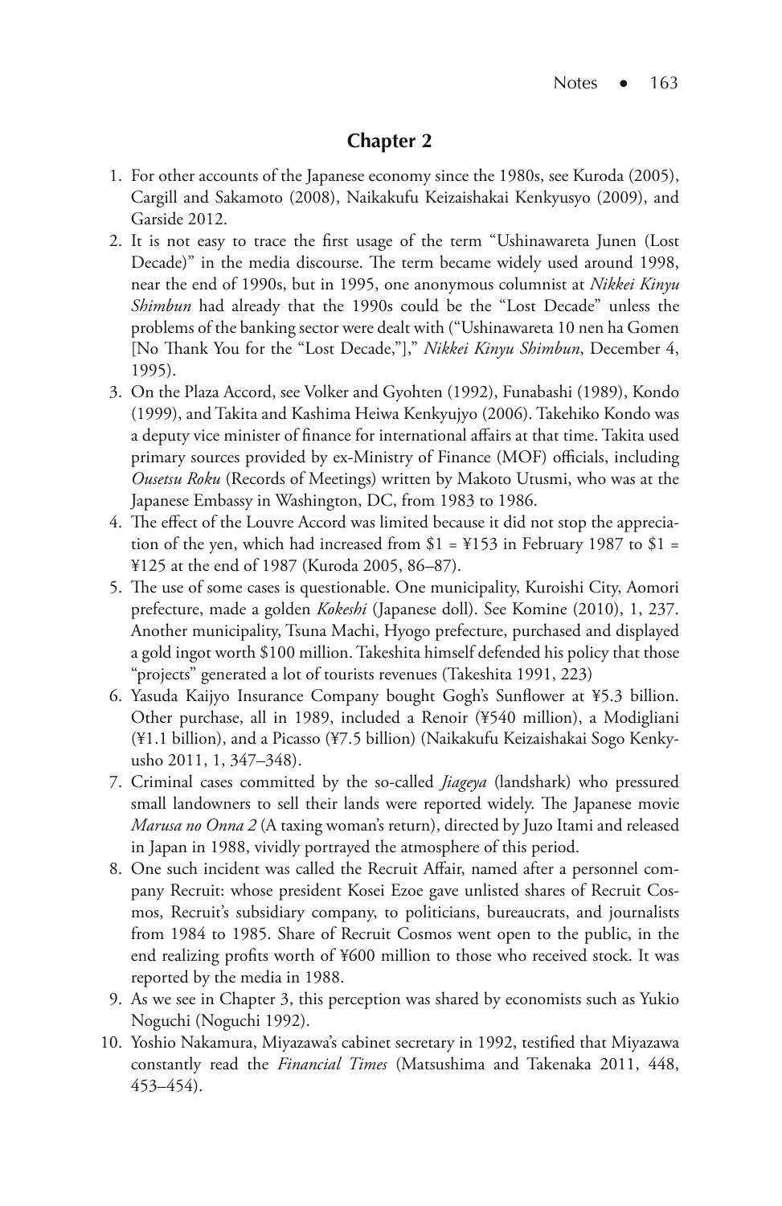## Chapter 2

1. For other accounts of the Japanese economy since the 1980s, see Kuroda (2005), Cargill and Sakamoto (2008), Naikakufu Keizaishakai Kenkyusyo (2009), and Garside 2012.
2. It is not easy to trace the first usage of the term "Ushinawareta Junen (Lost Decade)" in the media discourse. The term became widely used around 1998, near the end of 1990s, but in 1995, one anonymous columnist at *Nikkei Kinyu Shimbun* had already that the 1990s could be the "Lost Decade" unless the problems of the banking sector were dealt with ("Ushinawareta 10 nen ha Gomen [No Thank You for the "Lost Decade,"]," *Nikkei Kinyu Shimbun*, December 4, 1995).
3. On the Plaza Accord, see Volker and Gyohten (1992), Funabashi (1989), Kondo (1999), and Takita and Kashima Heiwa Kenkyujyo (2006). Takehiko Kondo was a deputy vice minister of finance for international affairs at that time. Takita used primary sources provided by ex-Ministry of Finance (MOF) officials, including *Ousetsu Roku* (Records of Meetings) written by Makoto Utusmi, who was at the Japanese Embassy in Washington, DC, from 1983 to 1986.
4. The effect of the Louvre Accord was limited because it did not stop the appreciation of the yen, which had increased from $1 = ¥153 in February 1987 to $1 = ¥125 at the end of 1987 (Kuroda 2005, 86–87).
5. The use of some cases is questionable. One municipality, Kuroishi City, Aomori prefecture, made a golden *Kokeshi* (Japanese doll). See Komine (2010), 1, 237. Another municipality, Tsuna Machi, Hyogo prefecture, purchased and displayed a gold ingot worth $100 million. Takeshita himself defended his policy that those "projects" generated a lot of tourists revenues (Takeshita 1991, 223)
6. Yasuda Kaijyo Insurance Company bought Gogh's Sunflower at ¥5.3 billion. Other purchase, all in 1989, included a Renoir (¥540 million), a Modigliani (¥1.1 billion), and a Picasso (¥7.5 billion) (Naikakufu Keizaishakai Sogo Kenkyusho 2011, 1, 347–348).
7. Criminal cases committed by the so-called *Jiageya* (landshark) who pressured small landowners to sell their lands were reported widely. The Japanese movie *Marusa no Onna 2* (A taxing woman's return), directed by Juzo Itami and released in Japan in 1988, vividly portrayed the atmosphere of this period.
8. One such incident was called the Recruit Affair, named after a personnel company Recruit: whose president Kosei Ezoe gave unlisted shares of Recruit Cosmos, Recruit's subsidiary company, to politicians, bureaucrats, and journalists from 1984 to 1985. Share of Recruit Cosmos went open to the public, in the end realizing profits worth of ¥600 million to those who received stock. It was reported by the media in 1988.
9. As we see in Chapter 3, this perception was shared by economists such as Yukio Noguchi (Noguchi 1992).
10. Yoshio Nakamura, Miyazawa's cabinet secretary in 1992, testified that Miyazawa constantly read the *Financial Times* (Matsushima and Takenaka 2011, 448, 453–454).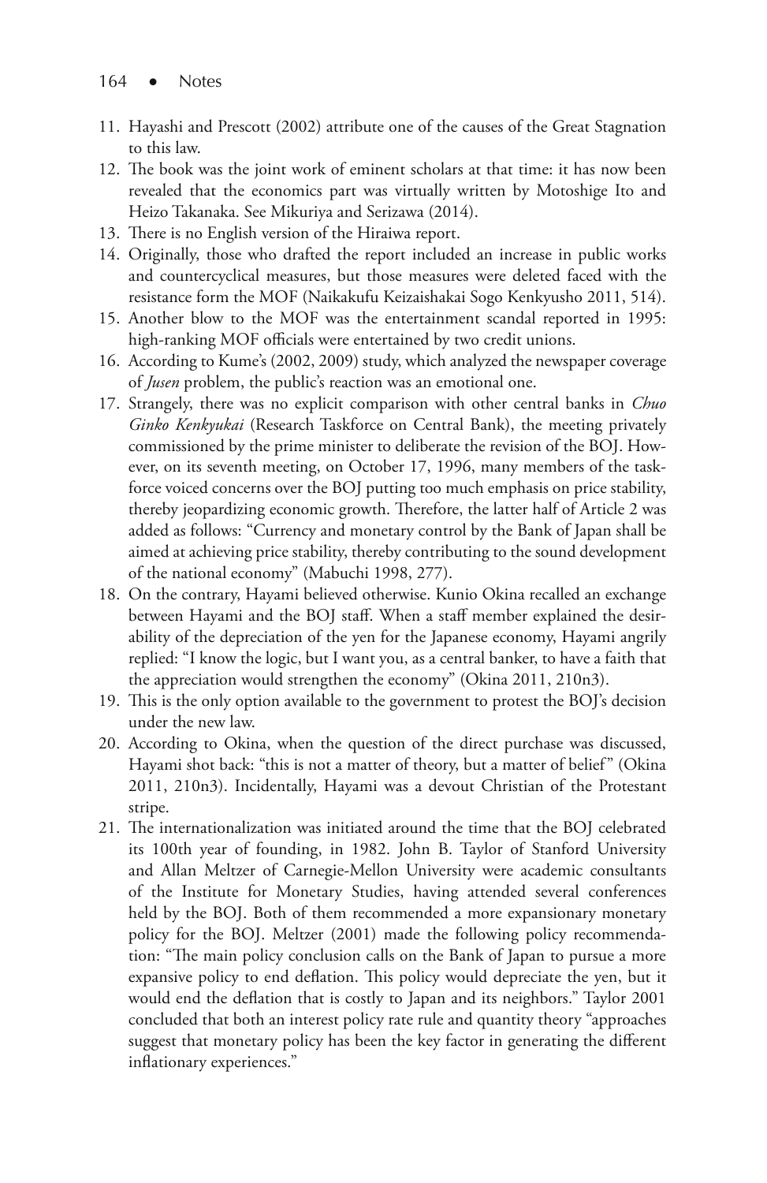11. Hayashi and Prescott (2002) attribute one of the causes of the Great Stagnation to this law.
12. The book was the joint work of eminent scholars at that time: it has now been revealed that the economics part was virtually written by Motoshige Ito and Heizo Takanaka. See Mikuriya and Serizawa (2014).
13. There is no English version of the Hiraiwa report.
14. Originally, those who drafted the report included an increase in public works and countercyclical measures, but those measures were deleted faced with the resistance form the MOF (Naikakufu Keizaishakai Sogo Kenkyusho 2011, 514).
15. Another blow to the MOF was the entertainment scandal reported in 1995: high-ranking MOF officials were entertained by two credit unions.
16. According to Kume's (2002, 2009) study, which analyzed the newspaper coverage of *Jusen* problem, the public's reaction was an emotional one.
17. Strangely, there was no explicit comparison with other central banks in *Chuo Ginko Kenkyukai* (Research Taskforce on Central Bank), the meeting privately commissioned by the prime minister to deliberate the revision of the BOJ. However, on its seventh meeting, on October 17, 1996, many members of the taskforce voiced concerns over the BOJ putting too much emphasis on price stability, thereby jeopardizing economic growth. Therefore, the latter half of Article 2 was added as follows: "Currency and monetary control by the Bank of Japan shall be aimed at achieving price stability, thereby contributing to the sound development of the national economy" (Mabuchi 1998, 277).
18. On the contrary, Hayami believed otherwise. Kunio Okina recalled an exchange between Hayami and the BOJ staff. When a staff member explained the desirability of the depreciation of the yen for the Japanese economy, Hayami angrily replied: "I know the logic, but I want you, as a central banker, to have a faith that the appreciation would strengthen the economy" (Okina 2011, 210n3).
19. This is the only option available to the government to protest the BOJ's decision under the new law.
20. According to Okina, when the question of the direct purchase was discussed, Hayami shot back: "this is not a matter of theory, but a matter of belief" (Okina 2011, 210n3). Incidentally, Hayami was a devout Christian of the Protestant stripe.
21. The internationalization was initiated around the time that the BOJ celebrated its 100th year of founding, in 1982. John B. Taylor of Stanford University and Allan Meltzer of Carnegie-Mellon University were academic consultants of the Institute for Monetary Studies, having attended several conferences held by the BOJ. Both of them recommended a more expansionary monetary policy for the BOJ. Meltzer (2001) made the following policy recommendation: "The main policy conclusion calls on the Bank of Japan to pursue a more expansive policy to end deflation. This policy would depreciate the yen, but it would end the deflation that is costly to Japan and its neighbors." Taylor 2001 concluded that both an interest policy rate rule and quantity theory "approaches suggest that monetary policy has been the key factor in generating the different inflationary experiences."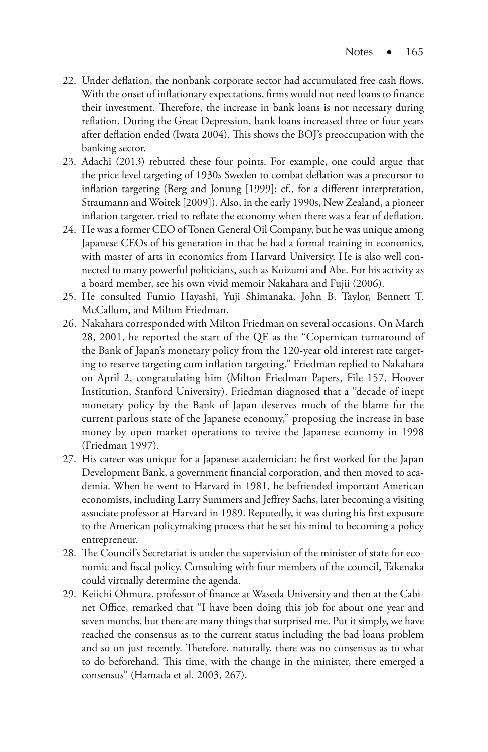22. Under deflation, the nonbank corporate sector had accumulated free cash flows. With the onset of inflationary expectations, firms would not need loans to finance their investment. Therefore, the increase in bank loans is not necessary during reflation. During the Great Depression, bank loans increased three or four years after deflation ended (Iwata 2004). This shows the BOJ's preoccupation with the banking sector.
23. Adachi (2013) rebutted these four points. For example, one could argue that the price level targeting of 1930s Sweden to combat deflation was a precursor to inflation targeting (Berg and Jonung [1999]; cf., for a different interpretation, Straumann and Woitek [2009]). Also, in the early 1990s, New Zealand, a pioneer inflation targeter, tried to reflate the economy when there was a fear of deflation.
24. He was a former CEO of Tonen General Oil Company, but he was unique among Japanese CEOs of his generation in that he had a formal training in economics, with master of arts in economics from Harvard University. He is also well connected to many powerful politicians, such as Koizumi and Abe. For his activity as a board member, see his own vivid memoir Nakahara and Fujii (2006).
25. He consulted Fumio Hayashi, Yuji Shimanaka, John B. Taylor, Bennett T. McCallum, and Milton Friedman.
26. Nakahara corresponded with Milton Friedman on several occasions. On March 28, 2001, he reported the start of the QE as the "Copernican turnaround of the Bank of Japan's monetary policy from the 120-year old interest rate targeting to reserve targeting cum inflation targeting." Friedman replied to Nakahara on April 2, congratulating him (Milton Friedman Papers, File 157, Hoover Institution, Stanford University). Friedman diagnosed that a "decade of inept monetary policy by the Bank of Japan deserves much of the blame for the current parlous state of the Japanese economy," proposing the increase in base money by open market operations to revive the Japanese economy in 1998 (Friedman 1997).
27. His career was unique for a Japanese academician: he first worked for the Japan Development Bank, a government financial corporation, and then moved to academia. When he went to Harvard in 1981, he befriended important American economists, including Larry Summers and Jeffrey Sachs, later becoming a visiting associate professor at Harvard in 1989. Reputedly, it was during his first exposure to the American policymaking process that he set his mind to becoming a policy entrepreneur.
28. The Council's Secretariat is under the supervision of the minister of state for economic and fiscal policy. Consulting with four members of the council, Takenaka could virtually determine the agenda.
29. Keiichi Ohmura, professor of finance at Waseda University and then at the Cabinet Office, remarked that "I have been doing this job for about one year and seven months, but there are many things that surprised me. Put it simply, we have reached the consensus as to the current status including the bad loans problem and so on just recently. Therefore, naturally, there was no consensus as to what to do beforehand. This time, with the change in the minister, there emerged a consensus" (Hamada et al. 2003, 267).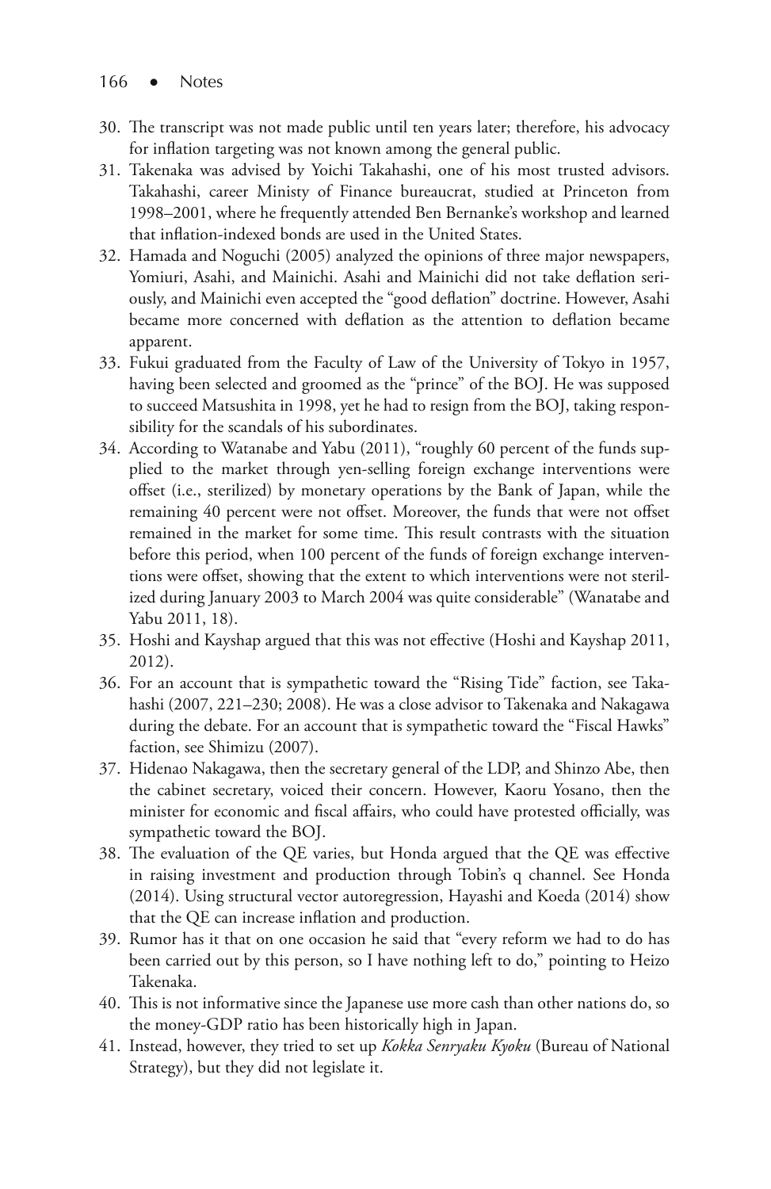30. The transcript was not made public until ten years later; therefore, his advocacy for inflation targeting was not known among the general public.
31. Takenaka was advised by Yoichi Takahashi, one of his most trusted advisors. Takahashi, career Ministy of Finance bureaucrat, studied at Princeton from 1998–2001, where he frequently attended Ben Bernanke's workshop and learned that inflation-indexed bonds are used in the United States.
32. Hamada and Noguchi (2005) analyzed the opinions of three major newspapers, Yomiuri, Asahi, and Mainichi. Asahi and Mainichi did not take deflation seriously, and Mainichi even accepted the "good deflation" doctrine. However, Asahi became more concerned with deflation as the attention to deflation became apparent.
33. Fukui graduated from the Faculty of Law of the University of Tokyo in 1957, having been selected and groomed as the "prince" of the BOJ. He was supposed to succeed Matsushita in 1998, yet he had to resign from the BOJ, taking responsibility for the scandals of his subordinates.
34. According to Watanabe and Yabu (2011), "roughly 60 percent of the funds supplied to the market through yen-selling foreign exchange interventions were offset (i.e., sterilized) by monetary operations by the Bank of Japan, while the remaining 40 percent were not offset. Moreover, the funds that were not offset remained in the market for some time. This result contrasts with the situation before this period, when 100 percent of the funds of foreign exchange interventions were offset, showing that the extent to which interventions were not sterilized during January 2003 to March 2004 was quite considerable" (Wanatabe and Yabu 2011, 18).
35. Hoshi and Kayshap argued that this was not effective (Hoshi and Kayshap 2011, 2012).
36. For an account that is sympathetic toward the "Rising Tide" faction, see Takahashi (2007, 221–230; 2008). He was a close advisor to Takenaka and Nakagawa during the debate. For an account that is sympathetic toward the "Fiscal Hawks" faction, see Shimizu (2007).
37. Hidenao Nakagawa, then the secretary general of the LDP, and Shinzo Abe, then the cabinet secretary, voiced their concern. However, Kaoru Yosano, then the minister for economic and fiscal affairs, who could have protested officially, was sympathetic toward the BOJ.
38. The evaluation of the QE varies, but Honda argued that the QE was effective in raising investment and production through Tobin's q channel. See Honda (2014). Using structural vector autoregression, Hayashi and Koeda (2014) show that the QE can increase inflation and production.
39. Rumor has it that on one occasion he said that "every reform we had to do has been carried out by this person, so I have nothing left to do," pointing to Heizo Takenaka.
40. This is not informative since the Japanese use more cash than other nations do, so the money-GDP ratio has been historically high in Japan.
41. Instead, however, they tried to set up *Kokka Senryaku Kyoku* (Bureau of National Strategy), but they did not legislate it.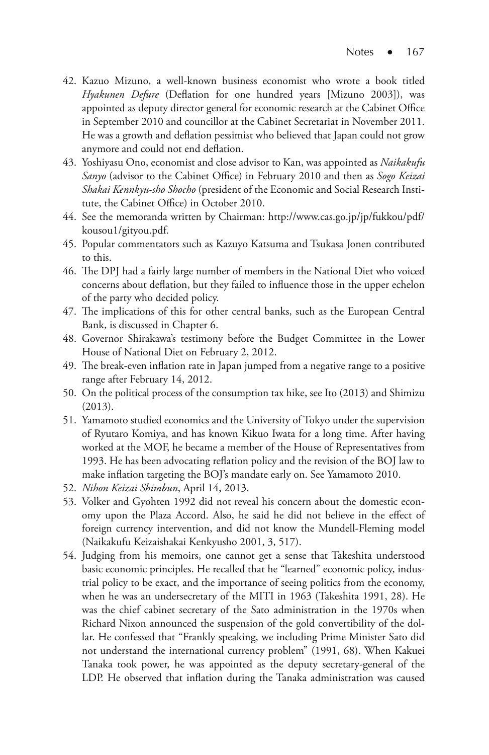42. Kazuo Mizuno, a well-known business economist who wrote a book titled *Hyakunen Defure* (Deflation for one hundred years [Mizuno 2003]), was appointed as deputy director general for economic research at the Cabinet Office in September 2010 and councillor at the Cabinet Secretariat in November 2011. He was a growth and deflation pessimist who believed that Japan could not grow anymore and could not end deflation.
43. Yoshiyasu Ono, economist and close advisor to Kan, was appointed as *Naikakufu Sanyo* (advisor to the Cabinet Office) in February 2010 and then as *Sogo Keizai Shakai Kennkyu-sho Shocho* (president of the Economic and Social Research Institute, the Cabinet Office) in October 2010.
44. See the memoranda written by Chairman: http://www.cas.go.jp/jp/fukkou/pdf/kousou1/gityou.pdf.
45. Popular commentators such as Kazuyo Katsuma and Tsukasa Jonen contributed to this.
46. The DPJ had a fairly large number of members in the National Diet who voiced concerns about deflation, but they failed to influence those in the upper echelon of the party who decided policy.
47. The implications of this for other central banks, such as the European Central Bank, is discussed in Chapter 6.
48. Governor Shirakawa's testimony before the Budget Committee in the Lower House of National Diet on February 2, 2012.
49. The break-even inflation rate in Japan jumped from a negative range to a positive range after February 14, 2012.
50. On the political process of the consumption tax hike, see Ito (2013) and Shimizu (2013).
51. Yamamoto studied economics and the University of Tokyo under the supervision of Ryutaro Komiya, and has known Kikuo Iwata for a long time. After having worked at the MOF, he became a member of the House of Representatives from 1993. He has been advocating reflation policy and the revision of the BOJ law to make inflation targeting the BOJ's mandate early on. See Yamamoto 2010.
52. *Nihon Keizai Shimbun*, April 14, 2013.
53. Volker and Gyohten 1992 did not reveal his concern about the domestic economy upon the Plaza Accord. Also, he said he did not believe in the effect of foreign currency intervention, and did not know the Mundell-Fleming model (Naikakufu Keizaishakai Kenkyusho 2001, 3, 517).
54. Judging from his memoirs, one cannot get a sense that Takeshita understood basic economic principles. He recalled that he "learned" economic policy, industrial policy to be exact, and the importance of seeing politics from the economy, when he was an undersecretary of the MITI in 1963 (Takeshita 1991, 28). He was the chief cabinet secretary of the Sato administration in the 1970s when Richard Nixon announced the suspension of the gold convertibility of the dollar. He confessed that "Frankly speaking, we including Prime Minister Sato did not understand the international currency problem" (1991, 68). When Kakuei Tanaka took power, he was appointed as the deputy secretary-general of the LDP. He observed that inflation during the Tanaka administration was caused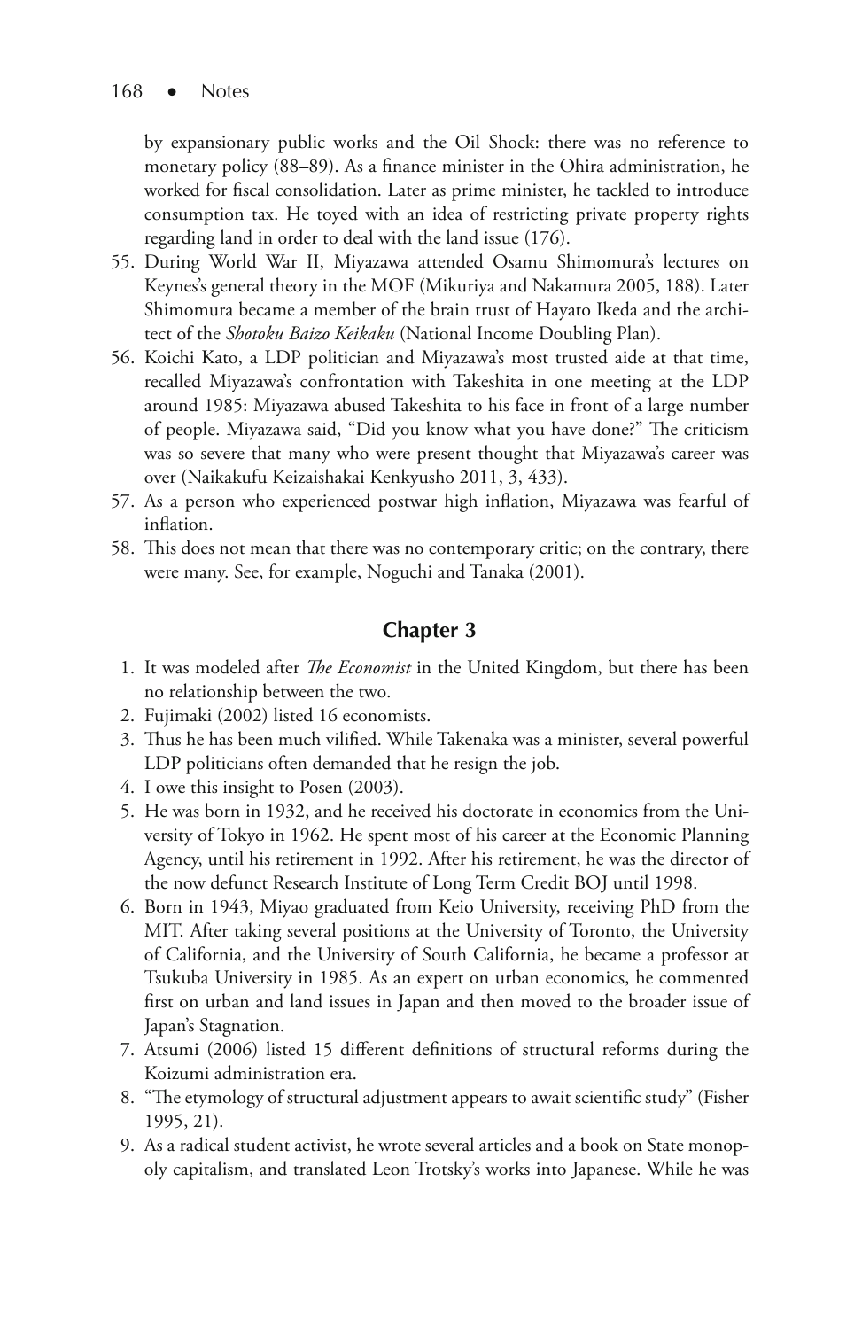by expansionary public works and the Oil Shock: there was no reference to monetary policy (88–89). As a finance minister in the Ohira administration, he worked for fiscal consolidation. Later as prime minister, he tackled to introduce consumption tax. He toyed with an idea of restricting private property rights regarding land in order to deal with the land issue (176).

55. During World War II, Miyazawa attended Osamu Shimomura's lectures on Keynes's general theory in the MOF (Mikuriya and Nakamura 2005, 188). Later Shimomura became a member of the brain trust of Hayato Ikeda and the architect of the *Shotoku Baizo Keikaku* (National Income Doubling Plan).
56. Koichi Kato, a LDP politician and Miyazawa's most trusted aide at that time, recalled Miyazawa's confrontation with Takeshita in one meeting at the LDP around 1985: Miyazawa abused Takeshita to his face in front of a large number of people. Miyazawa said, "Did you know what you have done?" The criticism was so severe that many who were present thought that Miyazawa's career was over (Naikakufu Keizaishakai Kenkyusho 2011, 3, 433).
57. As a person who experienced postwar high inflation, Miyazawa was fearful of inflation.
58. This does not mean that there was no contemporary critic; on the contrary, there were many. See, for example, Noguchi and Tanaka (2001).

## Chapter 3

1. It was modeled after *The Economist* in the United Kingdom, but there has been no relationship between the two.
2. Fujimaki (2002) listed 16 economists.
3. Thus he has been much vilified. While Takenaka was a minister, several powerful LDP politicians often demanded that he resign the job.
4. I owe this insight to Posen (2003).
5. He was born in 1932, and he received his doctorate in economics from the University of Tokyo in 1962. He spent most of his career at the Economic Planning Agency, until his retirement in 1992. After his retirement, he was the director of the now defunct Research Institute of Long Term Credit BOJ until 1998.
6. Born in 1943, Miyao graduated from Keio University, receiving PhD from the MIT. After taking several positions at the University of Toronto, the University of California, and the University of South California, he became a professor at Tsukuba University in 1985. As an expert on urban economics, he commented first on urban and land issues in Japan and then moved to the broader issue of Japan's Stagnation.
7. Atsumi (2006) listed 15 different definitions of structural reforms during the Koizumi administration era.
8. "The etymology of structural adjustment appears to await scientific study" (Fisher 1995, 21).
9. As a radical student activist, he wrote several articles and a book on State monopoly capitalism, and translated Leon Trotsky's works into Japanese. While he was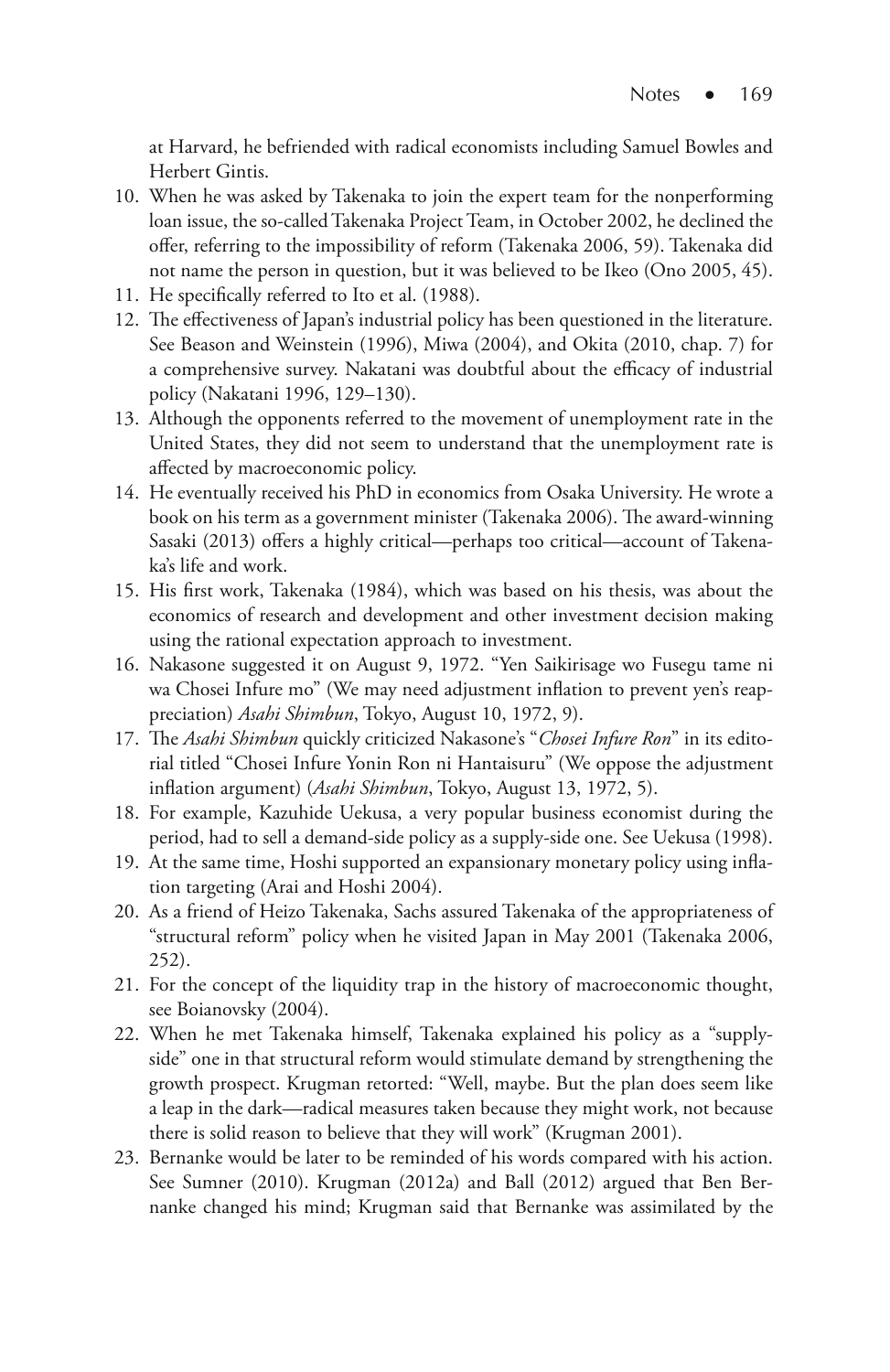at Harvard, he befriended with radical economists including Samuel Bowles and Herbert Gintis.

10. When he was asked by Takenaka to join the expert team for the nonperforming loan issue, the so-called Takenaka Project Team, in October 2002, he declined the offer, referring to the impossibility of reform (Takenaka 2006, 59). Takenaka did not name the person in question, but it was believed to be Ikeo (Ono 2005, 45).
11. He specifically referred to Ito et al. (1988).
12. The effectiveness of Japan's industrial policy has been questioned in the literature. See Beason and Weinstein (1996), Miwa (2004), and Okita (2010, chap. 7) for a comprehensive survey. Nakatani was doubtful about the efficacy of industrial policy (Nakatani 1996, 129–130).
13. Although the opponents referred to the movement of unemployment rate in the United States, they did not seem to understand that the unemployment rate is affected by macroeconomic policy.
14. He eventually received his PhD in economics from Osaka University. He wrote a book on his term as a government minister (Takenaka 2006). The award-winning Sasaki (2013) offers a highly critical—perhaps too critical—account of Takenaka's life and work.
15. His first work, Takenaka (1984), which was based on his thesis, was about the economics of research and development and other investment decision making using the rational expectation approach to investment.
16. Nakasone suggested it on August 9, 1972. "Yen Saikirisage wo Fusegu tame ni wa Chosei Infure mo" (We may need adjustment inflation to prevent yen's reappreciation) *Asahi Shimbun*, Tokyo, August 10, 1972, 9).
17. The *Asahi Shimbun* quickly criticized Nakasone's "*Chosei Infure Ron*" in its editorial titled "Chosei Infure Yonin Ron ni Hantaisuru" (We oppose the adjustment inflation argument) (*Asahi Shimbun*, Tokyo, August 13, 1972, 5).
18. For example, Kazuhide Uekusa, a very popular business economist during the period, had to sell a demand-side policy as a supply-side one. See Uekusa (1998).
19. At the same time, Hoshi supported an expansionary monetary policy using inflation targeting (Arai and Hoshi 2004).
20. As a friend of Heizo Takenaka, Sachs assured Takenaka of the appropriateness of "structural reform" policy when he visited Japan in May 2001 (Takenaka 2006, 252).
21. For the concept of the liquidity trap in the history of macroeconomic thought, see Boianovsky (2004).
22. When he met Takenaka himself, Takenaka explained his policy as a "supply-side" one in that structural reform would stimulate demand by strengthening the growth prospect. Krugman retorted: "Well, maybe. But the plan does seem like a leap in the dark—radical measures taken because they might work, not because there is solid reason to believe that they will work" (Krugman 2001).
23. Bernanke would be later to be reminded of his words compared with his action. See Sumner (2010). Krugman (2012a) and Ball (2012) argued that Ben Bernanke changed his mind; Krugman said that Bernanke was assimilated by the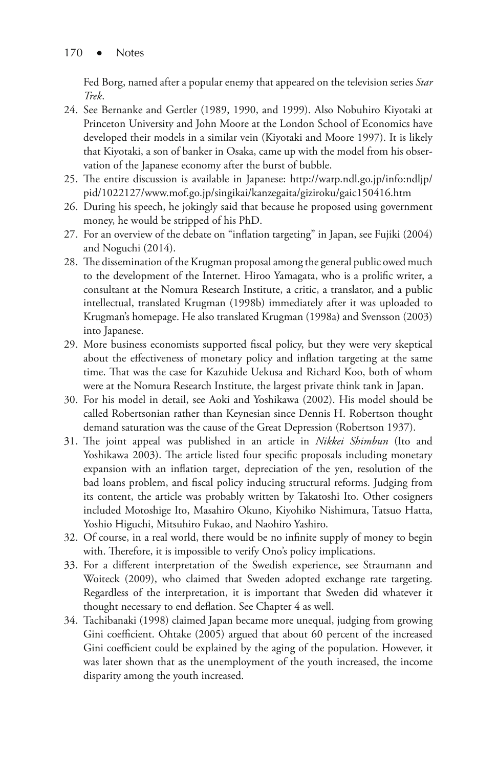Fed Borg, named after a popular enemy that appeared on the television series *Star Trek*.

24. See Bernanke and Gertler (1989, 1990, and 1999). Also Nobuhiro Kiyotaki at Princeton University and John Moore at the London School of Economics have developed their models in a similar vein (Kiyotaki and Moore 1997). It is likely that Kiyotaki, a son of banker in Osaka, came up with the model from his observation of the Japanese economy after the burst of bubble.
25. The entire discussion is available in Japanese: http://warp.ndl.go.jp/info:ndljp/pid/1022127/www.mof.go.jp/singikai/kanzegaita/giziroku/gaic150416.htm
26. During his speech, he jokingly said that because he proposed using government money, he would be stripped of his PhD.
27. For an overview of the debate on "inflation targeting" in Japan, see Fujiki (2004) and Noguchi (2014).
28. The dissemination of the Krugman proposal among the general public owed much to the development of the Internet. Hiroo Yamagata, who is a prolific writer, a consultant at the Nomura Research Institute, a critic, a translator, and a public intellectual, translated Krugman (1998b) immediately after it was uploaded to Krugman's homepage. He also translated Krugman (1998a) and Svensson (2003) into Japanese.
29. More business economists supported fiscal policy, but they were very skeptical about the effectiveness of monetary policy and inflation targeting at the same time. That was the case for Kazuhide Uekusa and Richard Koo, both of whom were at the Nomura Research Institute, the largest private think tank in Japan.
30. For his model in detail, see Aoki and Yoshikawa (2002). His model should be called Robertsonian rather than Keynesian since Dennis H. Robertson thought demand saturation was the cause of the Great Depression (Robertson 1937).
31. The joint appeal was published in an article in *Nikkei Shimbun* (Ito and Yoshikawa 2003). The article listed four specific proposals including monetary expansion with an inflation target, depreciation of the yen, resolution of the bad loans problem, and fiscal policy inducing structural reforms. Judging from its content, the article was probably written by Takatoshi Ito. Other cosigners included Motoshige Ito, Masahiro Okuno, Kiyohiko Nishimura, Tatsuo Hatta, Yoshio Higuchi, Mitsuhiro Fukao, and Naohiro Yashiro.
32. Of course, in a real world, there would be no infinite supply of money to begin with. Therefore, it is impossible to verify Ono's policy implications.
33. For a different interpretation of the Swedish experience, see Straumann and Woiteck (2009), who claimed that Sweden adopted exchange rate targeting. Regardless of the interpretation, it is important that Sweden did whatever it thought necessary to end deflation. See Chapter 4 as well.
34. Tachibanaki (1998) claimed Japan became more unequal, judging from growing Gini coefficient. Ohtake (2005) argued that about 60 percent of the increased Gini coefficient could be explained by the aging of the population. However, it was later shown that as the unemployment of the youth increased, the income disparity among the youth increased.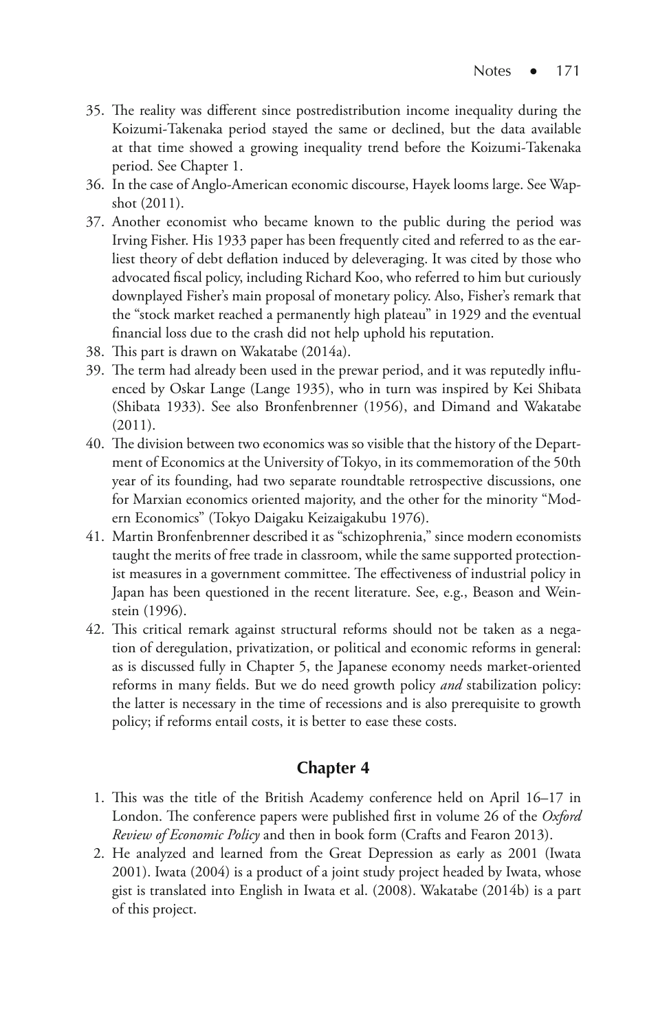35. The reality was different since postredistribution income inequality during the Koizumi-Takenaka period stayed the same or declined, but the data available at that time showed a growing inequality trend before the Koizumi-Takenaka period. See Chapter 1.
36. In the case of Anglo-American economic discourse, Hayek looms large. See Wapshot (2011).
37. Another economist who became known to the public during the period was Irving Fisher. His 1933 paper has been frequently cited and referred to as the earliest theory of debt deflation induced by deleveraging. It was cited by those who advocated fiscal policy, including Richard Koo, who referred to him but curiously downplayed Fisher's main proposal of monetary policy. Also, Fisher's remark that the "stock market reached a permanently high plateau" in 1929 and the eventual financial loss due to the crash did not help uphold his reputation.
38. This part is drawn on Wakatabe (2014a).
39. The term had already been used in the prewar period, and it was reputedly influenced by Oskar Lange (Lange 1935), who in turn was inspired by Kei Shibata (Shibata 1933). See also Bronfenbrenner (1956), and Dimand and Wakatabe (2011).
40. The division between two economics was so visible that the history of the Department of Economics at the University of Tokyo, in its commemoration of the 50th year of its founding, had two separate roundtable retrospective discussions, one for Marxian economics oriented majority, and the other for the minority "Modern Economics" (Tokyo Daigaku Keizaigakubu 1976).
41. Martin Bronfenbrenner described it as "schizophrenia," since modern economists taught the merits of free trade in classroom, while the same supported protectionist measures in a government committee. The effectiveness of industrial policy in Japan has been questioned in the recent literature. See, e.g., Beason and Weinstein (1996).
42. This critical remark against structural reforms should not be taken as a negation of deregulation, privatization, or political and economic reforms in general: as is discussed fully in Chapter 5, the Japanese economy needs market-oriented reforms in many fields. But we do need growth policy *and* stabilization policy: the latter is necessary in the time of recessions and is also prerequisite to growth policy; if reforms entail costs, it is better to ease these costs.

## Chapter 4

1. This was the title of the British Academy conference held on April 16–17 in London. The conference papers were published first in volume 26 of the *Oxford Review of Economic Policy* and then in book form (Crafts and Fearon 2013).
2. He analyzed and learned from the Great Depression as early as 2001 (Iwata 2001). Iwata (2004) is a product of a joint study project headed by Iwata, whose gist is translated into English in Iwata et al. (2008). Wakatabe (2014b) is a part of this project.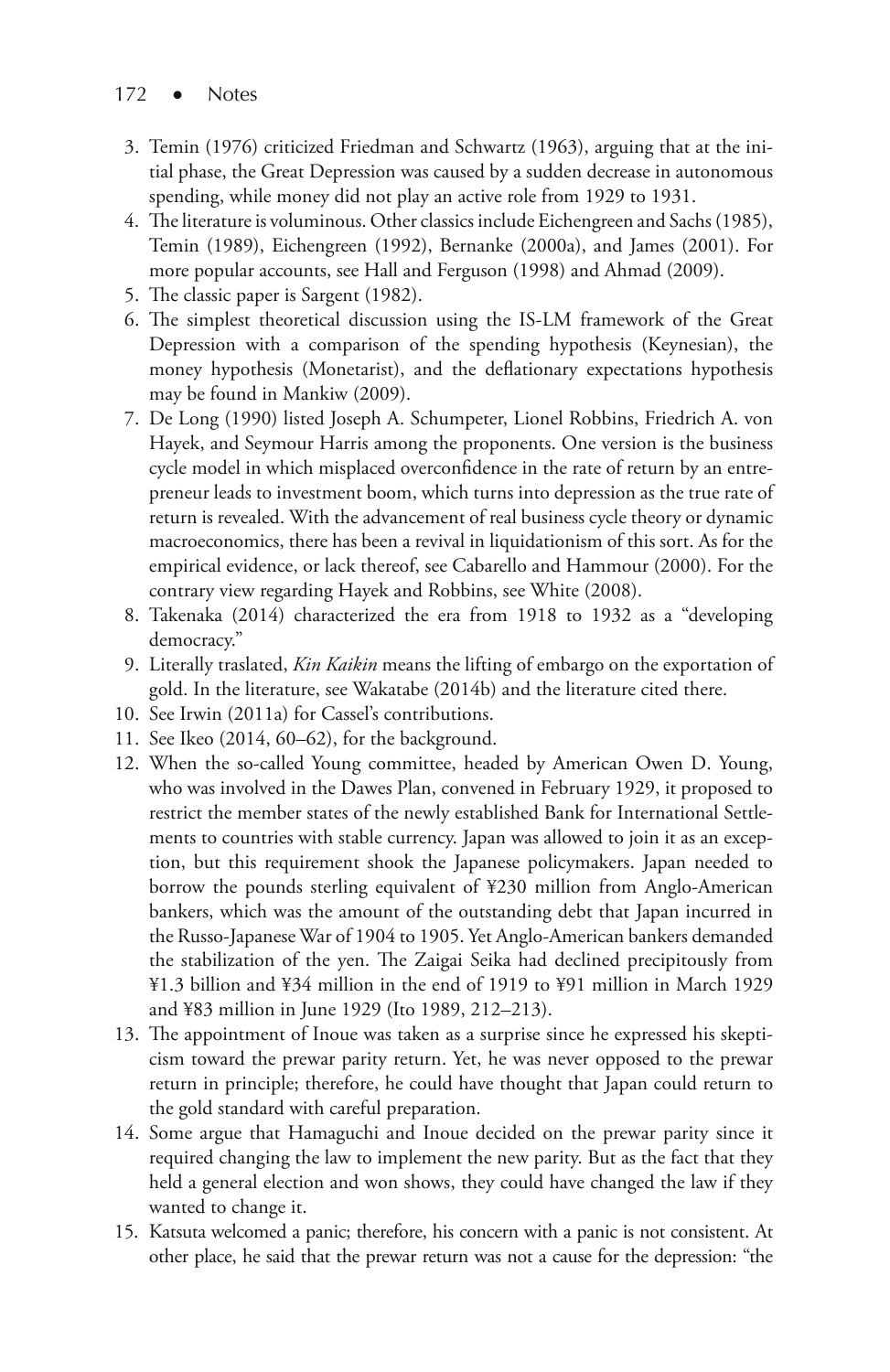3. Temin (1976) criticized Friedman and Schwartz (1963), arguing that at the initial phase, the Great Depression was caused by a sudden decrease in autonomous spending, while money did not play an active role from 1929 to 1931.
4. The literature is voluminous. Other classics include Eichengreen and Sachs (1985), Temin (1989), Eichengreen (1992), Bernanke (2000a), and James (2001). For more popular accounts, see Hall and Ferguson (1998) and Ahmad (2009).
5. The classic paper is Sargent (1982).
6. The simplest theoretical discussion using the IS-LM framework of the Great Depression with a comparison of the spending hypothesis (Keynesian), the money hypothesis (Monetarist), and the deflationary expectations hypothesis may be found in Mankiw (2009).
7. De Long (1990) listed Joseph A. Schumpeter, Lionel Robbins, Friedrich A. von Hayek, and Seymour Harris among the proponents. One version is the business cycle model in which misplaced overconfidence in the rate of return by an entrepreneur leads to investment boom, which turns into depression as the true rate of return is revealed. With the advancement of real business cycle theory or dynamic macroeconomics, there has been a revival in liquidationism of this sort. As for the empirical evidence, or lack thereof, see Cabarello and Hammour (2000). For the contrary view regarding Hayek and Robbins, see White (2008).
8. Takenaka (2014) characterized the era from 1918 to 1932 as a "developing democracy."
9. Literally traslated, *Kin Kaikin* means the lifting of embargo on the exportation of gold. In the literature, see Wakatabe (2014b) and the literature cited there.
10. See Irwin (2011a) for Cassel's contributions.
11. See Ikeo (2014, 60–62), for the background.
12. When the so-called Young committee, headed by American Owen D. Young, who was involved in the Dawes Plan, convened in February 1929, it proposed to restrict the member states of the newly established Bank for International Settlements to countries with stable currency. Japan was allowed to join it as an exception, but this requirement shook the Japanese policymakers. Japan needed to borrow the pounds sterling equivalent of ¥230 million from Anglo-American bankers, which was the amount of the outstanding debt that Japan incurred in the Russo-Japanese War of 1904 to 1905. Yet Anglo-American bankers demanded the stabilization of the yen. The Zaigai Seika had declined precipitously from ¥1.3 billion and ¥34 million in the end of 1919 to ¥91 million in March 1929 and ¥83 million in June 1929 (Ito 1989, 212–213).
13. The appointment of Inoue was taken as a surprise since he expressed his skepticism toward the prewar parity return. Yet, he was never opposed to the prewar return in principle; therefore, he could have thought that Japan could return to the gold standard with careful preparation.
14. Some argue that Hamaguchi and Inoue decided on the prewar parity since it required changing the law to implement the new parity. But as the fact that they held a general election and won shows, they could have changed the law if they wanted to change it.
15. Katsuta welcomed a panic; therefore, his concern with a panic is not consistent. At other place, he said that the prewar return was not a cause for the depression: "the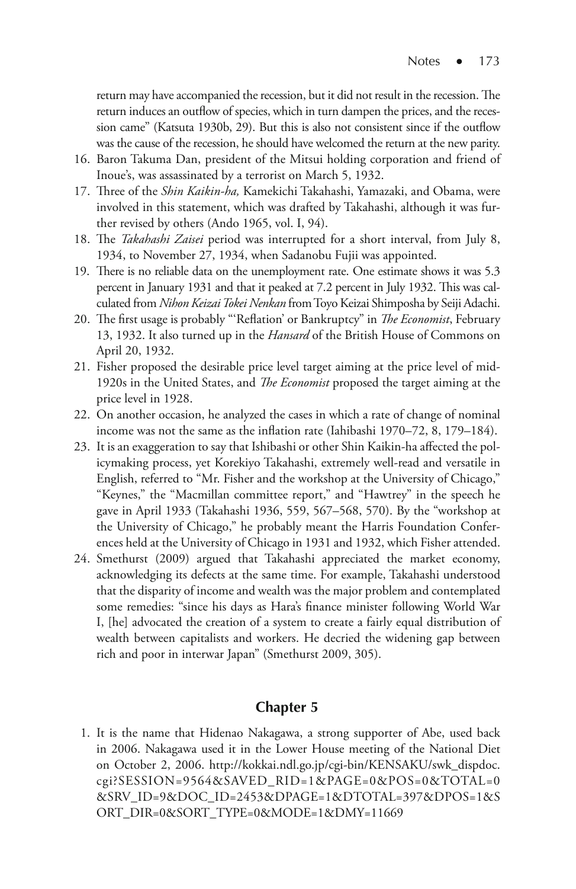return may have accompanied the recession, but it did not result in the recession. The return induces an outflow of species, which in turn dampen the prices, and the recession came" (Katsuta 1930b, 29). But this is also not consistent since if the outflow was the cause of the recession, he should have welcomed the return at the new parity.

16. Baron Takuma Dan, president of the Mitsui holding corporation and friend of Inoue's, was assassinated by a terrorist on March 5, 1932.
17. Three of the *Shin Kaikin-ha,* Kamekichi Takahashi, Yamazaki, and Obama, were involved in this statement, which was drafted by Takahashi, although it was further revised by others (Ando 1965, vol. I, 94).
18. The *Takahashi Zaisei* period was interrupted for a short interval, from July 8, 1934, to November 27, 1934, when Sadanobu Fujii was appointed.
19. There is no reliable data on the unemployment rate. One estimate shows it was 5.3 percent in January 1931 and that it peaked at 7.2 percent in July 1932. This was calculated from *Nihon Keizai Tokei Nenkan* from Toyo Keizai Shimposha by Seiji Adachi.
20. The first usage is probably "'Reflation' or Bankruptcy" in *The Economist*, February 13, 1932. It also turned up in the *Hansard* of the British House of Commons on April 20, 1932.
21. Fisher proposed the desirable price level target aiming at the price level of mid-1920s in the United States, and *The Economist* proposed the target aiming at the price level in 1928.
22. On another occasion, he analyzed the cases in which a rate of change of nominal income was not the same as the inflation rate (Iahibashi 1970–72, 8, 179–184).
23. It is an exaggeration to say that Ishibashi or other Shin Kaikin-ha affected the policymaking process, yet Korekiyo Takahashi, extremely well-read and versatile in English, referred to "Mr. Fisher and the workshop at the University of Chicago," "Keynes," the "Macmillan committee report," and "Hawtrey" in the speech he gave in April 1933 (Takahashi 1936, 559, 567–568, 570). By the "workshop at the University of Chicago," he probably meant the Harris Foundation Conferences held at the University of Chicago in 1931 and 1932, which Fisher attended.
24. Smethurst (2009) argued that Takahashi appreciated the market economy, acknowledging its defects at the same time. For example, Takahashi understood that the disparity of income and wealth was the major problem and contemplated some remedies: "since his days as Hara's finance minister following World War I, [he] advocated the creation of a system to create a fairly equal distribution of wealth between capitalists and workers. He decried the widening gap between rich and poor in interwar Japan" (Smethurst 2009, 305).

## Chapter 5

1. It is the name that Hidenao Nakagawa, a strong supporter of Abe, used back in 2006. Nakagawa used it in the Lower House meeting of the National Diet on October 2, 2006. http://kokkai.ndl.go.jp/cgi-bin/KENSAKU/swk_dispdoc.cgi?SESSION=9564&SAVED_RID=1&PAGE=0&POS=0&TOTAL=0&SRV_ID=9&DOC_ID=2453&DPAGE=1&DTOTAL=397&DPOS=1&SORT_DIR=0&SORT_TYPE=0&MODE=1&DMY=11669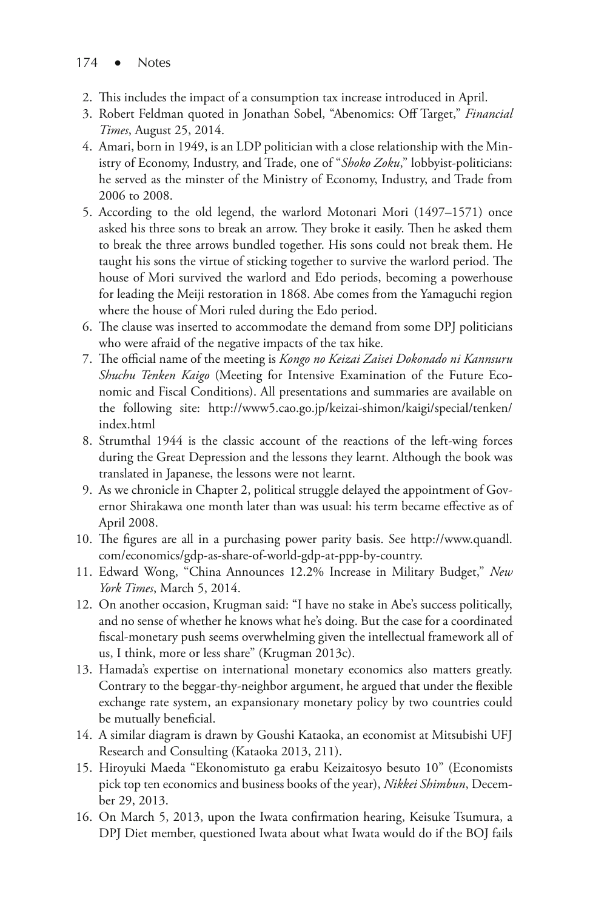2. This includes the impact of a consumption tax increase introduced in April.
3. Robert Feldman quoted in Jonathan Sobel, "Abenomics: Off Target," *Financial Times*, August 25, 2014.
4. Amari, born in 1949, is an LDP politician with a close relationship with the Ministry of Economy, Industry, and Trade, one of "*Shoko Zoku*," lobbyist-politicians: he served as the minster of the Ministry of Economy, Industry, and Trade from 2006 to 2008.
5. According to the old legend, the warlord Motonari Mori (1497–1571) once asked his three sons to break an arrow. They broke it easily. Then he asked them to break the three arrows bundled together. His sons could not break them. He taught his sons the virtue of sticking together to survive the warlord period. The house of Mori survived the warlord and Edo periods, becoming a powerhouse for leading the Meiji restoration in 1868. Abe comes from the Yamaguchi region where the house of Mori ruled during the Edo period.
6. The clause was inserted to accommodate the demand from some DPJ politicians who were afraid of the negative impacts of the tax hike.
7. The official name of the meeting is *Kongo no Keizai Zaisei Dokonado ni Kannsuru Shuchu Tenken Kaigo* (Meeting for Intensive Examination of the Future Economic and Fiscal Conditions). All presentations and summaries are available on the following site: http://www5.cao.go.jp/keizai-shimon/kaigi/special/tenken/index.html
8. Strumthal 1944 is the classic account of the reactions of the left-wing forces during the Great Depression and the lessons they learnt. Although the book was translated in Japanese, the lessons were not learnt.
9. As we chronicle in Chapter 2, political struggle delayed the appointment of Governor Shirakawa one month later than was usual: his term became effective as of April 2008.
10. The figures are all in a purchasing power parity basis. See http://www.quandl.com/economics/gdp-as-share-of-world-gdp-at-ppp-by-country.
11. Edward Wong, "China Announces 12.2% Increase in Military Budget," *New York Times*, March 5, 2014.
12. On another occasion, Krugman said: "I have no stake in Abe's success politically, and no sense of whether he knows what he's doing. But the case for a coordinated fiscal-monetary push seems overwhelming given the intellectual framework all of us, I think, more or less share" (Krugman 2013c).
13. Hamada's expertise on international monetary economics also matters greatly. Contrary to the beggar-thy-neighbor argument, he argued that under the flexible exchange rate system, an expansionary monetary policy by two countries could be mutually beneficial.
14. A similar diagram is drawn by Goushi Kataoka, an economist at Mitsubishi UFJ Research and Consulting (Kataoka 2013, 211).
15. Hiroyuki Maeda "Ekonomistuto ga erabu Keizaitosyo besuto 10" (Economists pick top ten economics and business books of the year), *Nikkei Shimbun*, December 29, 2013.
16. On March 5, 2013, upon the Iwata confirmation hearing, Keisuke Tsumura, a DPJ Diet member, questioned Iwata about what Iwata would do if the BOJ fails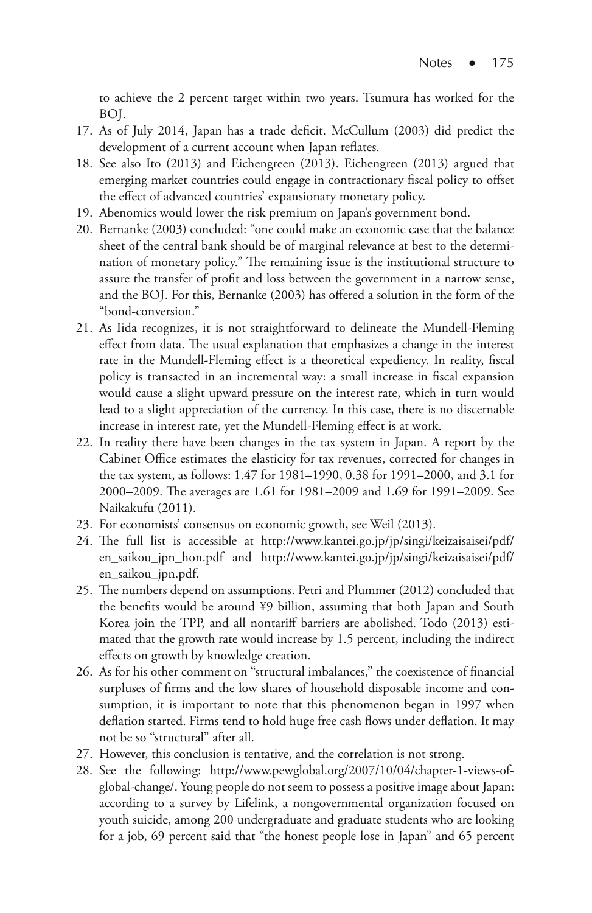to achieve the 2 percent target within two years. Tsumura has worked for the BOJ.

17. As of July 2014, Japan has a trade deficit. McCullum (2003) did predict the development of a current account when Japan reflates.
18. See also Ito (2013) and Eichengreen (2013). Eichengreen (2013) argued that emerging market countries could engage in contractionary fiscal policy to offset the effect of advanced countries' expansionary monetary policy.
19. Abenomics would lower the risk premium on Japan's government bond.
20. Bernanke (2003) concluded: "one could make an economic case that the balance sheet of the central bank should be of marginal relevance at best to the determination of monetary policy." The remaining issue is the institutional structure to assure the transfer of profit and loss between the government in a narrow sense, and the BOJ. For this, Bernanke (2003) has offered a solution in the form of the "bond-conversion."
21. As Iida recognizes, it is not straightforward to delineate the Mundell-Fleming effect from data. The usual explanation that emphasizes a change in the interest rate in the Mundell-Fleming effect is a theoretical expediency. In reality, fiscal policy is transacted in an incremental way: a small increase in fiscal expansion would cause a slight upward pressure on the interest rate, which in turn would lead to a slight appreciation of the currency. In this case, there is no discernable increase in interest rate, yet the Mundell-Fleming effect is at work.
22. In reality there have been changes in the tax system in Japan. A report by the Cabinet Office estimates the elasticity for tax revenues, corrected for changes in the tax system, as follows: 1.47 for 1981–1990, 0.38 for 1991–2000, and 3.1 for 2000–2009. The averages are 1.61 for 1981–2009 and 1.69 for 1991–2009. See Naikakufu (2011).
23. For economists' consensus on economic growth, see Weil (2013).
24. The full list is accessible at http://www.kantei.go.jp/jp/singi/keizaisaisei/pdf/en_saikou_jpn_hon.pdf and http://www.kantei.go.jp/jp/singi/keizaisaisei/pdf/en_saikou_jpn.pdf.
25. The numbers depend on assumptions. Petri and Plummer (2012) concluded that the benefits would be around ¥9 billion, assuming that both Japan and South Korea join the TPP, and all nontariff barriers are abolished. Todo (2013) estimated that the growth rate would increase by 1.5 percent, including the indirect effects on growth by knowledge creation.
26. As for his other comment on "structural imbalances," the coexistence of financial surpluses of firms and the low shares of household disposable income and consumption, it is important to note that this phenomenon began in 1997 when deflation started. Firms tend to hold huge free cash flows under deflation. It may not be so "structural" after all.
27. However, this conclusion is tentative, and the correlation is not strong.
28. See the following: http://www.pewglobal.org/2007/10/04/chapter-1-views-of-global-change/. Young people do not seem to possess a positive image about Japan: according to a survey by Lifelink, a nongovernmental organization focused on youth suicide, among 200 undergraduate and graduate students who are looking for a job, 69 percent said that "the honest people lose in Japan" and 65 percent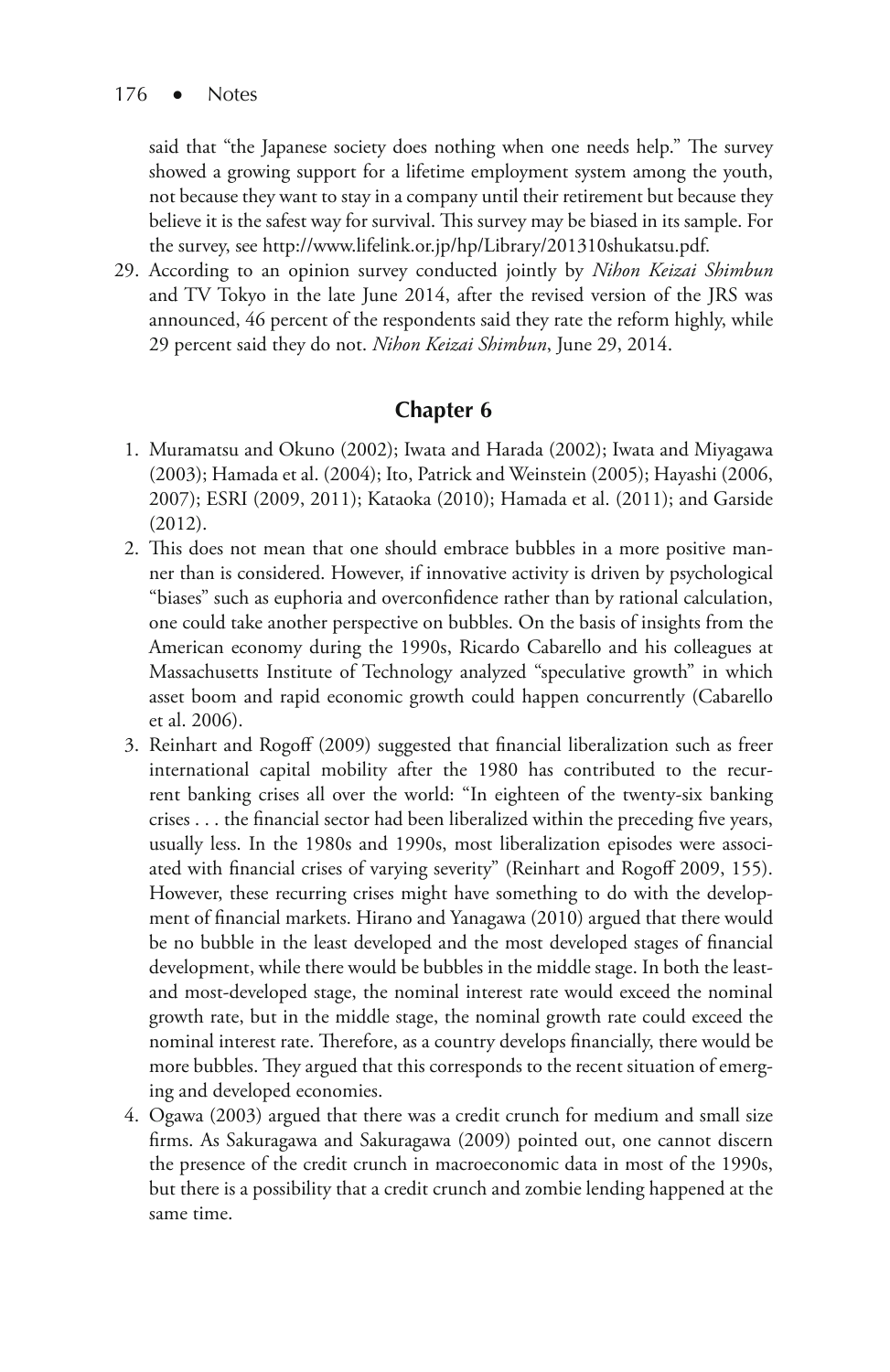said that "the Japanese society does nothing when one needs help." The survey showed a growing support for a lifetime employment system among the youth, not because they want to stay in a company until their retirement but because they believe it is the safest way for survival. This survey may be biased in its sample. For the survey, see http://www.lifelink.or.jp/hp/Library/201310shukatsu.pdf.

29. According to an opinion survey conducted jointly by *Nihon Keizai Shimbun* and TV Tokyo in the late June 2014, after the revised version of the JRS was announced, 46 percent of the respondents said they rate the reform highly, while 29 percent said they do not. *Nihon Keizai Shimbun*, June 29, 2014.

## Chapter 6

1. Muramatsu and Okuno (2002); Iwata and Harada (2002); Iwata and Miyagawa (2003); Hamada et al. (2004); Ito, Patrick and Weinstein (2005); Hayashi (2006, 2007); ESRI (2009, 2011); Kataoka (2010); Hamada et al. (2011); and Garside (2012).
2. This does not mean that one should embrace bubbles in a more positive manner than is considered. However, if innovative activity is driven by psychological "biases" such as euphoria and overconfidence rather than by rational calculation, one could take another perspective on bubbles. On the basis of insights from the American economy during the 1990s, Ricardo Cabarello and his colleagues at Massachusetts Institute of Technology analyzed "speculative growth" in which asset boom and rapid economic growth could happen concurrently (Cabarello et al. 2006).
3. Reinhart and Rogoff (2009) suggested that financial liberalization such as freer international capital mobility after the 1980 has contributed to the recurrent banking crises all over the world: "In eighteen of the twenty-six banking crises . . . the financial sector had been liberalized within the preceding five years, usually less. In the 1980s and 1990s, most liberalization episodes were associated with financial crises of varying severity" (Reinhart and Rogoff 2009, 155). However, these recurring crises might have something to do with the development of financial markets. Hirano and Yanagawa (2010) argued that there would be no bubble in the least developed and the most developed stages of financial development, while there would be bubbles in the middle stage. In both the least- and most-developed stage, the nominal interest rate would exceed the nominal growth rate, but in the middle stage, the nominal growth rate could exceed the nominal interest rate. Therefore, as a country develops financially, there would be more bubbles. They argued that this corresponds to the recent situation of emerging and developed economies.
4. Ogawa (2003) argued that there was a credit crunch for medium and small size firms. As Sakuragawa and Sakuragawa (2009) pointed out, one cannot discern the presence of the credit crunch in macroeconomic data in most of the 1990s, but there is a possibility that a credit crunch and zombie lending happened at the same time.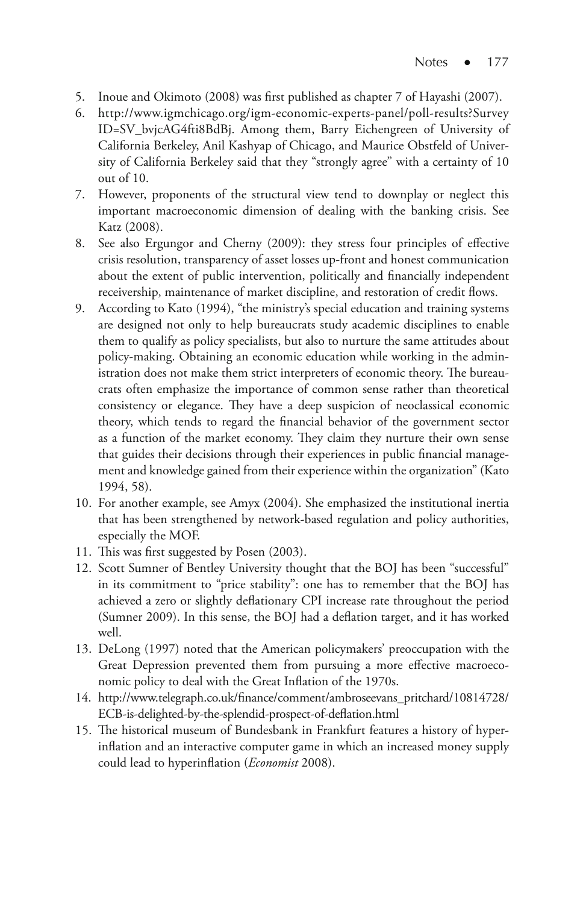5. Inoue and Okimoto (2008) was first published as chapter 7 of Hayashi (2007).
6. http://www.igmchicago.org/igm-economic-experts-panel/poll-results?SurveyID=SV_bvjcAG4fti8BdBj. Among them, Barry Eichengreen of University of California Berkeley, Anil Kashyap of Chicago, and Maurice Obstfeld of University of California Berkeley said that they "strongly agree" with a certainty of 10 out of 10.
7. However, proponents of the structural view tend to downplay or neglect this important macroeconomic dimension of dealing with the banking crisis. See Katz (2008).
8. See also Ergungor and Cherny (2009): they stress four principles of effective crisis resolution, transparency of asset losses up-front and honest communication about the extent of public intervention, politically and financially independent receivership, maintenance of market discipline, and restoration of credit flows.
9. According to Kato (1994), "the ministry's special education and training systems are designed not only to help bureaucrats study academic disciplines to enable them to qualify as policy specialists, but also to nurture the same attitudes about policy-making. Obtaining an economic education while working in the administration does not make them strict interpreters of economic theory. The bureaucrats often emphasize the importance of common sense rather than theoretical consistency or elegance. They have a deep suspicion of neoclassical economic theory, which tends to regard the financial behavior of the government sector as a function of the market economy. They claim they nurture their own sense that guides their decisions through their experiences in public financial management and knowledge gained from their experience within the organization" (Kato 1994, 58).
10. For another example, see Amyx (2004). She emphasized the institutional inertia that has been strengthened by network-based regulation and policy authorities, especially the MOF.
11. This was first suggested by Posen (2003).
12. Scott Sumner of Bentley University thought that the BOJ has been "successful" in its commitment to "price stability": one has to remember that the BOJ has achieved a zero or slightly deflationary CPI increase rate throughout the period (Sumner 2009). In this sense, the BOJ had a deflation target, and it has worked well.
13. DeLong (1997) noted that the American policymakers' preoccupation with the Great Depression prevented them from pursuing a more effective macroeconomic policy to deal with the Great Inflation of the 1970s.
14. http://www.telegraph.co.uk/finance/comment/ambroseevans_pritchard/10814728/ECB-is-delighted-by-the-splendid-prospect-of-deflation.html
15. The historical museum of Bundesbank in Frankfurt features a history of hyperinflation and an interactive computer game in which an increased money supply could lead to hyperinflation (*Economist* 2008).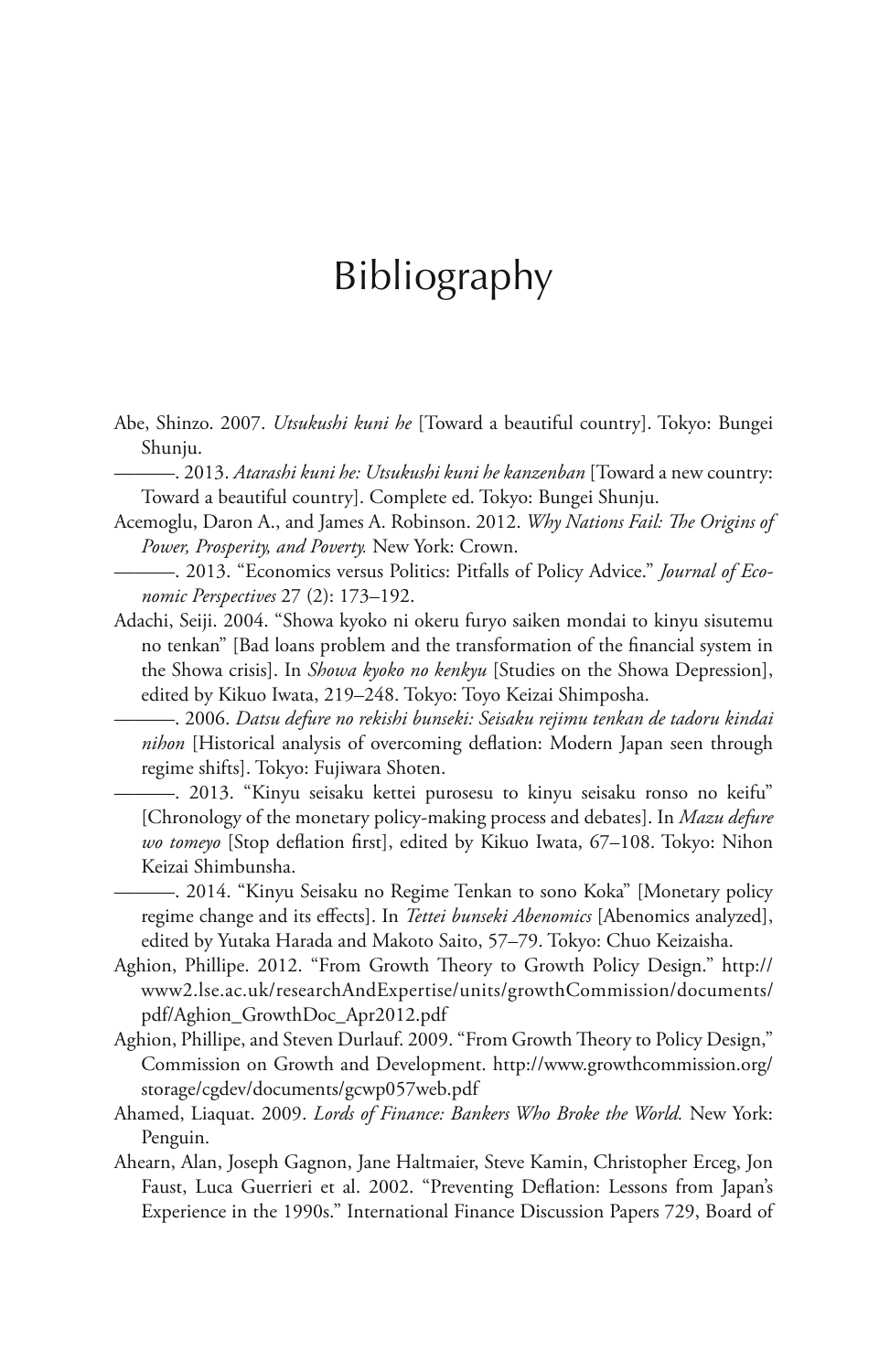# Bibliography

Abe, Shinzo. 2007. *Utsukushi kuni he* [Toward a beautiful country]. Tokyo: Bungei Shunju.

———. 2013. *Atarashi kuni he: Utsukushi kuni he kanzenban* [Toward a new country: Toward a beautiful country]. Complete ed. Tokyo: Bungei Shunju.

Acemoglu, Daron A., and James A. Robinson. 2012. *Why Nations Fail: The Origins of Power, Prosperity, and Poverty.* New York: Crown.

———. 2013. "Economics versus Politics: Pitfalls of Policy Advice." *Journal of Economic Perspectives* 27 (2): 173–192.

Adachi, Seiji. 2004. "Showa kyoko ni okeru furyo saiken mondai to kinyu sisutemu no tenkan" [Bad loans problem and the transformation of the financial system in the Showa crisis]. In *Showa kyoko no kenkyu* [Studies on the Showa Depression], edited by Kikuo Iwata, 219–248. Tokyo: Toyo Keizai Shimposha.

———. 2006. *Datsu defure no rekishi bunseki: Seisaku rejimu tenkan de tadoru kindai nihon* [Historical analysis of overcoming deflation: Modern Japan seen through regime shifts]. Tokyo: Fujiwara Shoten.

———. 2013. "Kinyu seisaku kettei purosesu to kinyu seisaku ronso no keifu" [Chronology of the monetary policy-making process and debates]. In *Mazu defure wo tomeyo* [Stop deflation first], edited by Kikuo Iwata, 67–108. Tokyo: Nihon Keizai Shimbunsha.

———. 2014. "Kinyu Seisaku no Regime Tenkan to sono Koka" [Monetary policy regime change and its effects]. In *Tettei bunseki Abenomics* [Abenomics analyzed], edited by Yutaka Harada and Makoto Saito, 57–79. Tokyo: Chuo Keizaisha.

Aghion, Phillipe. 2012. "From Growth Theory to Growth Policy Design." http://www2.lse.ac.uk/researchAndExpertise/units/growthCommission/documents/pdf/Aghion_GrowthDoc_Apr2012.pdf

Aghion, Phillipe, and Steven Durlauf. 2009. "From Growth Theory to Policy Design," Commission on Growth and Development. http://www.growthcommission.org/storage/cgdev/documents/gcwp057web.pdf

Ahamed, Liaquat. 2009. *Lords of Finance: Bankers Who Broke the World.* New York: Penguin.

Ahearn, Alan, Joseph Gagnon, Jane Haltmaier, Steve Kamin, Christopher Erceg, Jon Faust, Luca Guerrieri et al. 2002. "Preventing Deflation: Lessons from Japan's Experience in the 1990s." International Finance Discussion Papers 729, Board of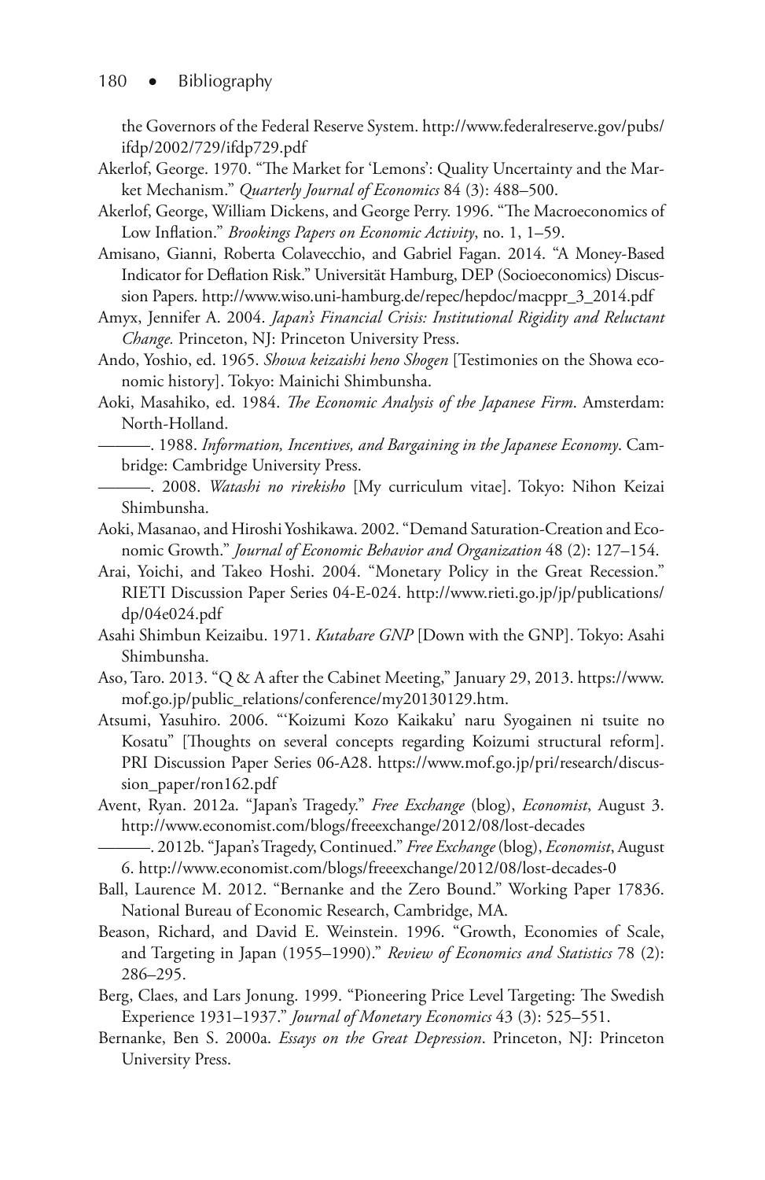the Governors of the Federal Reserve System. http://www.federalreserve.gov/pubs/ifdp/2002/729/ifdp729.pdf

Akerlof, George. 1970. "The Market for 'Lemons': Quality Uncertainty and the Market Mechanism." *Quarterly Journal of Economics* 84 (3): 488–500.

Akerlof, George, William Dickens, and George Perry. 1996. "The Macroeconomics of Low Inflation." *Brookings Papers on Economic Activity*, no. 1, 1–59.

Amisano, Gianni, Roberta Colavecchio, and Gabriel Fagan. 2014. "A Money-Based Indicator for Deflation Risk." Universität Hamburg, DEP (Socioeconomics) Discussion Papers. http://www.wiso.uni-hamburg.de/repec/hepdoc/macppr_3_2014.pdf

Amyx, Jennifer A. 2004. *Japan's Financial Crisis: Institutional Rigidity and Reluctant Change.* Princeton, NJ: Princeton University Press.

Ando, Yoshio, ed. 1965. *Showa keizaishi heno Shogen* [Testimonies on the Showa economic history]. Tokyo: Mainichi Shimbunsha.

Aoki, Masahiko, ed. 1984. *The Economic Analysis of the Japanese Firm*. Amsterdam: North-Holland.

———. 1988. *Information, Incentives, and Bargaining in the Japanese Economy*. Cambridge: Cambridge University Press.

———. 2008. *Watashi no rirekisho* [My curriculum vitae]. Tokyo: Nihon Keizai Shimbunsha.

Aoki, Masanao, and Hiroshi Yoshikawa. 2002. "Demand Saturation-Creation and Economic Growth." *Journal of Economic Behavior and Organization* 48 (2): 127–154.

Arai, Yoichi, and Takeo Hoshi. 2004. "Monetary Policy in the Great Recession." RIETI Discussion Paper Series 04-E-024. http://www.rieti.go.jp/jp/publications/dp/04e024.pdf

Asahi Shimbun Keizaibu. 1971. *Kutabare GNP* [Down with the GNP]. Tokyo: Asahi Shimbunsha.

Aso, Taro. 2013. "Q & A after the Cabinet Meeting," January 29, 2013. https://www.mof.go.jp/public_relations/conference/my20130129.htm.

Atsumi, Yasuhiro. 2006. "'Koizumi Kozo Kaikaku' naru Syogainen ni tsuite no Kosatu" [Thoughts on several concepts regarding Koizumi structural reform]. PRI Discussion Paper Series 06-A28. https://www.mof.go.jp/pri/research/discussion_paper/ron162.pdf

Avent, Ryan. 2012a. "Japan's Tragedy." *Free Exchange* (blog), *Economist*, August 3. http://www.economist.com/blogs/freeexchange/2012/08/lost-decades

———. 2012b. "Japan's Tragedy, Continued." *Free Exchange* (blog), *Economist*, August 6. http://www.economist.com/blogs/freeexchange/2012/08/lost-decades-0

Ball, Laurence M. 2012. "Bernanke and the Zero Bound." Working Paper 17836. National Bureau of Economic Research, Cambridge, MA.

Beason, Richard, and David E. Weinstein. 1996. "Growth, Economies of Scale, and Targeting in Japan (1955–1990)." *Review of Economics and Statistics* 78 (2): 286–295.

Berg, Claes, and Lars Jonung. 1999. "Pioneering Price Level Targeting: The Swedish Experience 1931–1937." *Journal of Monetary Economics* 43 (3): 525–551.

Bernanke, Ben S. 2000a. *Essays on the Great Depression*. Princeton, NJ: Princeton University Press.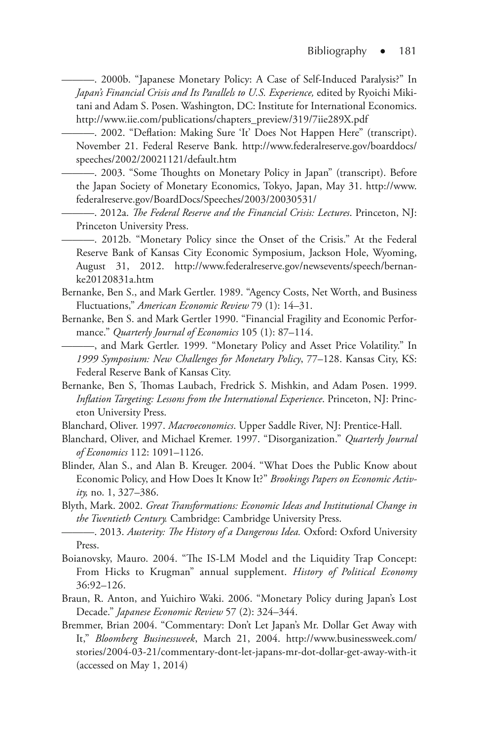———. 2000b. "Japanese Monetary Policy: A Case of Self-Induced Paralysis?" In *Japan's Financial Crisis and Its Parallels to U.S. Experience,* edited by Ryoichi Mikitani and Adam S. Posen. Washington, DC: Institute for International Economics. http://www.iie.com/publications/chapters_preview/319/7iie289X.pdf

———. 2002. "Deflation: Making Sure 'It' Does Not Happen Here" (transcript). November 21. Federal Reserve Bank. http://www.federalreserve.gov/boarddocs/speeches/2002/20021121/default.htm

———. 2003. "Some Thoughts on Monetary Policy in Japan" (transcript). Before the Japan Society of Monetary Economics, Tokyo, Japan, May 31. http://www.federalreserve.gov/BoardDocs/Speeches/2003/20030531/

———. 2012a. *The Federal Reserve and the Financial Crisis: Lectures*. Princeton, NJ: Princeton University Press.

———. 2012b. "Monetary Policy since the Onset of the Crisis." At the Federal Reserve Bank of Kansas City Economic Symposium, Jackson Hole, Wyoming, August 31, 2012. http://www.federalreserve.gov/newsevents/speech/bernanke20120831a.htm

Bernanke, Ben S., and Mark Gertler. 1989. "Agency Costs, Net Worth, and Business Fluctuations," *American Economic Review* 79 (1): 14–31.

Bernanke, Ben S. and Mark Gertler 1990. "Financial Fragility and Economic Performance." *Quarterly Journal of Economics* 105 (1): 87–114.

———, and Mark Gertler. 1999. "Monetary Policy and Asset Price Volatility." In *1999 Symposium: New Challenges for Monetary Policy*, 77–128. Kansas City, KS: Federal Reserve Bank of Kansas City.

Bernanke, Ben S, Thomas Laubach, Fredrick S. Mishkin, and Adam Posen. 1999. *Inflation Targeting: Lessons from the International Experience*. Princeton, NJ: Princeton University Press.

Blanchard, Oliver. 1997. *Macroeconomics*. Upper Saddle River, NJ: Prentice-Hall.

Blanchard, Oliver, and Michael Kremer. 1997. "Disorganization." *Quarterly Journal of Economics* 112: 1091–1126.

Blinder, Alan S., and Alan B. Kreuger. 2004. "What Does the Public Know about Economic Policy, and How Does It Know It?" *Brookings Papers on Economic Activity,* no. 1, 327–386.

Blyth, Mark. 2002. *Great Transformations: Economic Ideas and Institutional Change in the Twentieth Century.* Cambridge: Cambridge University Press.

———. 2013. *Austerity: The History of a Dangerous Idea.* Oxford: Oxford University Press.

Boianovsky, Mauro. 2004. "The IS-LM Model and the Liquidity Trap Concept: From Hicks to Krugman" annual supplement. *History of Political Economy* 36:92–126.

Braun, R. Anton, and Yuichiro Waki. 2006. "Monetary Policy during Japan's Lost Decade." *Japanese Economic Review* 57 (2): 324–344.

Bremmer, Brian 2004. "Commentary: Don't Let Japan's Mr. Dollar Get Away with It," *Bloomberg Businessweek*, March 21, 2004. http://www.businessweek.com/stories/2004-03-21/commentary-dont-let-japans-mr-dot-dollar-get-away-with-it (accessed on May 1, 2014)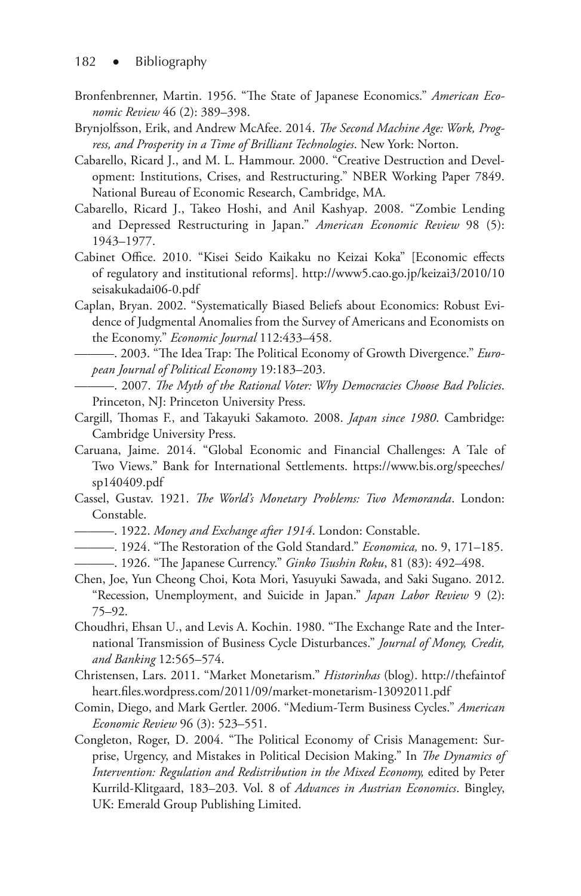Bronfenbrenner, Martin. 1956. "The State of Japanese Economics." *American Economic Review* 46 (2): 389–398.

Brynjolfsson, Erik, and Andrew McAfee. 2014. *The Second Machine Age: Work, Progress, and Prosperity in a Time of Brilliant Technologies*. New York: Norton.

Cabarello, Ricard J., and M. L. Hammour. 2000. "Creative Destruction and Development: Institutions, Crises, and Restructuring." NBER Working Paper 7849. National Bureau of Economic Research, Cambridge, MA.

Cabarello, Ricard J., Takeo Hoshi, and Anil Kashyap. 2008. "Zombie Lending and Depressed Restructuring in Japan." *American Economic Review* 98 (5): 1943–1977.

Cabinet Office. 2010. "Kisei Seido Kaikaku no Keizai Koka" [Economic effects of regulatory and institutional reforms]. http://www5.cao.go.jp/keizai3/2010/10seisakukadai06-0.pdf

Caplan, Bryan. 2002. "Systematically Biased Beliefs about Economics: Robust Evidence of Judgmental Anomalies from the Survey of Americans and Economists on the Economy." *Economic Journal* 112:433–458.

———. 2003. "The Idea Trap: The Political Economy of Growth Divergence." *European Journal of Political Economy* 19:183–203.

———. 2007. *The Myth of the Rational Voter: Why Democracies Choose Bad Policies*. Princeton, NJ: Princeton University Press.

Cargill, Thomas F., and Takayuki Sakamoto. 2008. *Japan since 1980*. Cambridge: Cambridge University Press.

Caruana, Jaime. 2014. "Global Economic and Financial Challenges: A Tale of Two Views." Bank for International Settlements. https://www.bis.org/speeches/sp140409.pdf

Cassel, Gustav. 1921. *The World's Monetary Problems: Two Memoranda*. London: Constable.

———. 1922. *Money and Exchange after 1914*. London: Constable.

———. 1924. "The Restoration of the Gold Standard." *Economica,* no. 9, 171–185.

———. 1926. "The Japanese Currency." *Ginko Tsushin Roku*, 81 (83): 492–498.

Chen, Joe, Yun Cheong Choi, Kota Mori, Yasuyuki Sawada, and Saki Sugano. 2012. "Recession, Unemployment, and Suicide in Japan." *Japan Labor Review* 9 (2): 75–92.

Choudhri, Ehsan U., and Levis A. Kochin. 1980. "The Exchange Rate and the International Transmission of Business Cycle Disturbances." *Journal of Money, Credit, and Banking* 12:565–574.

Christensen, Lars. 2011. "Market Monetarism." *Historinhas* (blog). http://thefaintofheart.files.wordpress.com/2011/09/market-monetarism-13092011.pdf

Comin, Diego, and Mark Gertler. 2006. "Medium-Term Business Cycles." *American Economic Review* 96 (3): 523–551.

Congleton, Roger, D. 2004. "The Political Economy of Crisis Management: Surprise, Urgency, and Mistakes in Political Decision Making." In *The Dynamics of Intervention: Regulation and Redistribution in the Mixed Economy,* edited by Peter Kurrild-Klitgaard, 183–203. Vol. 8 of *Advances in Austrian Economics*. Bingley, UK: Emerald Group Publishing Limited.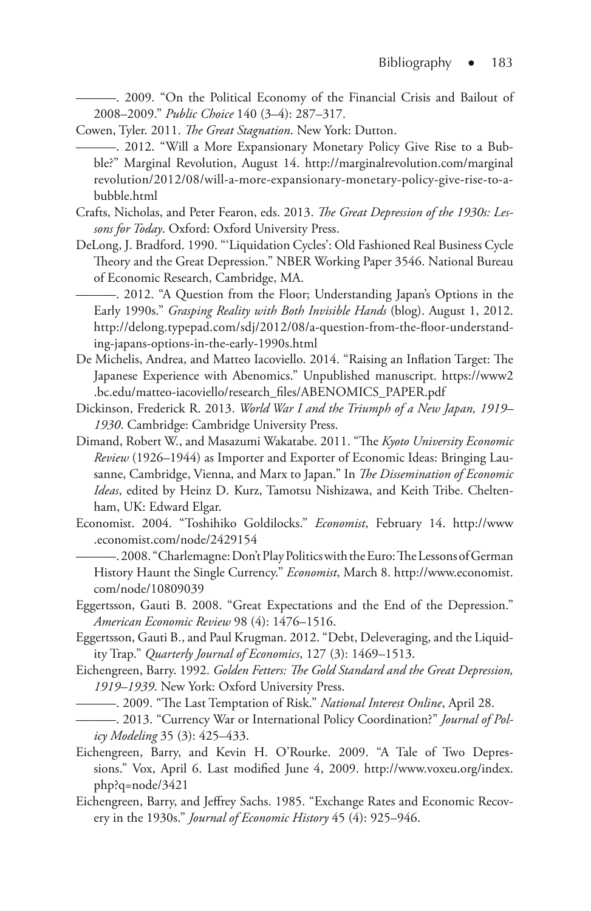———. 2009. "On the Political Economy of the Financial Crisis and Bailout of 2008–2009." *Public Choice* 140 (3–4): 287–317.

Cowen, Tyler. 2011. *The Great Stagnation*. New York: Dutton.

———. 2012. "Will a More Expansionary Monetary Policy Give Rise to a Bubble?" Marginal Revolution, August 14. http://marginalrevolution.com/marginalrevolution/2012/08/will-a-more-expansionary-monetary-policy-give-rise-to-a-bubble.html

Crafts, Nicholas, and Peter Fearon, eds. 2013. *The Great Depression of the 1930s: Lessons for Today*. Oxford: Oxford University Press.

DeLong, J. Bradford. 1990. "'Liquidation Cycles': Old Fashioned Real Business Cycle Theory and the Great Depression." NBER Working Paper 3546. National Bureau of Economic Research, Cambridge, MA.

———. 2012. "A Question from the Floor; Understanding Japan's Options in the Early 1990s." *Grasping Reality with Both Invisible Hands* (blog). August 1, 2012. http://delong.typepad.com/sdj/2012/08/a-question-from-the-floor-understanding-japans-options-in-the-early-1990s.html

De Michelis, Andrea, and Matteo Iacoviello. 2014. "Raising an Inflation Target: The Japanese Experience with Abenomics." Unpublished manuscript. https://www2.bc.edu/matteo-iacoviello/research_files/ABENOMICS_PAPER.pdf

Dickinson, Frederick R. 2013. *World War I and the Triumph of a New Japan, 1919–1930*. Cambridge: Cambridge University Press.

Dimand, Robert W., and Masazumi Wakatabe. 2011. "The *Kyoto University Economic Review* (1926–1944) as Importer and Exporter of Economic Ideas: Bringing Lausanne, Cambridge, Vienna, and Marx to Japan." In *The Dissemination of Economic Ideas*, edited by Heinz D. Kurz, Tamotsu Nishizawa, and Keith Tribe. Cheltenham, UK: Edward Elgar.

Economist. 2004. "Toshihiko Goldilocks." *Economist*, February 14. http://www.economist.com/node/2429154

———. 2008. "Charlemagne: Don't Play Politics with the Euro: The Lessons of German History Haunt the Single Currency." *Economist*, March 8. http://www.economist.com/node/10809039

Eggertsson, Gauti B. 2008. "Great Expectations and the End of the Depression." *American Economic Review* 98 (4): 1476–1516.

Eggertsson, Gauti B., and Paul Krugman. 2012. "Debt, Deleveraging, and the Liquidity Trap." *Quarterly Journal of Economics*, 127 (3): 1469–1513.

Eichengreen, Barry. 1992. *Golden Fetters: The Gold Standard and the Great Depression, 1919–1939*. New York: Oxford University Press.

———. 2009. "The Last Temptation of Risk." *National Interest Online*, April 28.

———. 2013. "Currency War or International Policy Coordination?" *Journal of Policy Modeling* 35 (3): 425–433.

Eichengreen, Barry, and Kevin H. O'Rourke. 2009. "A Tale of Two Depressions." Vox, April 6. Last modified June 4, 2009. http://www.voxeu.org/index.php?q=node/3421

Eichengreen, Barry, and Jeffrey Sachs. 1985. "Exchange Rates and Economic Recovery in the 1930s." *Journal of Economic History* 45 (4): 925–946.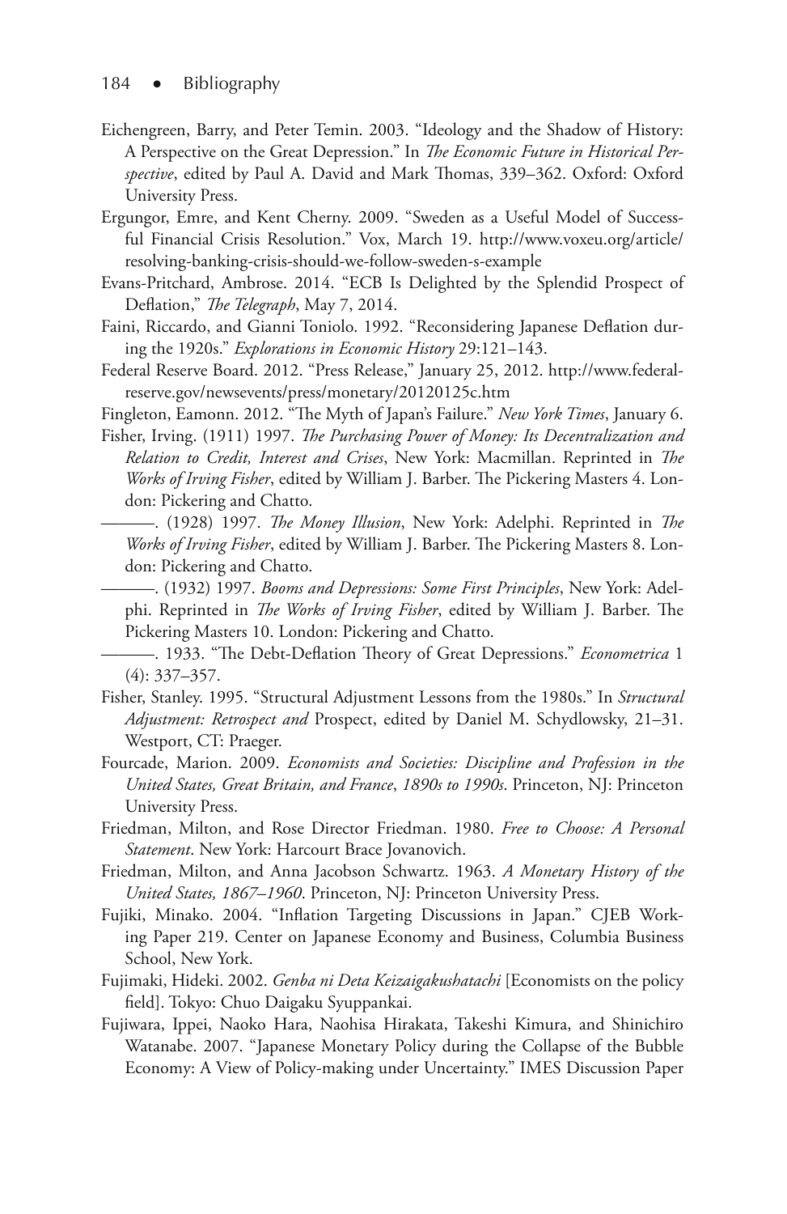Eichengreen, Barry, and Peter Temin. 2003. "Ideology and the Shadow of History: A Perspective on the Great Depression." In *The Economic Future in Historical Perspective*, edited by Paul A. David and Mark Thomas, 339–362. Oxford: Oxford University Press.

Ergungor, Emre, and Kent Cherny. 2009. "Sweden as a Useful Model of Successful Financial Crisis Resolution." Vox, March 19. http://www.voxeu.org/article/resolving-banking-crisis-should-we-follow-sweden-s-example

Evans-Pritchard, Ambrose. 2014. "ECB Is Delighted by the Splendid Prospect of Deflation," *The Telegraph*, May 7, 2014.

Faini, Riccardo, and Gianni Toniolo. 1992. "Reconsidering Japanese Deflation during the 1920s." *Explorations in Economic History* 29:121–143.

Federal Reserve Board. 2012. "Press Release," January 25, 2012. http://www.federalreserve.gov/newsevents/press/monetary/20120125c.htm

Fingleton, Eamonn. 2012. "The Myth of Japan's Failure." *New York Times*, January 6.

Fisher, Irving. (1911) 1997. *The Purchasing Power of Money: Its Decentralization and Relation to Credit, Interest and Crises*, New York: Macmillan. Reprinted in *The Works of Irving Fisher*, edited by William J. Barber. The Pickering Masters 4. London: Pickering and Chatto.

———. (1928) 1997. *The Money Illusion*, New York: Adelphi. Reprinted in *The Works of Irving Fisher*, edited by William J. Barber. The Pickering Masters 8. London: Pickering and Chatto.

———. (1932) 1997. *Booms and Depressions: Some First Principles*, New York: Adelphi. Reprinted in *The Works of Irving Fisher*, edited by William J. Barber. The Pickering Masters 10. London: Pickering and Chatto.

———. 1933. "The Debt-Deflation Theory of Great Depressions." *Econometrica* 1 (4): 337–357.

Fisher, Stanley. 1995. "Structural Adjustment Lessons from the 1980s." In *Structural Adjustment: Retrospect and* Prospect, edited by Daniel M. Schydlowsky, 21–31. Westport, CT: Praeger.

Fourcade, Marion. 2009. *Economists and Societies: Discipline and Profession in the United States, Great Britain, and France*, *1890s to 1990s*. Princeton, NJ: Princeton University Press.

Friedman, Milton, and Rose Director Friedman. 1980. *Free to Choose: A Personal Statement*. New York: Harcourt Brace Jovanovich.

Friedman, Milton, and Anna Jacobson Schwartz. 1963. *A Monetary History of the United States, 1867–1960*. Princeton, NJ: Princeton University Press.

Fujiki, Minako. 2004. "Inflation Targeting Discussions in Japan." CJEB Working Paper 219. Center on Japanese Economy and Business, Columbia Business School, New York.

Fujimaki, Hideki. 2002. *Genba ni Deta Keizaigakushatachi* [Economists on the policy field]. Tokyo: Chuo Daigaku Syuppankai.

Fujiwara, Ippei, Naoko Hara, Naohisa Hirakata, Takeshi Kimura, and Shinichiro Watanabe. 2007. "Japanese Monetary Policy during the Collapse of the Bubble Economy: A View of Policy-making under Uncertainty." IMES Discussion Paper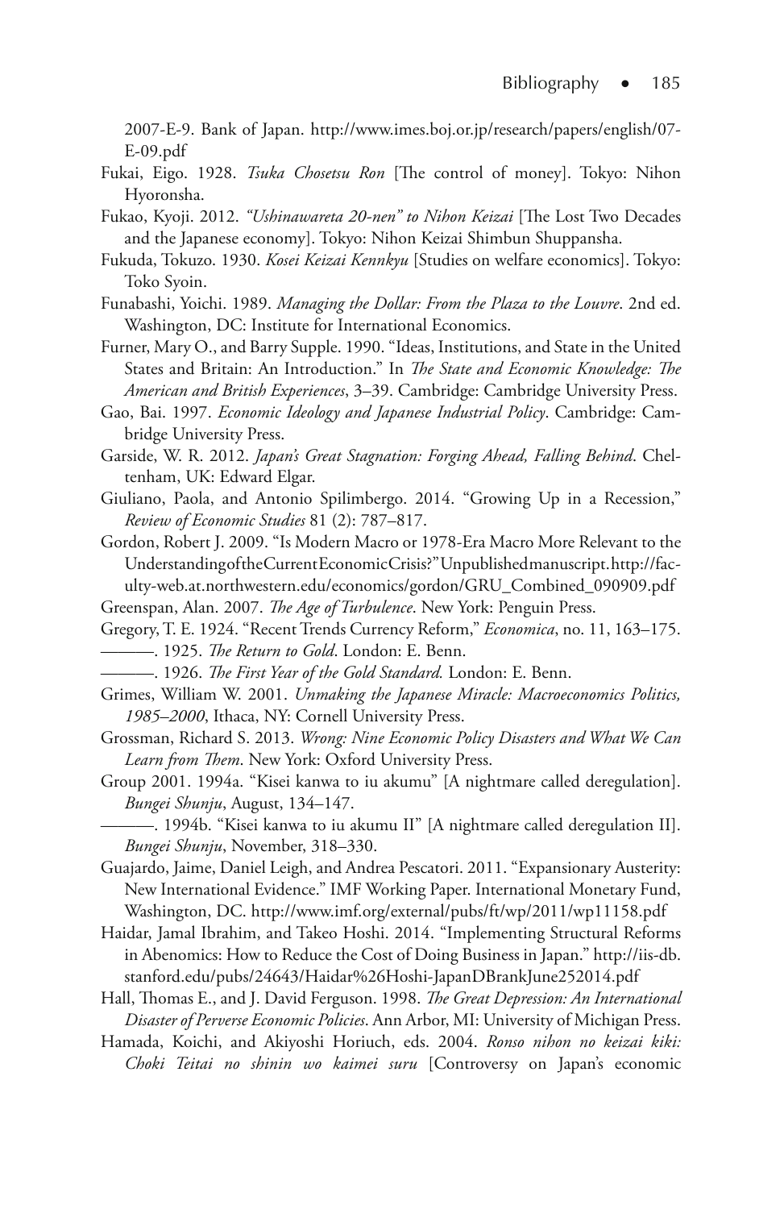2007-E-9. Bank of Japan. http://www.imes.boj.or.jp/research/papers/english/07-E-09.pdf

Fukai, Eigo. 1928. *Tsuka Chosetsu Ron* [The control of money]. Tokyo: Nihon Hyoronsha.

Fukao, Kyoji. 2012. *"Ushinawareta 20-nen" to Nihon Keizai* [The Lost Two Decades and the Japanese economy]. Tokyo: Nihon Keizai Shimbun Shuppansha.

Fukuda, Tokuzo. 1930. *Kosei Keizai Kennkyu* [Studies on welfare economics]. Tokyo: Toko Syoin.

Funabashi, Yoichi. 1989. *Managing the Dollar: From the Plaza to the Louvre*. 2nd ed. Washington, DC: Institute for International Economics.

Furner, Mary O., and Barry Supple. 1990. "Ideas, Institutions, and State in the United States and Britain: An Introduction." In *The State and Economic Knowledge: The American and British Experiences*, 3–39. Cambridge: Cambridge University Press.

Gao, Bai. 1997. *Economic Ideology and Japanese Industrial Policy*. Cambridge: Cambridge University Press.

Garside, W. R. 2012. *Japan's Great Stagnation: Forging Ahead, Falling Behind*. Cheltenham, UK: Edward Elgar.

Giuliano, Paola, and Antonio Spilimbergo. 2014. "Growing Up in a Recession," *Review of Economic Studies* 81 (2): 787–817.

Gordon, Robert J. 2009. "Is Modern Macro or 1978-Era Macro More Relevant to the Understanding of the Current Economic Crisis?" Unpublished manuscript. http://faculty-web.at.northwestern.edu/economics/gordon/GRU_Combined_090909.pdf

Greenspan, Alan. 2007. *The Age of Turbulence*. New York: Penguin Press.

Gregory, T. E. 1924. "Recent Trends Currency Reform," *Economica*, no. 11, 163–175.

———. 1925. *The Return to Gold*. London: E. Benn.

———. 1926. *The First Year of the Gold Standard.* London: E. Benn.

Grimes, William W. 2001. *Unmaking the Japanese Miracle: Macroeconomics Politics, 1985–2000*, Ithaca, NY: Cornell University Press.

Grossman, Richard S. 2013. *Wrong: Nine Economic Policy Disasters and What We Can Learn from Them*. New York: Oxford University Press.

Group 2001. 1994a. "Kisei kanwa to iu akumu" [A nightmare called deregulation]. *Bungei Shunju*, August, 134–147.

———. 1994b. "Kisei kanwa to iu akumu II" [A nightmare called deregulation II]. *Bungei Shunju*, November, 318–330.

Guajardo, Jaime, Daniel Leigh, and Andrea Pescatori. 2011. "Expansionary Austerity: New International Evidence." IMF Working Paper. International Monetary Fund, Washington, DC. http://www.imf.org/external/pubs/ft/wp/2011/wp11158.pdf

Haidar, Jamal Ibrahim, and Takeo Hoshi. 2014. "Implementing Structural Reforms in Abenomics: How to Reduce the Cost of Doing Business in Japan." http://iis-db.stanford.edu/pubs/24643/Haidar%26Hoshi-JapanDBrankJune252014.pdf

Hall, Thomas E., and J. David Ferguson. 1998. *The Great Depression: An International Disaster of Perverse Economic Policies*. Ann Arbor, MI: University of Michigan Press.

Hamada, Koichi, and Akiyoshi Horiuch, eds. 2004. *Ronso nihon no keizai kiki: Choki Teitai no shinin wo kaimei suru* [Controversy on Japan's economic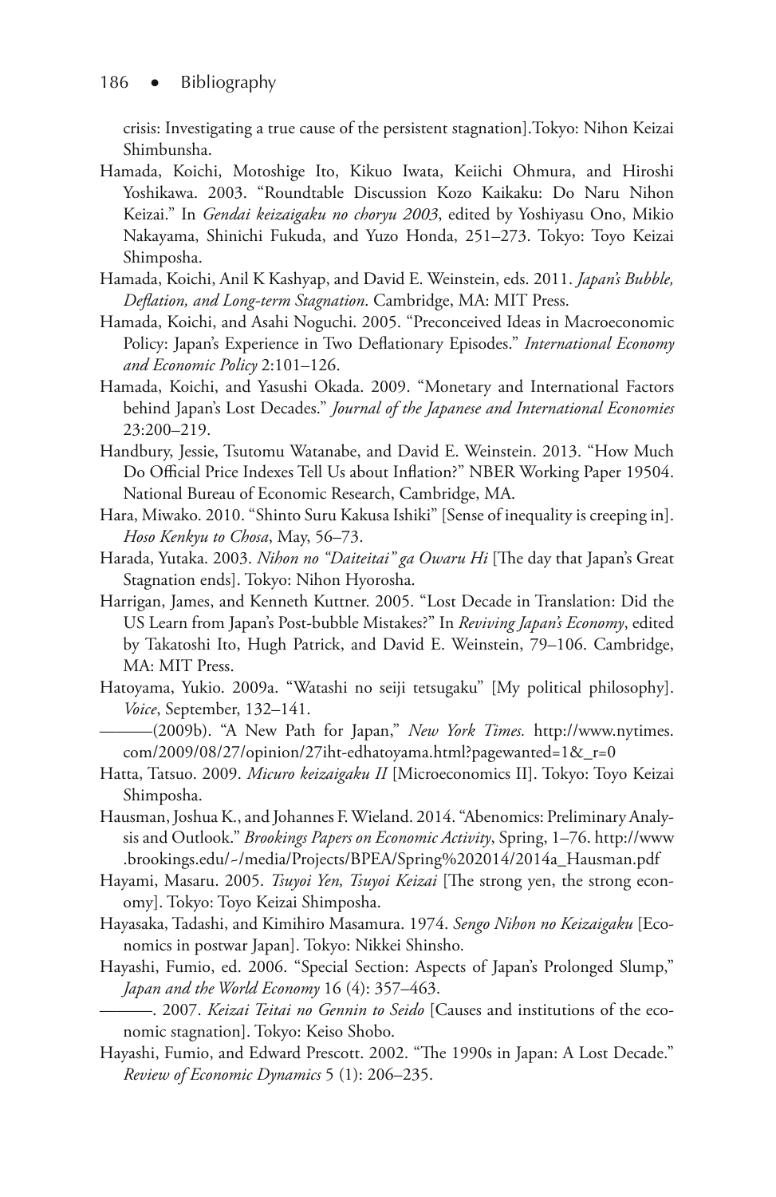crisis: Investigating a true cause of the persistent stagnation].Tokyo: Nihon Keizai Shimbunsha.

Hamada, Koichi, Motoshige Ito, Kikuo Iwata, Keiichi Ohmura, and Hiroshi Yoshikawa. 2003. "Roundtable Discussion Kozo Kaikaku: Do Naru Nihon Keizai." In *Gendai keizaigaku no choryu 2003*, edited by Yoshiyasu Ono, Mikio Nakayama, Shinichi Fukuda, and Yuzo Honda, 251–273. Tokyo: Toyo Keizai Shimposha.

Hamada, Koichi, Anil K Kashyap, and David E. Weinstein, eds. 2011. *Japan's Bubble, Deflation, and Long-term Stagnation*. Cambridge, MA: MIT Press.

Hamada, Koichi, and Asahi Noguchi. 2005. "Preconceived Ideas in Macroeconomic Policy: Japan's Experience in Two Deflationary Episodes." *International Economy and Economic Policy* 2:101–126.

Hamada, Koichi, and Yasushi Okada. 2009. "Monetary and International Factors behind Japan's Lost Decades." *Journal of the Japanese and International Economies* 23:200–219.

Handbury, Jessie, Tsutomu Watanabe, and David E. Weinstein. 2013. "How Much Do Official Price Indexes Tell Us about Inflation?" NBER Working Paper 19504. National Bureau of Economic Research, Cambridge, MA.

Hara, Miwako. 2010. "Shinto Suru Kakusa Ishiki" [Sense of inequality is creeping in]. *Hoso Kenkyu to Chosa*, May, 56–73.

Harada, Yutaka. 2003. *Nihon no "Daiteitai" ga Owaru Hi* [The day that Japan's Great Stagnation ends]. Tokyo: Nihon Hyorosha.

Harrigan, James, and Kenneth Kuttner. 2005. "Lost Decade in Translation: Did the US Learn from Japan's Post-bubble Mistakes?" In *Reviving Japan's Economy*, edited by Takatoshi Ito, Hugh Patrick, and David E. Weinstein, 79–106. Cambridge, MA: MIT Press.

Hatoyama, Yukio. 2009a. "Watashi no seiji tetsugaku" [My political philosophy]. *Voice*, September, 132–141.

———(2009b). "A New Path for Japan," *New York Times.* http://www.nytimes.com/2009/08/27/opinion/27iht-edhatoyama.html?pagewanted=1&_r=0

Hatta, Tatsuo. 2009. *Micuro keizaigaku II* [Microeconomics II]. Tokyo: Toyo Keizai Shimposha.

Hausman, Joshua K., and Johannes F. Wieland. 2014. "Abenomics: Preliminary Analysis and Outlook." *Brookings Papers on Economic Activity*, Spring, 1–76. http://www.brookings.edu/~/media/Projects/BPEA/Spring%202014/2014a_Hausman.pdf

Hayami, Masaru. 2005. *Tsuyoi Yen, Tsuyoi Keizai* [The strong yen, the strong economy]. Tokyo: Toyo Keizai Shimposha.

Hayasaka, Tadashi, and Kimihiro Masamura. 1974. *Sengo Nihon no Keizaigaku* [Economics in postwar Japan]. Tokyo: Nikkei Shinsho.

Hayashi, Fumio, ed. 2006. "Special Section: Aspects of Japan's Prolonged Slump," *Japan and the World Economy* 16 (4): 357–463.

———. 2007. *Keizai Teitai no Gennin to Seido* [Causes and institutions of the economic stagnation]. Tokyo: Keiso Shobo.

Hayashi, Fumio, and Edward Prescott. 2002. "The 1990s in Japan: A Lost Decade." *Review of Economic Dynamics* 5 (1): 206–235.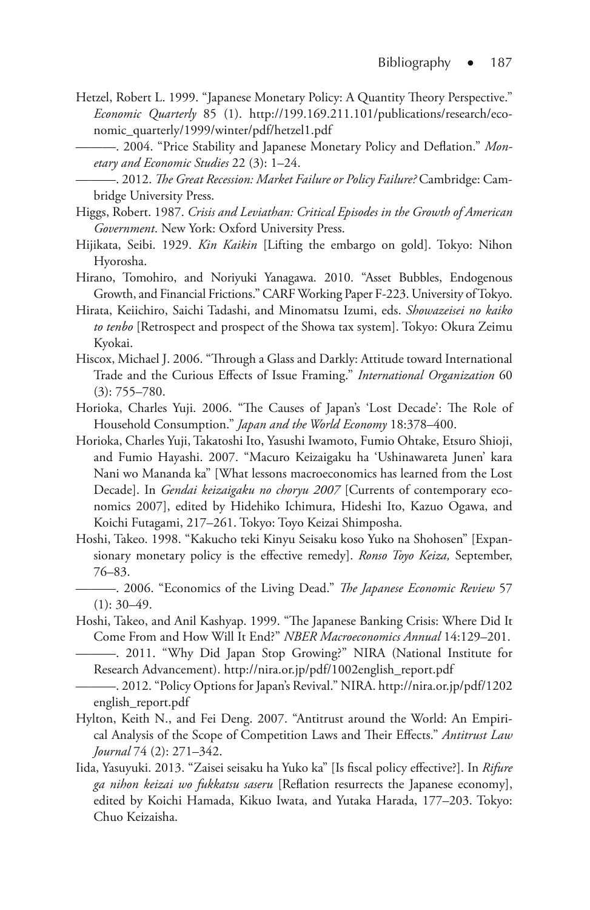Hetzel, Robert L. 1999. "Japanese Monetary Policy: A Quantity Theory Perspective." *Economic Quarterly* 85 (1). http://199.169.211.101/publications/research/economic_quarterly/1999/winter/pdf/hetzel1.pdf

———. 2004. "Price Stability and Japanese Monetary Policy and Deflation." *Monetary and Economic Studies* 22 (3): 1–24.

———. 2012. *The Great Recession: Market Failure or Policy Failure?* Cambridge: Cambridge University Press.

Higgs, Robert. 1987. *Crisis and Leviathan: Critical Episodes in the Growth of American Government*. New York: Oxford University Press.

Hijikata, Seibi. 1929. *Kin Kaikin* [Lifting the embargo on gold]. Tokyo: Nihon Hyorosha.

Hirano, Tomohiro, and Noriyuki Yanagawa. 2010. "Asset Bubbles, Endogenous Growth, and Financial Frictions." CARF Working Paper F-223. University of Tokyo.

Hirata, Keiichiro, Saichi Tadashi, and Minomatsu Izumi, eds. *Showazeisei no kaiko to tenbo* [Retrospect and prospect of the Showa tax system]. Tokyo: Okura Zeimu Kyokai.

Hiscox, Michael J. 2006. "Through a Glass and Darkly: Attitude toward International Trade and the Curious Effects of Issue Framing." *International Organization* 60 (3): 755–780.

Horioka, Charles Yuji. 2006. "The Causes of Japan's 'Lost Decade': The Role of Household Consumption." *Japan and the World Economy* 18:378–400.

Horioka, Charles Yuji, Takatoshi Ito, Yasushi Iwamoto, Fumio Ohtake, Etsuro Shioji, and Fumio Hayashi. 2007. "Macuro Keizaigaku ha 'Ushinawareta Junen' kara Nani wo Mananda ka" [What lessons macroeconomics has learned from the Lost Decade]. In *Gendai keizaigaku no choryu 2007* [Currents of contemporary economics 2007], edited by Hidehiko Ichimura, Hideshi Ito, Kazuo Ogawa, and Koichi Futagami, 217–261. Tokyo: Toyo Keizai Shimposha.

Hoshi, Takeo. 1998. "Kakucho teki Kinyu Seisaku koso Yuko na Shohosen" [Expansionary monetary policy is the effective remedy]. *Ronso Toyo Keiza,* September, 76–83.

———. 2006. "Economics of the Living Dead." *The Japanese Economic Review* 57 (1): 30–49.

Hoshi, Takeo, and Anil Kashyap. 1999. "The Japanese Banking Crisis: Where Did It Come From and How Will It End?" *NBER Macroeconomics Annual* 14:129–201.

———. 2011. "Why Did Japan Stop Growing?" NIRA (National Institute for Research Advancement). http://nira.or.jp/pdf/1002english_report.pdf

———. 2012. "Policy Options for Japan's Revival." NIRA. http://nira.or.jp/pdf/1202english_report.pdf

Hylton, Keith N., and Fei Deng. 2007. "Antitrust around the World: An Empirical Analysis of the Scope of Competition Laws and Their Effects." *Antitrust Law Journal* 74 (2): 271–342.

Iida, Yasuyuki. 2013. "Zaisei seisaku ha Yuko ka" [Is fiscal policy effective?]. In *Rifure ga nihon keizai wo fukkatsu saseru* [Reflation resurrects the Japanese economy], edited by Koichi Hamada, Kikuo Iwata, and Yutaka Harada, 177–203. Tokyo: Chuo Keizaisha.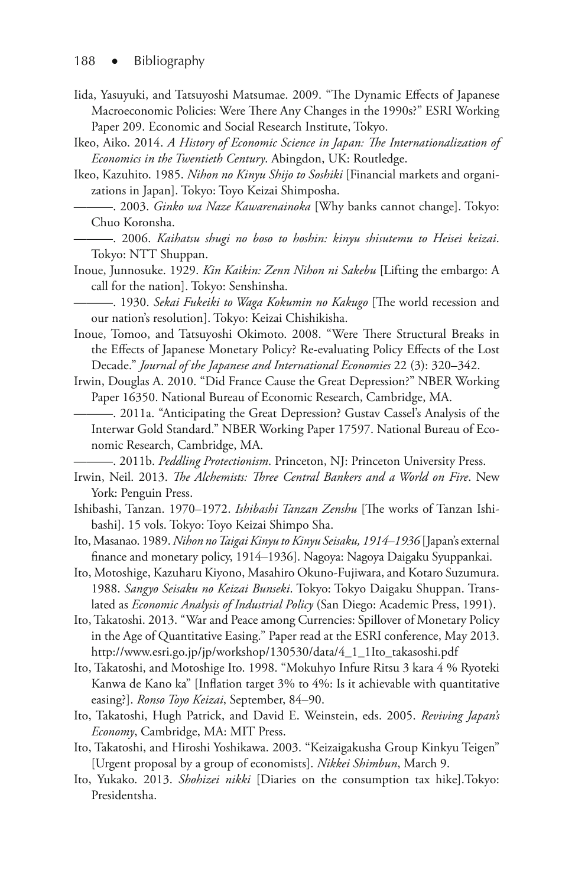Iida, Yasuyuki, and Tatsuyoshi Matsumae. 2009. "The Dynamic Effects of Japanese Macroeconomic Policies: Were There Any Changes in the 1990s?" ESRI Working Paper 209. Economic and Social Research Institute, Tokyo.

Ikeo, Aiko. 2014. *A History of Economic Science in Japan: The Internationalization of Economics in the Twentieth Century*. Abingdon, UK: Routledge.

Ikeo, Kazuhito. 1985. *Nihon no Kinyu Shijo to Soshiki* [Financial markets and organizations in Japan]. Tokyo: Toyo Keizai Shimposha.

———. 2003. *Ginko wa Naze Kawarenainoka* [Why banks cannot change]. Tokyo: Chuo Koronsha.

———. 2006. *Kaihatsu shugi no boso to hoshin: kinyu shisutemu to Heisei keizai*. Tokyo: NTT Shuppan.

Inoue, Junnosuke. 1929. *Kin Kaikin: Zenn Nihon ni Sakebu* [Lifting the embargo: A call for the nation]. Tokyo: Senshinsha.

———. 1930. *Sekai Fukeiki to Waga Kokumin no Kakugo* [The world recession and our nation's resolution]. Tokyo: Keizai Chishikisha.

Inoue, Tomoo, and Tatsuyoshi Okimoto. 2008. "Were There Structural Breaks in the Effects of Japanese Monetary Policy? Re-evaluating Policy Effects of the Lost Decade." *Journal of the Japanese and International Economies* 22 (3): 320–342.

Irwin, Douglas A. 2010. "Did France Cause the Great Depression?" NBER Working Paper 16350. National Bureau of Economic Research, Cambridge, MA.

———. 2011a. "Anticipating the Great Depression? Gustav Cassel's Analysis of the Interwar Gold Standard." NBER Working Paper 17597. National Bureau of Economic Research, Cambridge, MA.

———. 2011b. *Peddling Protectionism*. Princeton, NJ: Princeton University Press.

Irwin, Neil. 2013. *The Alchemists: Three Central Bankers and a World on Fire*. New York: Penguin Press.

Ishibashi, Tanzan. 1970–1972. *Ishibashi Tanzan Zenshu* [The works of Tanzan Ishibashi]. 15 vols. Tokyo: Toyo Keizai Shimpo Sha.

Ito, Masanao. 1989. *Nihon no Taigai Kinyu to Kinyu Seisaku, 1914–1936* [Japan's external finance and monetary policy, 1914–1936]. Nagoya: Nagoya Daigaku Syuppankai.

Ito, Motoshige, Kazuharu Kiyono, Masahiro Okuno-Fujiwara, and Kotaro Suzumura. 1988. *Sangyo Seisaku no Keizai Bunseki*. Tokyo: Tokyo Daigaku Shuppan. Translated as *Economic Analysis of Industrial Policy* (San Diego: Academic Press, 1991).

Ito, Takatoshi. 2013. "War and Peace among Currencies: Spillover of Monetary Policy in the Age of Quantitative Easing." Paper read at the ESRI conference, May 2013. http://www.esri.go.jp/jp/workshop/130530/data/4_1_1Ito_takasoshi.pdf

Ito, Takatoshi, and Motoshige Ito. 1998. "Mokuhyo Infure Ritsu 3 kara 4 % Ryoteki Kanwa de Kano ka" [Inflation target 3% to 4%: Is it achievable with quantitative easing?]. *Ronso Toyo Keizai*, September, 84–90.

Ito, Takatoshi, Hugh Patrick, and David E. Weinstein, eds. 2005. *Reviving Japan's Economy*, Cambridge, MA: MIT Press.

Ito, Takatoshi, and Hiroshi Yoshikawa. 2003. "Keizaigakusha Group Kinkyu Teigen" [Urgent proposal by a group of economists]. *Nikkei Shimbun*, March 9.

Ito, Yukako. 2013. *Shohizei nikki* [Diaries on the consumption tax hike].Tokyo: Presidentsha.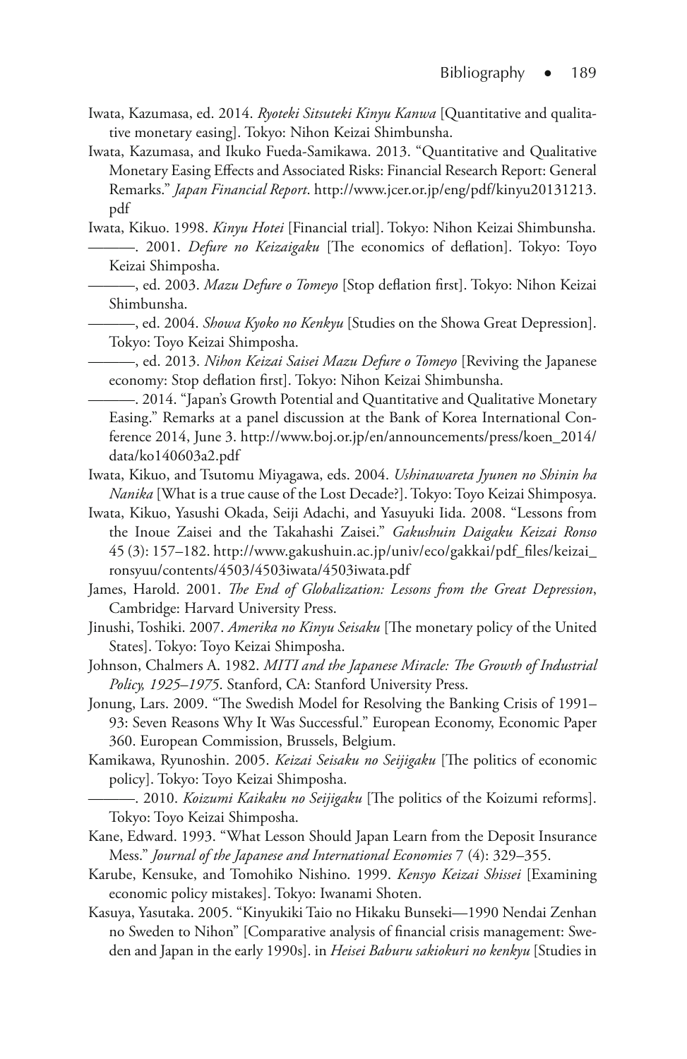Iwata, Kazumasa, ed. 2014. *Ryoteki Sitsuteki Kinyu Kanwa* [Quantitative and qualitative monetary easing]. Tokyo: Nihon Keizai Shimbunsha.

Iwata, Kazumasa, and Ikuko Fueda-Samikawa. 2013. "Quantitative and Qualitative Monetary Easing Effects and Associated Risks: Financial Research Report: General Remarks." *Japan Financial Report*. http://www.jcer.or.jp/eng/pdf/kinyu20131213.pdf

Iwata, Kikuo. 1998. *Kinyu Hotei* [Financial trial]. Tokyo: Nihon Keizai Shimbunsha.

———. 2001. *Defure no Keizaigaku* [The economics of deflation]. Tokyo: Toyo Keizai Shimposha.

———, ed. 2003. *Mazu Defure o Tomeyo* [Stop deflation first]. Tokyo: Nihon Keizai Shimbunsha.

———, ed. 2004. *Showa Kyoko no Kenkyu* [Studies on the Showa Great Depression]. Tokyo: Toyo Keizai Shimposha.

———, ed. 2013. *Nihon Keizai Saisei Mazu Defure o Tomeyo* [Reviving the Japanese economy: Stop deflation first]. Tokyo: Nihon Keizai Shimbunsha.

———. 2014. "Japan's Growth Potential and Quantitative and Qualitative Monetary Easing." Remarks at a panel discussion at the Bank of Korea International Conference 2014, June 3. http://www.boj.or.jp/en/announcements/press/koen_2014/data/ko140603a2.pdf

Iwata, Kikuo, and Tsutomu Miyagawa, eds. 2004. *Ushinawareta Jyunen no Shinin ha Nanika* [What is a true cause of the Lost Decade?]. Tokyo: Toyo Keizai Shimposya.

Iwata, Kikuo, Yasushi Okada, Seiji Adachi, and Yasuyuki Iida. 2008. "Lessons from the Inoue Zaisei and the Takahashi Zaisei." *Gakushuin Daigaku Keizai Ronso* 45 (3): 157–182. http://www.gakushuin.ac.jp/univ/eco/gakkai/pdf_files/keizai_ronsyuu/contents/4503/4503iwata/4503iwata.pdf

James, Harold. 2001. *The End of Globalization: Lessons from the Great Depression*, Cambridge: Harvard University Press.

Jinushi, Toshiki. 2007. *Amerika no Kinyu Seisaku* [The monetary policy of the United States]. Tokyo: Toyo Keizai Shimposha.

Johnson, Chalmers A. 1982. *MITI and the Japanese Miracle: The Growth of Industrial Policy, 1925–1975*. Stanford, CA: Stanford University Press.

Jonung, Lars. 2009. "The Swedish Model for Resolving the Banking Crisis of 1991–93: Seven Reasons Why It Was Successful." European Economy, Economic Paper 360. European Commission, Brussels, Belgium.

Kamikawa, Ryunoshin. 2005. *Keizai Seisaku no Seijigaku* [The politics of economic policy]. Tokyo: Toyo Keizai Shimposha.

———. 2010. *Koizumi Kaikaku no Seijigaku* [The politics of the Koizumi reforms]. Tokyo: Toyo Keizai Shimposha.

Kane, Edward. 1993. "What Lesson Should Japan Learn from the Deposit Insurance Mess." *Journal of the Japanese and International Economies* 7 (4): 329–355.

Karube, Kensuke, and Tomohiko Nishino. 1999. *Kensyo Keizai Shissei* [Examining economic policy mistakes]. Tokyo: Iwanami Shoten.

Kasuya, Yasutaka. 2005. "Kinyukiki Taio no Hikaku Bunseki—1990 Nendai Zenhan no Sweden to Nihon" [Comparative analysis of financial crisis management: Sweden and Japan in the early 1990s]. in *Heisei Baburu sakiokuri no kenkyu* [Studies in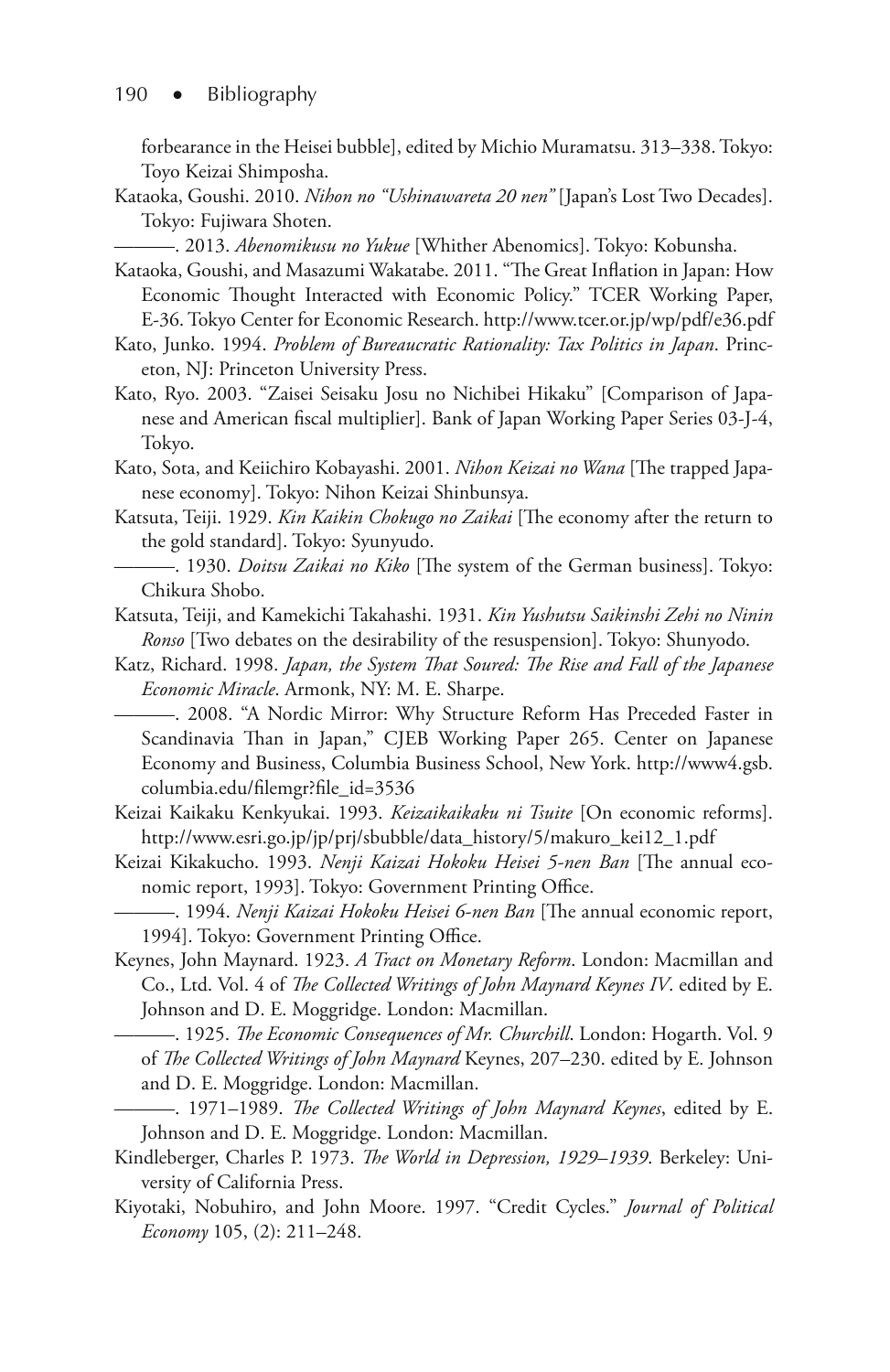forbearance in the Heisei bubble], edited by Michio Muramatsu. 313–338. Tokyo: Toyo Keizai Shimposha.

Kataoka, Goushi. 2010. *Nihon no "Ushinawareta 20 nen"* [Japan's Lost Two Decades]. Tokyo: Fujiwara Shoten.

———. 2013. *Abenomikusu no Yukue* [Whither Abenomics]. Tokyo: Kobunsha.

Kataoka, Goushi, and Masazumi Wakatabe. 2011. "The Great Inflation in Japan: How Economic Thought Interacted with Economic Policy." TCER Working Paper, E-36. Tokyo Center for Economic Research. http://www.tcer.or.jp/wp/pdf/e36.pdf

Kato, Junko. 1994. *Problem of Bureaucratic Rationality: Tax Politics in Japan*. Princeton, NJ: Princeton University Press.

Kato, Ryo. 2003. "Zaisei Seisaku Josu no Nichibei Hikaku" [Comparison of Japanese and American fiscal multiplier]. Bank of Japan Working Paper Series 03-J-4, Tokyo.

Kato, Sota, and Keiichiro Kobayashi. 2001. *Nihon Keizai no Wana* [The trapped Japanese economy]. Tokyo: Nihon Keizai Shinbunsya.

Katsuta, Teiji. 1929. *Kin Kaikin Chokugo no Zaikai* [The economy after the return to the gold standard]. Tokyo: Syunyudo.

———. 1930. *Doitsu Zaikai no Kiko* [The system of the German business]. Tokyo: Chikura Shobo.

Katsuta, Teiji, and Kamekichi Takahashi. 1931. *Kin Yushutsu Saikinshi Zehi no Ninin Ronso* [Two debates on the desirability of the resuspension]. Tokyo: Shunyodo.

Katz, Richard. 1998. *Japan, the System That Soured: The Rise and Fall of the Japanese Economic Miracle*. Armonk, NY: M. E. Sharpe.

———. 2008. "A Nordic Mirror: Why Structure Reform Has Preceded Faster in Scandinavia Than in Japan," CJEB Working Paper 265. Center on Japanese Economy and Business, Columbia Business School, New York. http://www4.gsb.columbia.edu/filemgr?file_id=3536

Keizai Kaikaku Kenkyukai. 1993. *Keizaikaikaku ni Tsuite* [On economic reforms]. http://www.esri.go.jp/jp/prj/sbubble/data_history/5/makuro_kei12_1.pdf

Keizai Kikakucho. 1993. *Nenji Kaizai Hokoku Heisei 5-nen Ban* [The annual economic report, 1993]. Tokyo: Government Printing Office.

———. 1994. *Nenji Kaizai Hokoku Heisei 6-nen Ban* [The annual economic report, 1994]. Tokyo: Government Printing Office.

Keynes, John Maynard. 1923. *A Tract on Monetary Reform*. London: Macmillan and Co., Ltd. Vol. 4 of *The Collected Writings of John Maynard Keynes IV*. edited by E. Johnson and D. E. Moggridge. London: Macmillan.

———. 1925. *The Economic Consequences of Mr. Churchill*. London: Hogarth. Vol. 9 of *The Collected Writings of John Maynard* Keynes, 207–230. edited by E. Johnson and D. E. Moggridge. London: Macmillan.

———. 1971–1989. *The Collected Writings of John Maynard Keynes*, edited by E. Johnson and D. E. Moggridge. London: Macmillan.

Kindleberger, Charles P. 1973. *The World in Depression, 1929–1939*. Berkeley: University of California Press.

Kiyotaki, Nobuhiro, and John Moore. 1997. "Credit Cycles." *Journal of Political Economy* 105, (2): 211–248.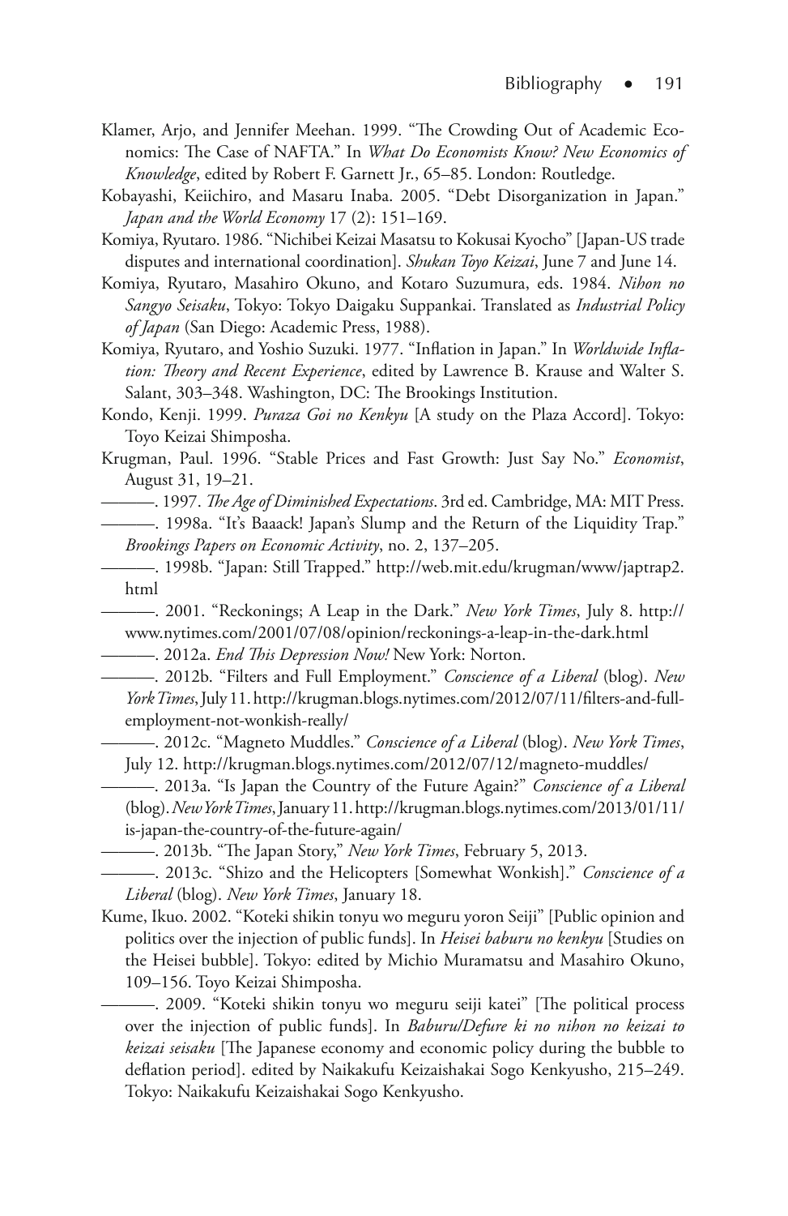Klamer, Arjo, and Jennifer Meehan. 1999. "The Crowding Out of Academic Economics: The Case of NAFTA." In *What Do Economists Know? New Economics of Knowledge*, edited by Robert F. Garnett Jr., 65–85. London: Routledge.

Kobayashi, Keiichiro, and Masaru Inaba. 2005. "Debt Disorganization in Japan." *Japan and the World Economy* 17 (2): 151–169.

Komiya, Ryutaro. 1986. "Nichibei Keizai Masatsu to Kokusai Kyocho" [Japan-US trade disputes and international coordination]. *Shukan Toyo Keizai*, June 7 and June 14.

Komiya, Ryutaro, Masahiro Okuno, and Kotaro Suzumura, eds. 1984. *Nihon no Sangyo Seisaku*, Tokyo: Tokyo Daigaku Suppankai. Translated as *Industrial Policy of Japan* (San Diego: Academic Press, 1988).

Komiya, Ryutaro, and Yoshio Suzuki. 1977. "Inflation in Japan." In *Worldwide Inflation: Theory and Recent Experience*, edited by Lawrence B. Krause and Walter S. Salant, 303–348. Washington, DC: The Brookings Institution.

Kondo, Kenji. 1999. *Puraza Goi no Kenkyu* [A study on the Plaza Accord]. Tokyo: Toyo Keizai Shimposha.

Krugman, Paul. 1996. "Stable Prices and Fast Growth: Just Say No." *Economist*, August 31, 19–21.

———. 1997. *The Age of Diminished Expectations*. 3rd ed. Cambridge, MA: MIT Press.

———. 1998a. "It's Baaack! Japan's Slump and the Return of the Liquidity Trap." *Brookings Papers on Economic Activity*, no. 2, 137–205.

———. 1998b. "Japan: Still Trapped." http://web.mit.edu/krugman/www/japtrap2.html

———. 2001. "Reckonings; A Leap in the Dark." *New York Times*, July 8. http://www.nytimes.com/2001/07/08/opinion/reckonings-a-leap-in-the-dark.html

———. 2012a. *End This Depression Now!* New York: Norton.

———. 2012b. "Filters and Full Employment." *Conscience of a Liberal* (blog). *New York Times*, July 11. http://krugman.blogs.nytimes.com/2012/07/11/filters-and-full-employment-not-wonkish-really/

———. 2012c. "Magneto Muddles." *Conscience of a Liberal* (blog). *New York Times*, July 12. http://krugman.blogs.nytimes.com/2012/07/12/magneto-muddles/

———. 2013a. "Is Japan the Country of the Future Again?" *Conscience of a Liberal* (blog). *New York Times*, January 11. http://krugman.blogs.nytimes.com/2013/01/11/is-japan-the-country-of-the-future-again/

———. 2013b. "The Japan Story," *New York Times*, February 5, 2013.

———. 2013c. "Shizo and the Helicopters [Somewhat Wonkish]." *Conscience of a Liberal* (blog). *New York Times*, January 18.

Kume, Ikuo. 2002. "Koteki shikin tonyu wo meguru yoron Seiji" [Public opinion and politics over the injection of public funds]. In *Heisei baburu no kenkyu* [Studies on the Heisei bubble]. Tokyo: edited by Michio Muramatsu and Masahiro Okuno, 109–156. Toyo Keizai Shimposha.

———. 2009. "Koteki shikin tonyu wo meguru seiji katei" [The political process over the injection of public funds]. In *Baburu/Defure ki no nihon no keizai to keizai seisaku* [The Japanese economy and economic policy during the bubble to deflation period]. edited by Naikakufu Keizaishakai Sogo Kenkyusho, 215–249. Tokyo: Naikakufu Keizaishakai Sogo Kenkyusho.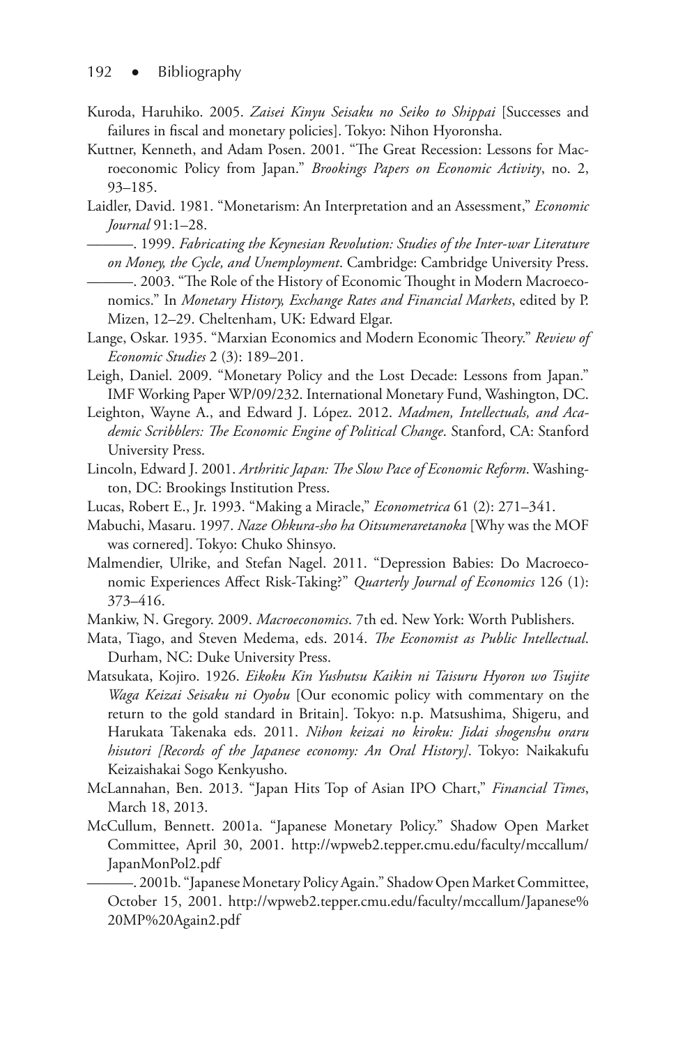Kuroda, Haruhiko. 2005. *Zaisei Kinyu Seisaku no Seiko to Shippai* [Successes and failures in fiscal and monetary policies]. Tokyo: Nihon Hyoronsha.

Kuttner, Kenneth, and Adam Posen. 2001. "The Great Recession: Lessons for Macroeconomic Policy from Japan." *Brookings Papers on Economic Activity*, no. 2, 93–185.

Laidler, David. 1981. "Monetarism: An Interpretation and an Assessment," *Economic Journal* 91:1–28.

———. 1999. *Fabricating the Keynesian Revolution: Studies of the Inter-war Literature on Money, the Cycle, and Unemployment*. Cambridge: Cambridge University Press.

———. 2003. "The Role of the History of Economic Thought in Modern Macroeconomics." In *Monetary History, Exchange Rates and Financial Markets*, edited by P. Mizen, 12–29. Cheltenham, UK: Edward Elgar.

Lange, Oskar. 1935. "Marxian Economics and Modern Economic Theory." *Review of Economic Studies* 2 (3): 189–201.

Leigh, Daniel. 2009. "Monetary Policy and the Lost Decade: Lessons from Japan." IMF Working Paper WP/09/232. International Monetary Fund, Washington, DC.

Leighton, Wayne A., and Edward J. López. 2012. *Madmen, Intellectuals, and Academic Scribblers: The Economic Engine of Political Change*. Stanford, CA: Stanford University Press.

Lincoln, Edward J. 2001. *Arthritic Japan: The Slow Pace of Economic Reform*. Washington, DC: Brookings Institution Press.

Lucas, Robert E., Jr. 1993. "Making a Miracle," *Econometrica* 61 (2): 271–341.

Mabuchi, Masaru. 1997. *Naze Ohkura-sho ha Oitsumeraretanoka* [Why was the MOF was cornered]. Tokyo: Chuko Shinsyo.

Malmendier, Ulrike, and Stefan Nagel. 2011. "Depression Babies: Do Macroeconomic Experiences Affect Risk-Taking?" *Quarterly Journal of Economics* 126 (1): 373–416.

Mankiw, N. Gregory. 2009. *Macroeconomics*. 7th ed. New York: Worth Publishers.

Mata, Tiago, and Steven Medema, eds. 2014. *The Economist as Public Intellectual*. Durham, NC: Duke University Press.

Matsukata, Kojiro. 1926. *Eikoku Kin Yushutsu Kaikin ni Taisuru Hyoron wo Tsujite Waga Keizai Seisaku ni Oyobu* [Our economic policy with commentary on the return to the gold standard in Britain]. Tokyo: n.p. Matsushima, Shigeru, and Harukata Takenaka eds. 2011. *Nihon keizai no kiroku: Jidai shogenshu oraru hisutori [Records of the Japanese economy: An Oral History]*. Tokyo: Naikakufu Keizaishakai Sogo Kenkyusho.

McLannahan, Ben. 2013. "Japan Hits Top of Asian IPO Chart," *Financial Times*, March 18, 2013.

McCullum, Bennett. 2001a. "Japanese Monetary Policy." Shadow Open Market Committee, April 30, 2001. http://wpweb2.tepper.cmu.edu/faculty/mccallum/JapanMonPol2.pdf

———. 2001b. "Japanese Monetary Policy Again." Shadow Open Market Committee, October 15, 2001. http://wpweb2.tepper.cmu.edu/faculty/mccallum/Japanese%20MP%20Again2.pdf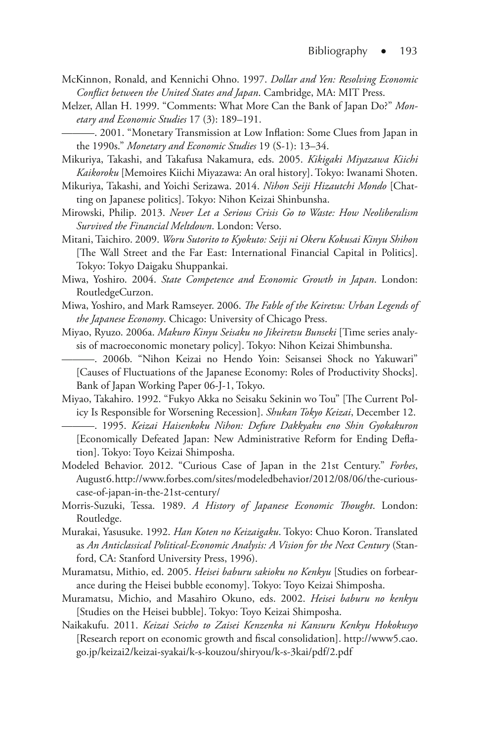McKinnon, Ronald, and Kennichi Ohno. 1997. *Dollar and Yen: Resolving Economic Conflict between the United States and Japan*. Cambridge, MA: MIT Press.

Melzer, Allan H. 1999. "Comments: What More Can the Bank of Japan Do?" *Monetary and Economic Studies* 17 (3): 189–191.

———. 2001. "Monetary Transmission at Low Inflation: Some Clues from Japan in the 1990s." *Monetary and Economic Studies* 19 (S-1): 13–34.

Mikuriya, Takashi, and Takafusa Nakamura, eds. 2005. *Kikigaki Miyazawa Kiichi Kaikoroku* [Memoires Kiichi Miyazawa: An oral history]. Tokyo: Iwanami Shoten.

Mikuriya, Takashi, and Yoichi Serizawa. 2014. *Nihon Seiji Hizautchi Mondo* [Chatting on Japanese politics]. Tokyo: Nihon Keizai Shinbunsha.

Mirowski, Philip. 2013. *Never Let a Serious Crisis Go to Waste: How Neoliberalism Survived the Financial Meltdown*. London: Verso.

Mitani, Taichiro. 2009. *Woru Sutorito to Kyokuto: Seiji ni Okeru Kokusai Kinyu Shihon* [The Wall Street and the Far East: International Financial Capital in Politics]. Tokyo: Tokyo Daigaku Shuppankai.

Miwa, Yoshiro. 2004. *State Competence and Economic Growth in Japan*. London: RoutledgeCurzon.

Miwa, Yoshiro, and Mark Ramseyer. 2006. *The Fable of the Keiretsu: Urban Legends of the Japanese Economy*. Chicago: University of Chicago Press.

Miyao, Ryuzo. 2006a. *Makuro Kinyu Seisaku no Jikeiretsu Bunseki* [Time series analysis of macroeconomic monetary policy]. Tokyo: Nihon Keizai Shimbunsha.

———. 2006b. "Nihon Keizai no Hendo Yoin: Seisansei Shock no Yakuwari" [Causes of Fluctuations of the Japanese Economy: Roles of Productivity Shocks]. Bank of Japan Working Paper 06-J-1, Tokyo.

Miyao, Takahiro. 1992. "Fukyo Akka no Seisaku Sekinin wo Tou" [The Current Policy Is Responsible for Worsening Recession]. *Shukan Tokyo Keizai*, December 12.

———. 1995. *Keizai Haisenkoku Nihon: Defure Dakkyaku eno Shin Gyokakuron* [Economically Defeated Japan: New Administrative Reform for Ending Deflation]. Tokyo: Toyo Keizai Shimposha.

Modeled Behavior. 2012. "Curious Case of Japan in the 21st Century." *Forbes*, August 6. http://www.forbes.com/sites/modeledbehavior/2012/08/06/the-curious-case-of-japan-in-the-21st-century/

Morris-Suzuki, Tessa. 1989. *A History of Japanese Economic Thought*. London: Routledge.

Murakai, Yasusuke. 1992. *Han Koten no Keizaigaku*. Tokyo: Chuo Koron. Translated as *An Anticlassical Political-Economic Analysis: A Vision for the Next Century* (Stanford, CA: Stanford University Press, 1996).

Muramatsu, Mithio, ed. 2005. *Heisei baburu sakioku no Kenkyu* [Studies on forbearance during the Heisei bubble economy]. Tokyo: Toyo Keizai Shimposha.

Muramatsu, Michio, and Masahiro Okuno, eds. 2002. *Heisei baburu no kenkyu* [Studies on the Heisei bubble]. Tokyo: Toyo Keizai Shimposha.

Naikakufu. 2011. *Keizai Seicho to Zaisei Kenzenka ni Kansuru Kenkyu Hokokusyo* [Research report on economic growth and fiscal consolidation]. http://www5.cao.go.jp/keizai2/keizai-syakai/k-s-kouzou/shiryou/k-s-3kai/pdf/2.pdf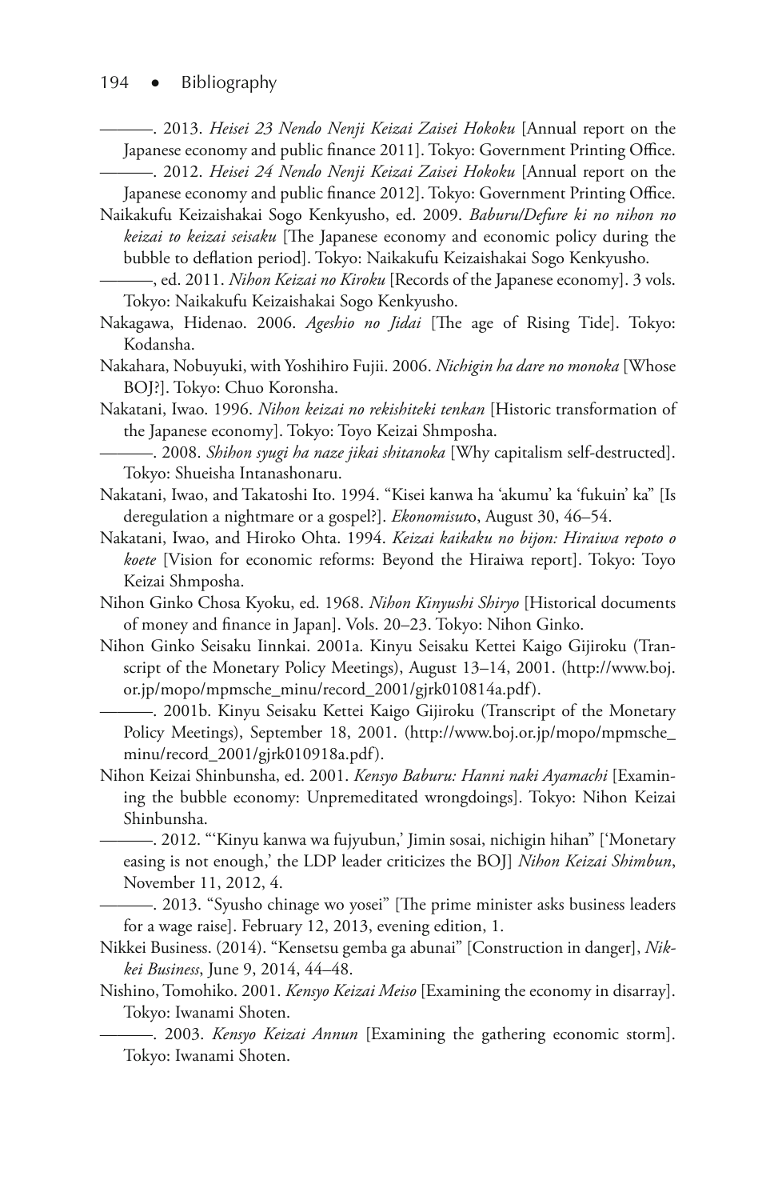———. 2013. *Heisei 23 Nendo Nenji Keizai Zaisei Hokoku* [Annual report on the Japanese economy and public finance 2011]. Tokyo: Government Printing Office.

———. 2012. *Heisei 24 Nendo Nenji Keizai Zaisei Hokoku* [Annual report on the Japanese economy and public finance 2012]. Tokyo: Government Printing Office.

Naikakufu Keizaishakai Sogo Kenkyusho, ed. 2009. *Baburu/Defure ki no nihon no keizai to keizai seisaku* [The Japanese economy and economic policy during the bubble to deflation period]. Tokyo: Naikakufu Keizaishakai Sogo Kenkyusho.

———, ed. 2011. *Nihon Keizai no Kiroku* [Records of the Japanese economy]. 3 vols. Tokyo: Naikakufu Keizaishakai Sogo Kenkyusho.

Nakagawa, Hidenao. 2006. *Ageshio no Jidai* [The age of Rising Tide]. Tokyo: Kodansha.

Nakahara, Nobuyuki, with Yoshihiro Fujii. 2006. *Nichigin ha dare no monoka* [Whose BOJ?]. Tokyo: Chuo Koronsha.

Nakatani, Iwao. 1996. *Nihon keizai no rekishiteki tenkan* [Historic transformation of the Japanese economy]. Tokyo: Toyo Keizai Shmposha.

———. 2008. *Shihon syugi ha naze jikai shitanoka* [Why capitalism self-destructed]. Tokyo: Shueisha Intanashonaru.

Nakatani, Iwao, and Takatoshi Ito. 1994. "Kisei kanwa ha 'akumu' ka 'fukuin' ka" [Is deregulation a nightmare or a gospel?]. *Ekonomisut*o, August 30, 46–54.

Nakatani, Iwao, and Hiroko Ohta. 1994. *Keizai kaikaku no bijon: Hiraiwa repoto o koete* [Vision for economic reforms: Beyond the Hiraiwa report]. Tokyo: Toyo Keizai Shmposha.

Nihon Ginko Chosa Kyoku, ed. 1968. *Nihon Kinyushi Shiryo* [Historical documents of money and finance in Japan]. Vols. 20–23. Tokyo: Nihon Ginko.

Nihon Ginko Seisaku Iinnkai. 2001a. Kinyu Seisaku Kettei Kaigo Gijiroku (Transcript of the Monetary Policy Meetings), August 13–14, 2001. (http://www.boj.or.jp/mopo/mpmsche_minu/record_2001/gjrk010814a.pdf).

———. 2001b. Kinyu Seisaku Kettei Kaigo Gijiroku (Transcript of the Monetary Policy Meetings), September 18, 2001. (http://www.boj.or.jp/mopo/mpmsche_minu/record_2001/gjrk010918a.pdf).

Nihon Keizai Shinbunsha, ed. 2001. *Kensyo Baburu: Hanni naki Ayamachi* [Examining the bubble economy: Unpremeditated wrongdoings]. Tokyo: Nihon Keizai Shinbunsha.

———. 2012. "'Kinyu kanwa wa fujyubun,' Jimin sosai, nichigin hihan" ['Monetary easing is not enough,' the LDP leader criticizes the BOJ] *Nihon Keizai Shimbun*, November 11, 2012, 4.

———. 2013. "Syusho chinage wo yosei" [The prime minister asks business leaders for a wage raise]. February 12, 2013, evening edition, 1.

Nikkei Business. (2014). "Kensetsu gemba ga abunai" [Construction in danger], *Nikkei Business*, June 9, 2014, 44–48.

Nishino, Tomohiko. 2001. *Kensyo Keizai Meiso* [Examining the economy in disarray]. Tokyo: Iwanami Shoten.

———. 2003. *Kensyo Keizai Annun* [Examining the gathering economic storm]. Tokyo: Iwanami Shoten.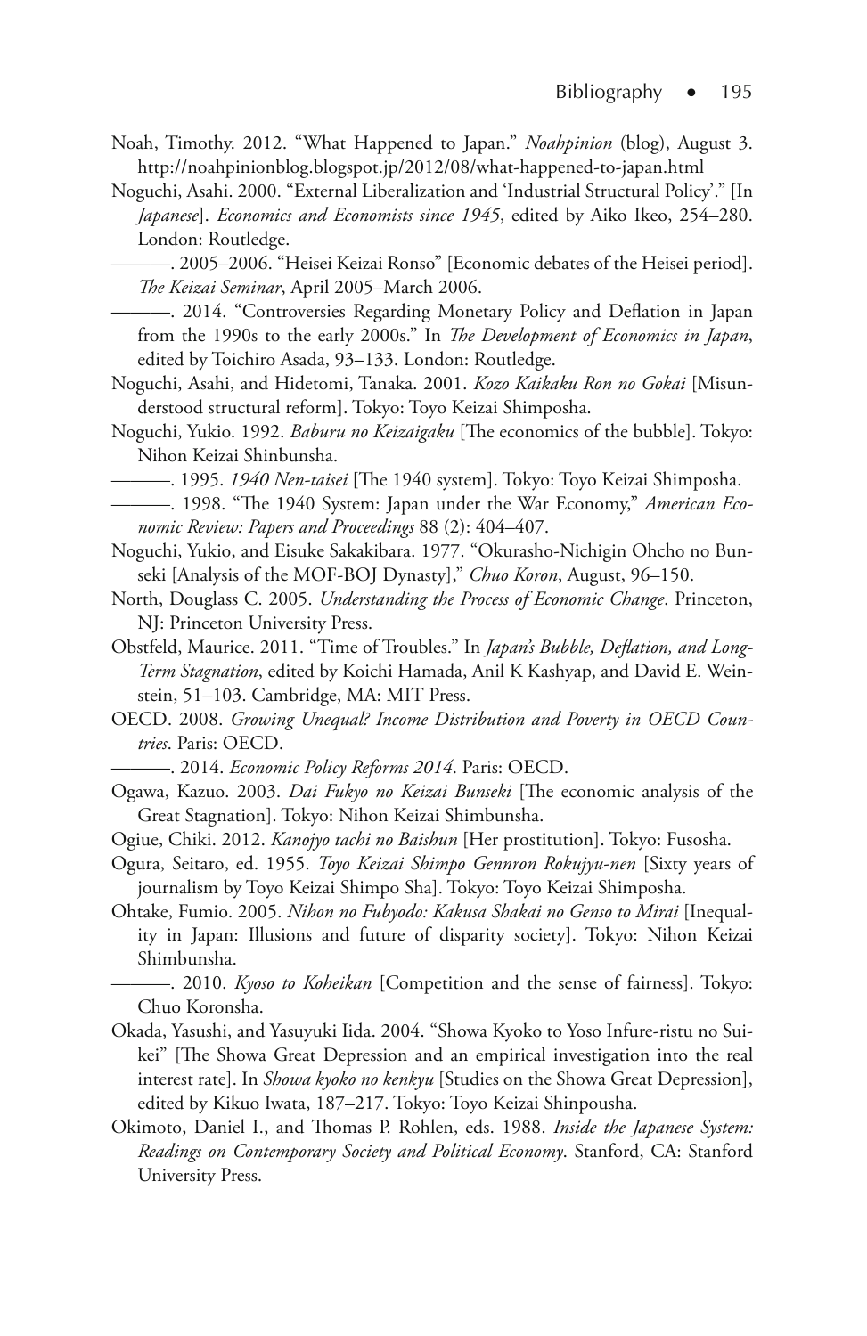Noah, Timothy. 2012. "What Happened to Japan." *Noahpinion* (blog), August 3. http://noahpinionblog.blogspot.jp/2012/08/what-happened-to-japan.html

Noguchi, Asahi. 2000. "External Liberalization and 'Industrial Structural Policy'." [In *Japanese*]. *Economics and Economists since 1945*, edited by Aiko Ikeo, 254–280. London: Routledge.

———. 2005–2006. "Heisei Keizai Ronso" [Economic debates of the Heisei period]. *The Keizai Seminar*, April 2005–March 2006.

———. 2014. "Controversies Regarding Monetary Policy and Deflation in Japan from the 1990s to the early 2000s." In *The Development of Economics in Japan*, edited by Toichiro Asada, 93–133. London: Routledge.

Noguchi, Asahi, and Hidetomi, Tanaka. 2001. *Kozo Kaikaku Ron no Gokai* [Misunderstood structural reform]. Tokyo: Toyo Keizai Shimposha.

Noguchi, Yukio. 1992. *Baburu no Keizaigaku* [The economics of the bubble]. Tokyo: Nihon Keizai Shinbunsha.

———. 1995. *1940 Nen-taisei* [The 1940 system]. Tokyo: Toyo Keizai Shimposha.

———. 1998. "The 1940 System: Japan under the War Economy," *American Economic Review: Papers and Proceedings* 88 (2): 404–407.

Noguchi, Yukio, and Eisuke Sakakibara. 1977. "Okurasho-Nichigin Ohcho no Bunseki [Analysis of the MOF-BOJ Dynasty]," *Chuo Koron*, August, 96–150.

North, Douglass C. 2005. *Understanding the Process of Economic Change*. Princeton, NJ: Princeton University Press.

Obstfeld, Maurice. 2011. "Time of Troubles." In *Japan's Bubble, Deflation, and Long-Term Stagnation*, edited by Koichi Hamada, Anil K Kashyap, and David E. Weinstein, 51–103. Cambridge, MA: MIT Press.

OECD. 2008. *Growing Unequal? Income Distribution and Poverty in OECD Countries*. Paris: OECD.

———. 2014. *Economic Policy Reforms 2014*. Paris: OECD.

Ogawa, Kazuo. 2003. *Dai Fukyo no Keizai Bunseki* [The economic analysis of the Great Stagnation]. Tokyo: Nihon Keizai Shimbunsha.

Ogiue, Chiki. 2012. *Kanojyo tachi no Baishun* [Her prostitution]. Tokyo: Fusosha.

Ogura, Seitaro, ed. 1955. *Toyo Keizai Shimpo Gennron Rokujyu-nen* [Sixty years of journalism by Toyo Keizai Shimpo Sha]. Tokyo: Toyo Keizai Shimposha.

Ohtake, Fumio. 2005. *Nihon no Fubyodo: Kakusa Shakai no Genso to Mirai* [Inequality in Japan: Illusions and future of disparity society]. Tokyo: Nihon Keizai Shimbunsha.

———. 2010. *Kyoso to Koheikan* [Competition and the sense of fairness]. Tokyo: Chuo Koronsha.

Okada, Yasushi, and Yasuyuki Iida. 2004. "Showa Kyoko to Yoso Infure-ristu no Suikei" [The Showa Great Depression and an empirical investigation into the real interest rate]. In *Showa kyoko no kenkyu* [Studies on the Showa Great Depression], edited by Kikuo Iwata, 187–217. Tokyo: Toyo Keizai Shinpousha.

Okimoto, Daniel I., and Thomas P. Rohlen, eds. 1988. *Inside the Japanese System: Readings on Contemporary Society and Political Economy*. Stanford, CA: Stanford University Press.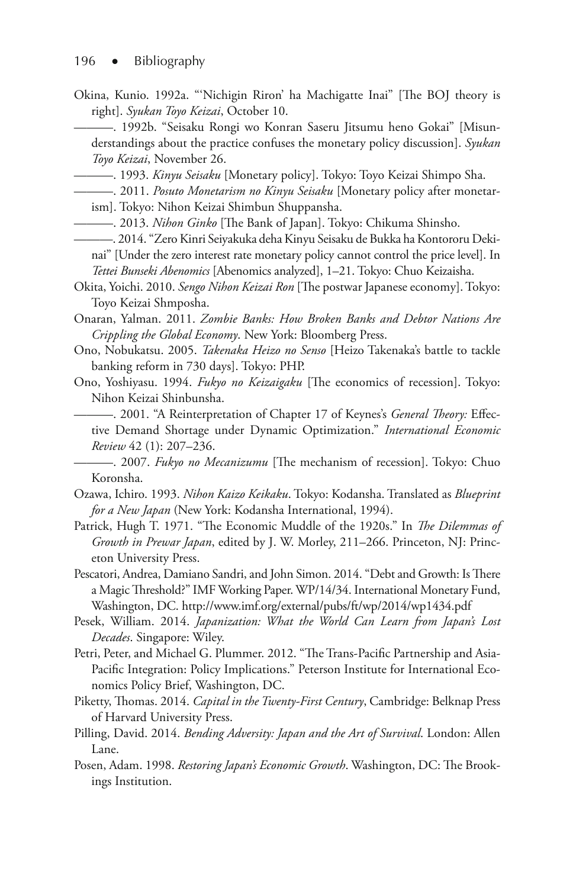Okina, Kunio. 1992a. "'Nichigin Riron' ha Machigatte Inai" [The BOJ theory is right]. *Syukan Toyo Keizai*, October 10.

———. 1992b. "Seisaku Rongi wo Konran Saseru Jitsumu heno Gokai" [Misunderstandings about the practice confuses the monetary policy discussion]. *Syukan Toyo Keizai*, November 26.

———. 1993. *Kinyu Seisaku* [Monetary policy]. Tokyo: Toyo Keizai Shimpo Sha.

———. 2011. *Posuto Monetarism no Kinyu Seisaku* [Monetary policy after monetarism]. Tokyo: Nihon Keizai Shimbun Shuppansha.

———. 2013. *Nihon Ginko* [The Bank of Japan]. Tokyo: Chikuma Shinsho.

———. 2014. "Zero Kinri Seiyakuka deha Kinyu Seisaku de Bukka ha Kontororu Dekinai" [Under the zero interest rate monetary policy cannot control the price level]. In *Tettei Bunseki Abenomics* [Abenomics analyzed], 1–21. Tokyo: Chuo Keizaisha.

Okita, Yoichi. 2010. *Sengo Nihon Keizai Ron* [The postwar Japanese economy]. Tokyo: Toyo Keizai Shmposha.

Onaran, Yalman. 2011. *Zombie Banks: How Broken Banks and Debtor Nations Are Crippling the Global Economy*. New York: Bloomberg Press.

Ono, Nobukatsu. 2005. *Takenaka Heizo no Senso* [Heizo Takenaka's battle to tackle banking reform in 730 days]. Tokyo: PHP.

Ono, Yoshiyasu. 1994. *Fukyo no Keizaigaku* [The economics of recession]. Tokyo: Nihon Keizai Shinbunsha.

———. 2001. "A Reinterpretation of Chapter 17 of Keynes's *General Theory:* Effective Demand Shortage under Dynamic Optimization." *International Economic Review* 42 (1): 207–236.

———. 2007. *Fukyo no Mecanizumu* [The mechanism of recession]. Tokyo: Chuo Koronsha.

Ozawa, Ichiro. 1993. *Nihon Kaizo Keikaku*. Tokyo: Kodansha. Translated as *Blueprint for a New Japan* (New York: Kodansha International, 1994).

Patrick, Hugh T. 1971. "The Economic Muddle of the 1920s." In *The Dilemmas of Growth in Prewar Japan*, edited by J. W. Morley, 211–266. Princeton, NJ: Princeton University Press.

Pescatori, Andrea, Damiano Sandri, and John Simon. 2014. "Debt and Growth: Is There a Magic Threshold?" IMF Working Paper. WP/14/34. International Monetary Fund, Washington, DC. http://www.imf.org/external/pubs/ft/wp/2014/wp1434.pdf

Pesek, William. 2014. *Japanization: What the World Can Learn from Japan's Lost Decades*. Singapore: Wiley.

Petri, Peter, and Michael G. Plummer. 2012. "The Trans-Pacific Partnership and Asia-Pacific Integration: Policy Implications." Peterson Institute for International Economics Policy Brief, Washington, DC.

Piketty, Thomas. 2014. *Capital in the Twenty-First Century*, Cambridge: Belknap Press of Harvard University Press.

Pilling, David. 2014. *Bending Adversity: Japan and the Art of Survival.* London: Allen Lane.

Posen, Adam. 1998. *Restoring Japan's Economic Growth*. Washington, DC: The Brookings Institution.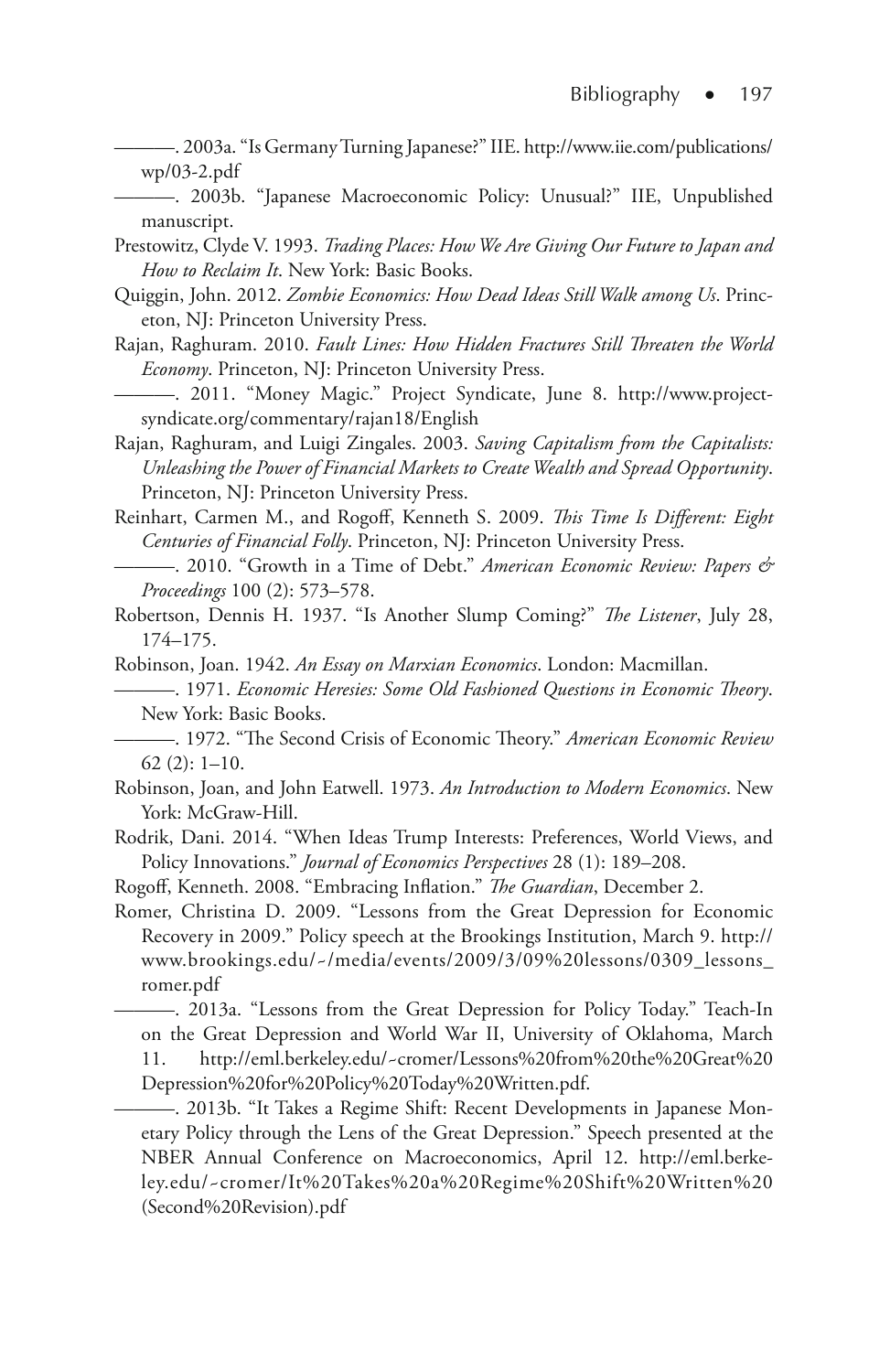———. 2003a. "Is Germany Turning Japanese?" IIE. http://www.iie.com/publications/wp/03-2.pdf

———. 2003b. "Japanese Macroeconomic Policy: Unusual?" IIE, Unpublished manuscript.

Prestowitz, Clyde V. 1993. *Trading Places: How We Are Giving Our Future to Japan and How to Reclaim It*. New York: Basic Books.

Quiggin, John. 2012. *Zombie Economics: How Dead Ideas Still Walk among Us*. Princeton, NJ: Princeton University Press.

Rajan, Raghuram. 2010. *Fault Lines: How Hidden Fractures Still Threaten the World Economy*. Princeton, NJ: Princeton University Press.

———. 2011. "Money Magic." Project Syndicate, June 8. http://www.project-syndicate.org/commentary/rajan18/English

Rajan, Raghuram, and Luigi Zingales. 2003. *Saving Capitalism from the Capitalists: Unleashing the Power of Financial Markets to Create Wealth and Spread Opportunity*. Princeton, NJ: Princeton University Press.

Reinhart, Carmen M., and Rogoff, Kenneth S. 2009. *This Time Is Different: Eight Centuries of Financial Folly*. Princeton, NJ: Princeton University Press.

———. 2010. "Growth in a Time of Debt." *American Economic Review: Papers & Proceedings* 100 (2): 573–578.

Robertson, Dennis H. 1937. "Is Another Slump Coming?" *The Listener*, July 28, 174–175.

Robinson, Joan. 1942. *An Essay on Marxian Economics*. London: Macmillan.

———. 1971. *Economic Heresies: Some Old Fashioned Questions in Economic Theory*. New York: Basic Books.

———. 1972. "The Second Crisis of Economic Theory." *American Economic Review* 62 (2): 1–10.

Robinson, Joan, and John Eatwell. 1973. *An Introduction to Modern Economics*. New York: McGraw-Hill.

Rodrik, Dani. 2014. "When Ideas Trump Interests: Preferences, World Views, and Policy Innovations." *Journal of Economics Perspectives* 28 (1): 189–208.

Rogoff, Kenneth. 2008. "Embracing Inflation." *The Guardian*, December 2.

Romer, Christina D. 2009. "Lessons from the Great Depression for Economic Recovery in 2009." Policy speech at the Brookings Institution, March 9. http://www.brookings.edu/~/media/events/2009/3/09%20lessons/0309_lessons_romer.pdf

———. 2013a. "Lessons from the Great Depression for Policy Today." Teach-In on the Great Depression and World War II, University of Oklahoma, March 11. http://eml.berkeley.edu/~cromer/Lessons%20from%20the%20Great%20Depression%20for%20Policy%20Today%20Written.pdf.

———. 2013b. "It Takes a Regime Shift: Recent Developments in Japanese Monetary Policy through the Lens of the Great Depression." Speech presented at the NBER Annual Conference on Macroeconomics, April 12. http://eml.berkeley.edu/~cromer/It%20Takes%20a%20Regime%20Shift%20Written%20(Second%20Revision).pdf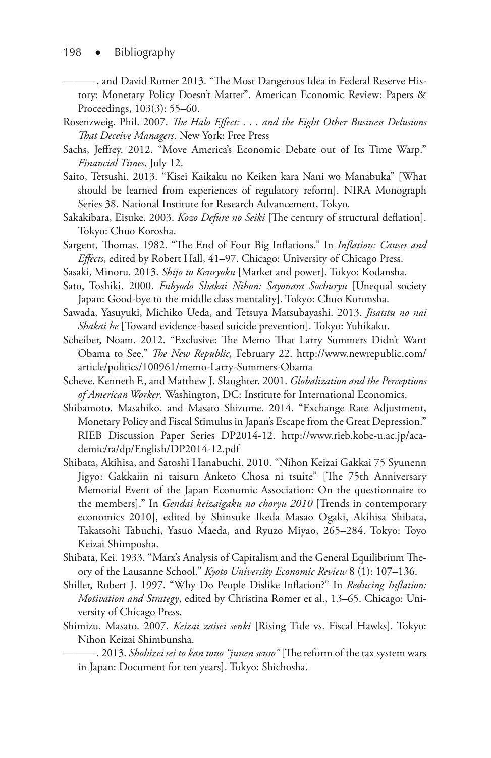———, and David Romer 2013. "The Most Dangerous Idea in Federal Reserve History: Monetary Policy Doesn't Matter". American Economic Review: Papers & Proceedings, 103(3): 55–60.

Rosenzweig, Phil. 2007. *The Halo Effect: . . . and the Eight Other Business Delusions That Deceive Managers*. New York: Free Press

Sachs, Jeffrey. 2012. "Move America's Economic Debate out of Its Time Warp." *Financial Times*, July 12.

Saito, Tetsushi. 2013. "Kisei Kaikaku no Keiken kara Nani wo Manabuka" [What should be learned from experiences of regulatory reform]. NIRA Monograph Series 38. National Institute for Research Advancement, Tokyo.

Sakakibara, Eisuke. 2003. *Kozo Defure no Seiki* [The century of structural deflation]. Tokyo: Chuo Korosha.

Sargent, Thomas. 1982. "The End of Four Big Inflations." In *Inflation: Causes and Effects*, edited by Robert Hall, 41–97. Chicago: University of Chicago Press.

Sasaki, Minoru. 2013. *Shijo to Kenryoku* [Market and power]. Tokyo: Kodansha.

Sato, Toshiki. 2000. *Fubyodo Shakai Nihon: Sayonara Sochuryu* [Unequal society Japan: Good-bye to the middle class mentality]. Tokyo: Chuo Koronsha.

Sawada, Yasuyuki, Michiko Ueda, and Tetsuya Matsubayashi. 2013. *Jisatstu no nai Shakai he* [Toward evidence-based suicide prevention]. Tokyo: Yuhikaku.

Scheiber, Noam. 2012. "Exclusive: The Memo That Larry Summers Didn't Want Obama to See." *The New Republic,* February 22. http://www.newrepublic.com/article/politics/100961/memo-Larry-Summers-Obama

Scheve, Kenneth F., and Matthew J. Slaughter. 2001. *Globalization and the Perceptions of American Worker*. Washington, DC: Institute for International Economics.

Shibamoto, Masahiko, and Masato Shizume. 2014. "Exchange Rate Adjustment, Monetary Policy and Fiscal Stimulus in Japan's Escape from the Great Depression." RIEB Discussion Paper Series DP2014-12. http://www.rieb.kobe-u.ac.jp/academic/ra/dp/English/DP2014-12.pdf

Shibata, Akihisa, and Satoshi Hanabuchi. 2010. "Nihon Keizai Gakkai 75 Syunenn Jigyo: Gakkaiin ni taisuru Anketo Chosa ni tsuite" [The 75th Anniversary Memorial Event of the Japan Economic Association: On the questionnaire to the members]." In *Gendai keizaigaku no choryu 2010* [Trends in contemporary economics 2010], edited by Shinsuke Ikeda Masao Ogaki, Akihisa Shibata, Takatsohi Tabuchi, Yasuo Maeda, and Ryuzo Miyao, 265–284. Tokyo: Toyo Keizai Shimposha.

Shibata, Kei. 1933. "Marx's Analysis of Capitalism and the General Equilibrium Theory of the Lausanne School." *Kyoto University Economic Review* 8 (1): 107–136.

Shiller, Robert J. 1997. "Why Do People Dislike Inflation?" In *Reducing Inflation: Motivation and Strategy*, edited by Christina Romer et al., 13–65. Chicago: University of Chicago Press.

Shimizu, Masato. 2007. *Keizai zaisei senki* [Rising Tide vs. Fiscal Hawks]. Tokyo: Nihon Keizai Shimbunsha.

———. 2013. *Shohizei sei to kan tono "junen senso"* [The reform of the tax system wars in Japan: Document for ten years]. Tokyo: Shichosha.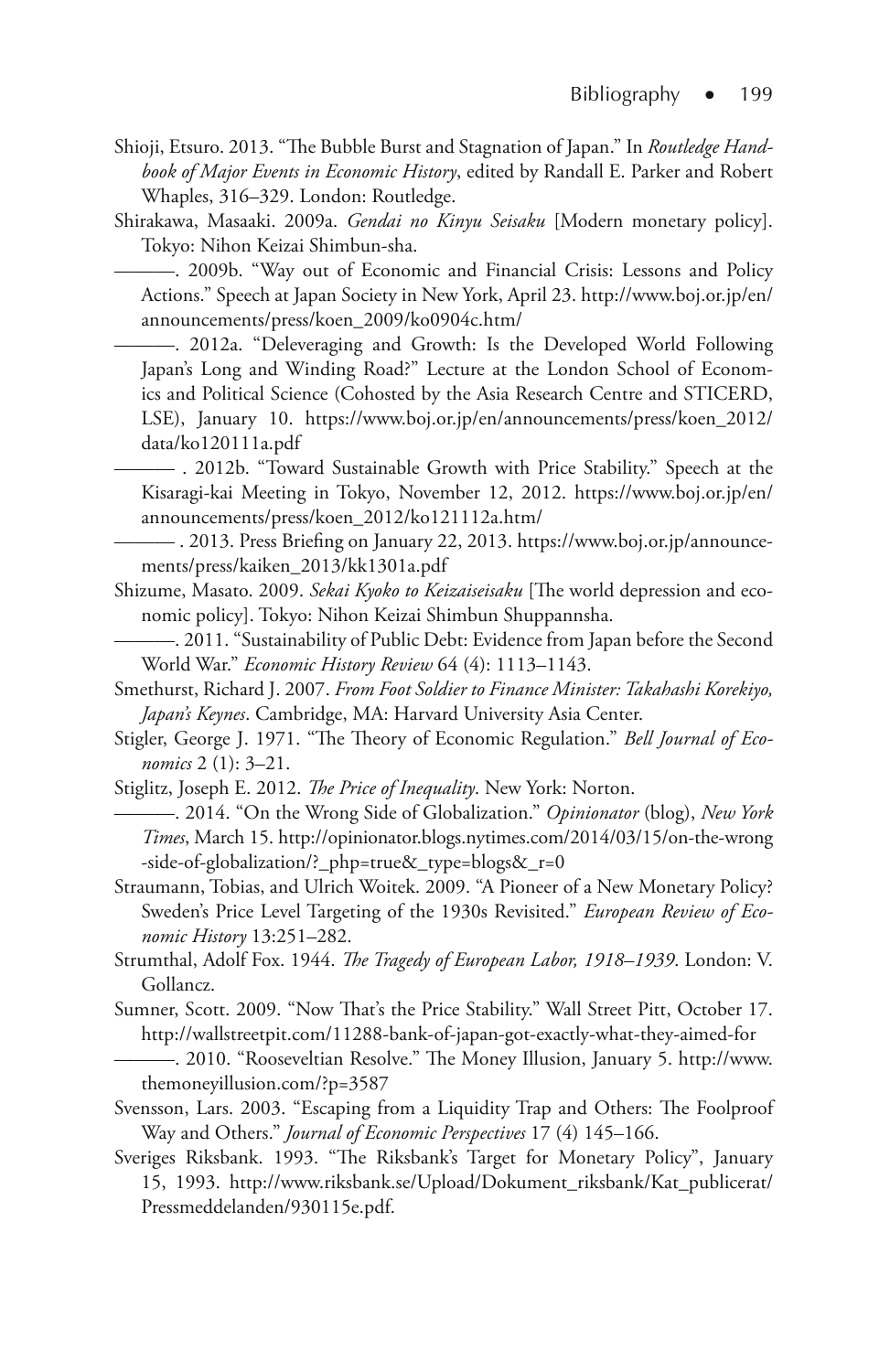Shioji, Etsuro. 2013. "The Bubble Burst and Stagnation of Japan." In *Routledge Handbook of Major Events in Economic History*, edited by Randall E. Parker and Robert Whaples, 316–329. London: Routledge.

Shirakawa, Masaaki. 2009a. *Gendai no Kinyu Seisaku* [Modern monetary policy]. Tokyo: Nihon Keizai Shimbun-sha.

———. 2009b. "Way out of Economic and Financial Crisis: Lessons and Policy Actions." Speech at Japan Society in New York, April 23. http://www.boj.or.jp/en/announcements/press/koen_2009/ko0904c.htm/

———. 2012a. "Deleveraging and Growth: Is the Developed World Following Japan's Long and Winding Road?" Lecture at the London School of Economics and Political Science (Cohosted by the Asia Research Centre and STICERD, LSE), January 10. https://www.boj.or.jp/en/announcements/press/koen_2012/data/ko120111a.pdf

——— . 2012b. "Toward Sustainable Growth with Price Stability." Speech at the Kisaragi-kai Meeting in Tokyo, November 12, 2012. https://www.boj.or.jp/en/announcements/press/koen_2012/ko121112a.htm/

——— . 2013. Press Briefing on January 22, 2013. https://www.boj.or.jp/announcements/press/kaiken_2013/kk1301a.pdf

Shizume, Masato. 2009. *Sekai Kyoko to Keizaiseisaku* [The world depression and economic policy]. Tokyo: Nihon Keizai Shimbun Shuppannsha.

———. 2011. "Sustainability of Public Debt: Evidence from Japan before the Second World War." *Economic History Review* 64 (4): 1113–1143.

Smethurst, Richard J. 2007. *From Foot Soldier to Finance Minister: Takahashi Korekiyo, Japan's Keynes*. Cambridge, MA: Harvard University Asia Center.

Stigler, George J. 1971. "The Theory of Economic Regulation." *Bell Journal of Economics* 2 (1): 3–21.

Stiglitz, Joseph E. 2012. *The Price of Inequality*. New York: Norton.

———. 2014. "On the Wrong Side of Globalization." *Opinionator* (blog), *New York Times*, March 15. http://opinionator.blogs.nytimes.com/2014/03/15/on-the-wrong-side-of-globalization/?_php=true&_type=blogs&_r=0

Straumann, Tobias, and Ulrich Woitek. 2009. "A Pioneer of a New Monetary Policy? Sweden's Price Level Targeting of the 1930s Revisited." *European Review of Economic History* 13:251–282.

Strumthal, Adolf Fox. 1944. *The Tragedy of European Labor, 1918–1939*. London: V. Gollancz.

Sumner, Scott. 2009. "Now That's the Price Stability." Wall Street Pitt, October 17. http://wallstreetpit.com/11288-bank-of-japan-got-exactly-what-they-aimed-for

———. 2010. "Rooseveltian Resolve." The Money Illusion, January 5. http://www.themoneyillusion.com/?p=3587

Svensson, Lars. 2003. "Escaping from a Liquidity Trap and Others: The Foolproof Way and Others." *Journal of Economic Perspectives* 17 (4) 145–166.

Sveriges Riksbank. 1993. "The Riksbank's Target for Monetary Policy", January 15, 1993. http://www.riksbank.se/Upload/Dokument_riksbank/Kat_publicerat/Pressmeddelanden/930115e.pdf.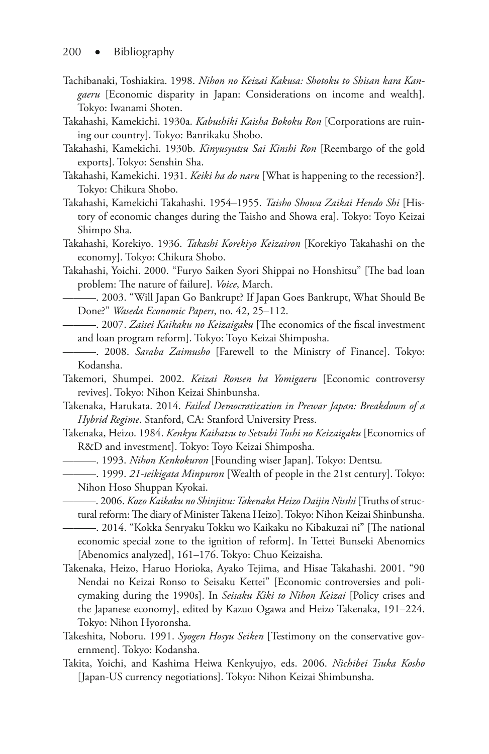Tachibanaki, Toshiakira. 1998. *Nihon no Keizai Kakusa: Shotoku to Shisan kara Kangaeru* [Economic disparity in Japan: Considerations on income and wealth]. Tokyo: Iwanami Shoten.

Takahashi, Kamekichi. 1930a. *Kabushiki Kaisha Bokoku Ron* [Corporations are ruining our country]. Tokyo: Banrikaku Shobo.

Takahashi, Kamekichi. 1930b. *Kinyusyutsu Sai Kinshi Ron* [Reembargo of the gold exports]. Tokyo: Senshin Sha.

Takahashi, Kamekichi. 1931. *Keiki ha do naru* [What is happening to the recession?]. Tokyo: Chikura Shobo.

Takahashi, Kamekichi Takahashi. 1954–1955. *Taisho Showa Zaikai Hendo Shi* [History of economic changes during the Taisho and Showa era]. Tokyo: Toyo Keizai Shimpo Sha.

Takahashi, Korekiyo. 1936. *Takashi Korekiyo Keizairon* [Korekiyo Takahashi on the economy]. Tokyo: Chikura Shobo.

Takahashi, Yoichi. 2000. "Furyo Saiken Syori Shippai no Honshitsu" [The bad loan problem: The nature of failure]. *Voice*, March.

———. 2003. "Will Japan Go Bankrupt? If Japan Goes Bankrupt, What Should Be Done?" *Waseda Economic Papers*, no. 42, 25–112.

———. 2007. *Zaisei Kaikaku no Keizaigaku* [The economics of the fiscal investment and loan program reform]. Tokyo: Toyo Keizai Shimposha.

———. 2008. *Saraba Zaimusho* [Farewell to the Ministry of Finance]. Tokyo: Kodansha.

Takemori, Shumpei. 2002. *Keizai Ronsen ha Yomigaeru* [Economic controversy revives]. Tokyo: Nihon Keizai Shinbunsha.

Takenaka, Harukata. 2014. *Failed Democratization in Prewar Japan: Breakdown of a Hybrid Regime*. Stanford, CA: Stanford University Press.

Takenaka, Heizo. 1984. *Kenkyu Kaihatsu to Setsubi Toshi no Keizaigaku* [Economics of R&D and investment]. Tokyo: Toyo Keizai Shimposha.

———. 1993. *Nihon Kenkokuron* [Founding wiser Japan]. Tokyo: Dentsu.

———. 1999. *21-seikigata Minpuron* [Wealth of people in the 21st century]. Tokyo: Nihon Hoso Shuppan Kyokai.

———. 2006. *Kozo Kaikaku no Shinjitsu: Takenaka Heizo Daijin Nisshi* [Truths of structural reform: The diary of Minister Takena Heizo]. Tokyo: Nihon Keizai Shinbunsha.

———. 2014. "Kokka Senryaku Tokku wo Kaikaku no Kibakuzai ni" [The national economic special zone to the ignition of reform]. In Tettei Bunseki Abenomics [Abenomics analyzed], 161–176. Tokyo: Chuo Keizaisha.

Takenaka, Heizo, Haruo Horioka, Ayako Tejima, and Hisae Takahashi. 2001. "90 Nendai no Keizai Ronso to Seisaku Kettei" [Economic controversies and policymaking during the 1990s]. In *Seisaku Kiki to Nihon Keizai* [Policy crises and the Japanese economy], edited by Kazuo Ogawa and Heizo Takenaka, 191–224. Tokyo: Nihon Hyoronsha.

Takeshita, Noboru. 1991. *Syogen Hosyu Seiken* [Testimony on the conservative government]. Tokyo: Kodansha.

Takita, Yoichi, and Kashima Heiwa Kenkyujyo, eds. 2006. *Nichibei Tsuka Kosho* [Japan-US currency negotiations]. Tokyo: Nihon Keizai Shimbunsha.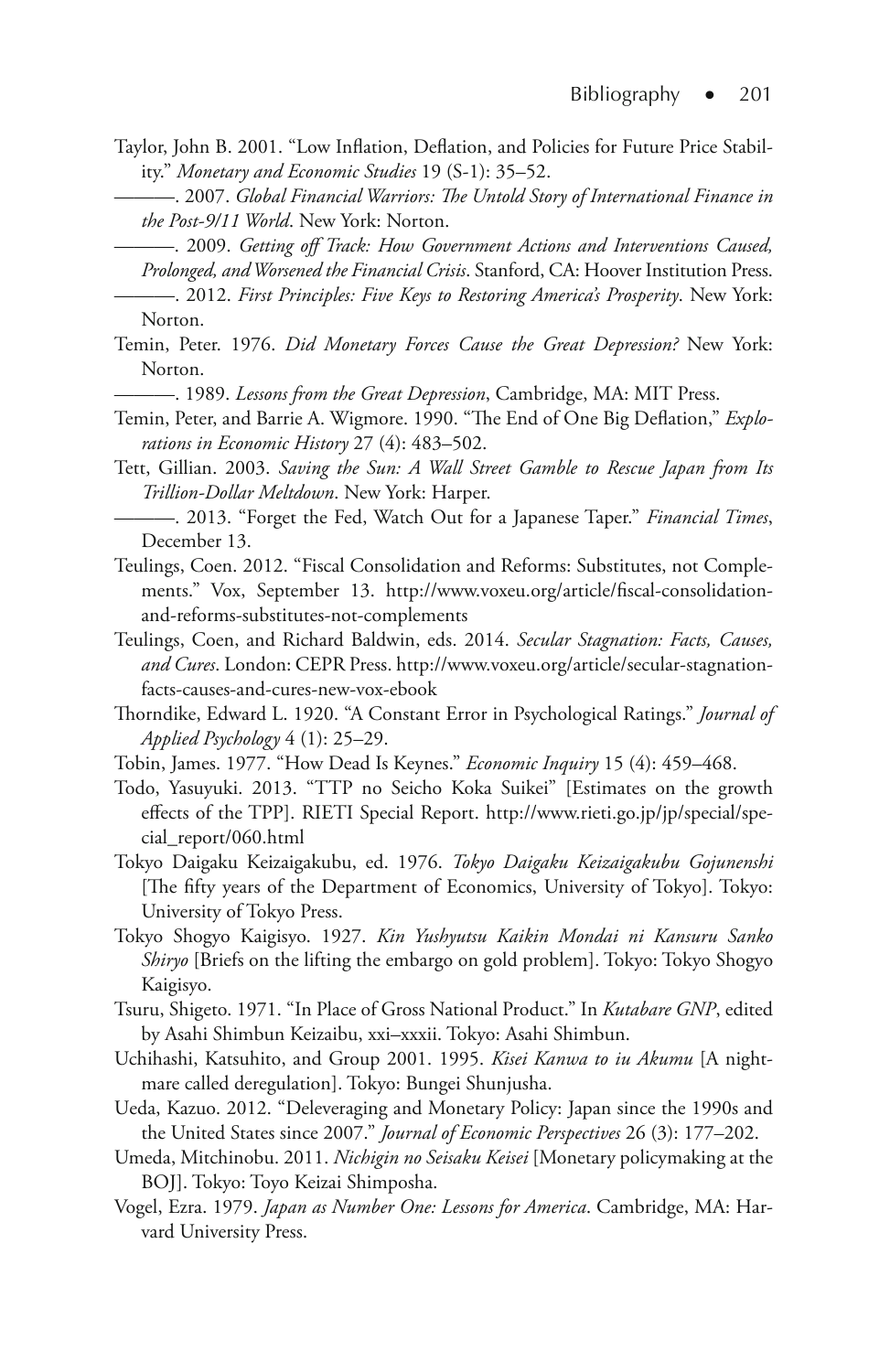Taylor, John B. 2001. "Low Inflation, Deflation, and Policies for Future Price Stability." *Monetary and Economic Studies* 19 (S-1): 35–52.

———. 2007. *Global Financial Warriors: The Untold Story of International Finance in the Post-9/11 World*. New York: Norton.

———. 2009. *Getting off Track: How Government Actions and Interventions Caused, Prolonged, and Worsened the Financial Crisis*. Stanford, CA: Hoover Institution Press.

———. 2012. *First Principles: Five Keys to Restoring America's Prosperity*. New York: Norton.

Temin, Peter. 1976. *Did Monetary Forces Cause the Great Depression?* New York: Norton.

———. 1989. *Lessons from the Great Depression*, Cambridge, MA: MIT Press.

Temin, Peter, and Barrie A. Wigmore. 1990. "The End of One Big Deflation," *Explorations in Economic History* 27 (4): 483–502.

Tett, Gillian. 2003. *Saving the Sun: A Wall Street Gamble to Rescue Japan from Its Trillion-Dollar Meltdown*. New York: Harper.

———. 2013. "Forget the Fed, Watch Out for a Japanese Taper." *Financial Times*, December 13.

Teulings, Coen. 2012. "Fiscal Consolidation and Reforms: Substitutes, not Complements." Vox, September 13. http://www.voxeu.org/article/fiscal-consolidation-and-reforms-substitutes-not-complements

Teulings, Coen, and Richard Baldwin, eds. 2014. *Secular Stagnation: Facts, Causes, and Cures*. London: CEPR Press. http://www.voxeu.org/article/secular-stagnation-facts-causes-and-cures-new-vox-ebook

Thorndike, Edward L. 1920. "A Constant Error in Psychological Ratings." *Journal of Applied Psychology* 4 (1): 25–29.

Tobin, James. 1977. "How Dead Is Keynes." *Economic Inquiry* 15 (4): 459–468.

Todo, Yasuyuki. 2013. "TTP no Seicho Koka Suikei" [Estimates on the growth effects of the TPP]. RIETI Special Report. http://www.rieti.go.jp/jp/special/special_report/060.html

Tokyo Daigaku Keizaigakubu, ed. 1976. *Tokyo Daigaku Keizaigakubu Gojunenshi* [The fifty years of the Department of Economics, University of Tokyo]. Tokyo: University of Tokyo Press.

Tokyo Shogyo Kaigisyo. 1927. *Kin Yushyutsu Kaikin Mondai ni Kansuru Sanko Shiryo* [Briefs on the lifting the embargo on gold problem]. Tokyo: Tokyo Shogyo Kaigisyo.

Tsuru, Shigeto. 1971. "In Place of Gross National Product." In *Kutabare GNP*, edited by Asahi Shimbun Keizaibu, xxi–xxxii. Tokyo: Asahi Shimbun.

Uchihashi, Katsuhito, and Group 2001. 1995. *Kisei Kanwa to iu Akumu* [A nightmare called deregulation]. Tokyo: Bungei Shunjusha.

Ueda, Kazuo. 2012. "Deleveraging and Monetary Policy: Japan since the 1990s and the United States since 2007." *Journal of Economic Perspectives* 26 (3): 177–202.

Umeda, Mitchinobu. 2011. *Nichigin no Seisaku Keisei* [Monetary policymaking at the BOJ]. Tokyo: Toyo Keizai Shimposha.

Vogel, Ezra. 1979. *Japan as Number One: Lessons for America*. Cambridge, MA: Harvard University Press.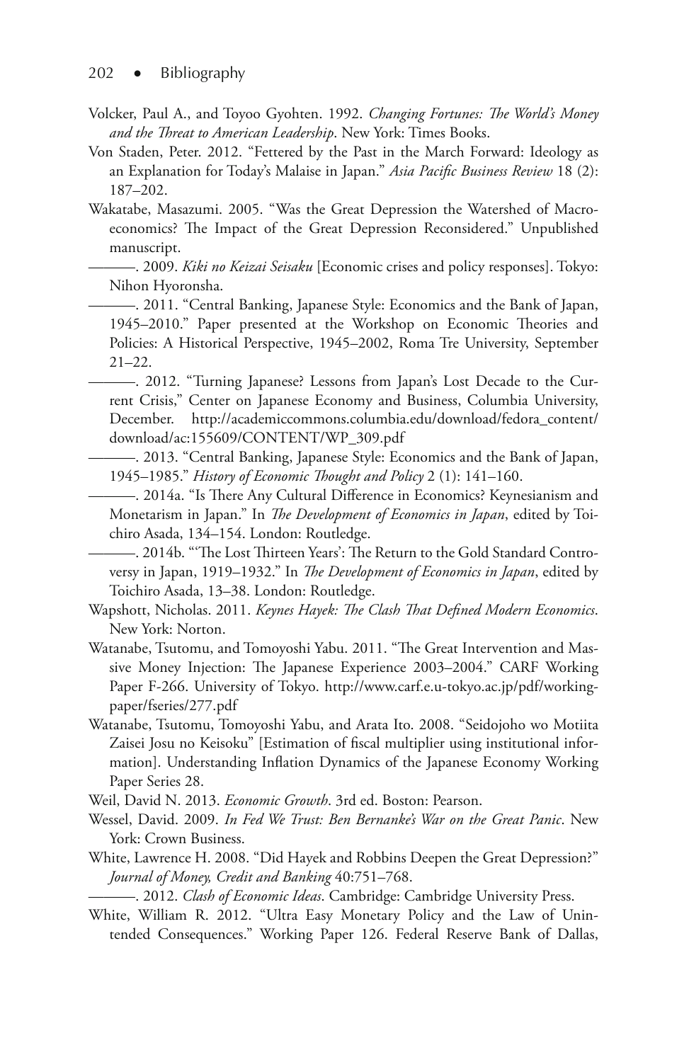Volcker, Paul A., and Toyoo Gyohten. 1992. *Changing Fortunes: The World's Money and the Threat to American Leadership*. New York: Times Books.

Von Staden, Peter. 2012. "Fettered by the Past in the March Forward: Ideology as an Explanation for Today's Malaise in Japan." *Asia Pacific Business Review* 18 (2): 187–202.

Wakatabe, Masazumi. 2005. "Was the Great Depression the Watershed of Macroeconomics? The Impact of the Great Depression Reconsidered." Unpublished manuscript.

———. 2009. *Kiki no Keizai Seisaku* [Economic crises and policy responses]. Tokyo: Nihon Hyoronsha.

———. 2011. "Central Banking, Japanese Style: Economics and the Bank of Japan, 1945–2010." Paper presented at the Workshop on Economic Theories and Policies: A Historical Perspective, 1945–2002, Roma Tre University, September 21–22.

———. 2012. "Turning Japanese? Lessons from Japan's Lost Decade to the Current Crisis," Center on Japanese Economy and Business, Columbia University, December. http://academiccommons.columbia.edu/download/fedora_content/download/ac:155609/CONTENT/WP_309.pdf

———. 2013. "Central Banking, Japanese Style: Economics and the Bank of Japan, 1945–1985." *History of Economic Thought and Policy* 2 (1): 141–160.

———. 2014a. "Is There Any Cultural Difference in Economics? Keynesianism and Monetarism in Japan." In *The Development of Economics in Japan*, edited by Toichiro Asada, 134–154. London: Routledge.

———. 2014b. "'The Lost Thirteen Years': The Return to the Gold Standard Controversy in Japan, 1919–1932." In *The Development of Economics in Japan*, edited by Toichiro Asada, 13–38. London: Routledge.

Wapshott, Nicholas. 2011. *Keynes Hayek: The Clash That Defined Modern Economics*. New York: Norton.

Watanabe, Tsutomu, and Tomoyoshi Yabu. 2011. "The Great Intervention and Massive Money Injection: The Japanese Experience 2003–2004." CARF Working Paper F-266. University of Tokyo. http://www.carf.e.u-tokyo.ac.jp/pdf/workingpaper/fseries/277.pdf

Watanabe, Tsutomu, Tomoyoshi Yabu, and Arata Ito. 2008. "Seidojoho wo Motiita Zaisei Josu no Keisoku" [Estimation of fiscal multiplier using institutional information]. Understanding Inflation Dynamics of the Japanese Economy Working Paper Series 28.

Weil, David N. 2013. *Economic Growth*. 3rd ed. Boston: Pearson.

Wessel, David. 2009. *In Fed We Trust: Ben Bernanke's War on the Great Panic*. New York: Crown Business.

White, Lawrence H. 2008. "Did Hayek and Robbins Deepen the Great Depression?" *Journal of Money, Credit and Banking* 40:751–768.

———. 2012. *Clash of Economic Ideas*. Cambridge: Cambridge University Press.

White, William R. 2012. "Ultra Easy Monetary Policy and the Law of Unintended Consequences." Working Paper 126. Federal Reserve Bank of Dallas,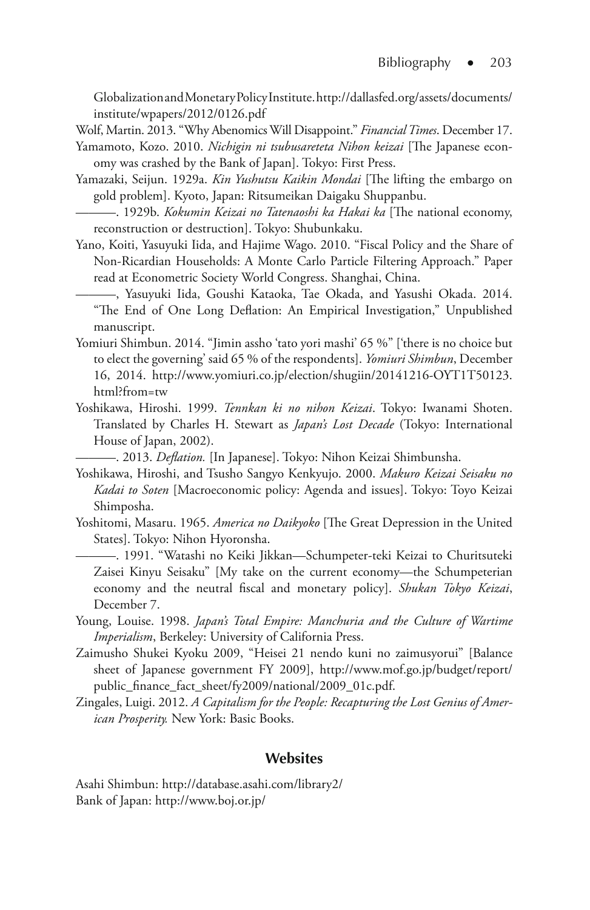Globalization and Monetary Policy Institute. http://dallasfed.org/assets/documents/institute/wpapers/2012/0126.pdf

Wolf, Martin. 2013. "Why Abenomics Will Disappoint." *Financial Times*. December 17.

Yamamoto, Kozo. 2010. *Nichigin ni tsubusareteta Nihon keizai* [The Japanese economy was crashed by the Bank of Japan]. Tokyo: First Press.

Yamazaki, Seijun. 1929a. *Kin Yushutsu Kaikin Mondai* [The lifting the embargo on gold problem]. Kyoto, Japan: Ritsumeikan Daigaku Shuppanbu.

———. 1929b. *Kokumin Keizai no Tatenaoshi ka Hakai ka* [The national economy, reconstruction or destruction]. Tokyo: Shubunkaku.

Yano, Koiti, Yasuyuki Iida, and Hajime Wago. 2010. "Fiscal Policy and the Share of Non-Ricardian Households: A Monte Carlo Particle Filtering Approach." Paper read at Econometric Society World Congress. Shanghai, China.

———, Yasuyuki Iida, Goushi Kataoka, Tae Okada, and Yasushi Okada. 2014. "The End of One Long Deflation: An Empirical Investigation," Unpublished manuscript.

Yomiuri Shimbun. 2014. "Jimin assho 'tato yori mashi' 65 %" ['there is no choice but to elect the governing' said 65 % of the respondents]. *Yomiuri Shimbun*, December 16, 2014. http://www.yomiuri.co.jp/election/shugiin/20141216-OYT1T50123.html?from=tw

Yoshikawa, Hiroshi. 1999. *Tennkan ki no nihon Keizai*. Tokyo: Iwanami Shoten. Translated by Charles H. Stewart as *Japan's Lost Decade* (Tokyo: International House of Japan, 2002).

———. 2013. *Deflation.* [In Japanese]. Tokyo: Nihon Keizai Shimbunsha.

Yoshikawa, Hiroshi, and Tsusho Sangyo Kenkyujo. 2000. *Makuro Keizai Seisaku no Kadai to Soten* [Macroeconomic policy: Agenda and issues]. Tokyo: Toyo Keizai Shimposha.

Yoshitomi, Masaru. 1965. *America no Daikyoko* [The Great Depression in the United States]. Tokyo: Nihon Hyoronsha.

———. 1991. "Watashi no Keiki Jikkan—Schumpeter-teki Keizai to Churitsuteki Zaisei Kinyu Seisaku" [My take on the current economy—the Schumpeterian economy and the neutral fiscal and monetary policy]. *Shukan Tokyo Keizai*, December 7.

Young, Louise. 1998. *Japan's Total Empire: Manchuria and the Culture of Wartime Imperialism*, Berkeley: University of California Press.

Zaimusho Shukei Kyoku 2009, "Heisei 21 nendo kuni no zaimusyorui" [Balance sheet of Japanese government FY 2009], http://www.mof.go.jp/budget/report/public_finance_fact_sheet/fy2009/national/2009_01c.pdf.

Zingales, Luigi. 2012. *A Capitalism for the People: Recapturing the Lost Genius of American Prosperity.* New York: Basic Books.

## Websites

Asahi Shimbun: http://database.asahi.com/library2/
Bank of Japan: http://www.boj.or.jp/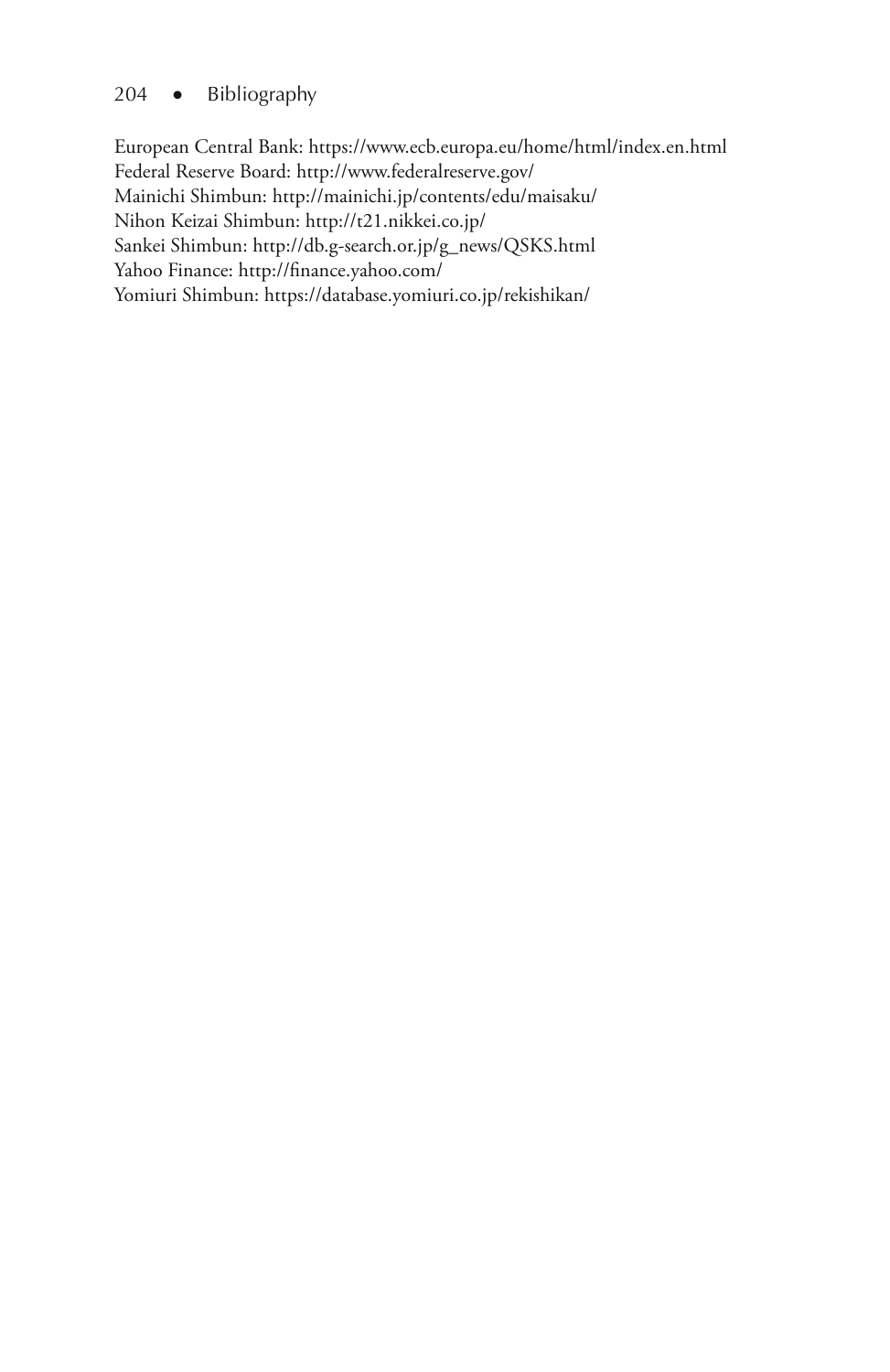European Central Bank: https://www.ecb.europa.eu/home/html/index.en.html
Federal Reserve Board: http://www.federalreserve.gov/
Mainichi Shimbun: http://mainichi.jp/contents/edu/maisaku/
Nihon Keizai Shimbun: http://t21.nikkei.co.jp/
Sankei Shimbun: http://db.g-search.or.jp/g_news/QSKS.html
Yahoo Finance: http://finance.yahoo.com/
Yomiuri Shimbun: https://database.yomiuri.co.jp/rekishikan/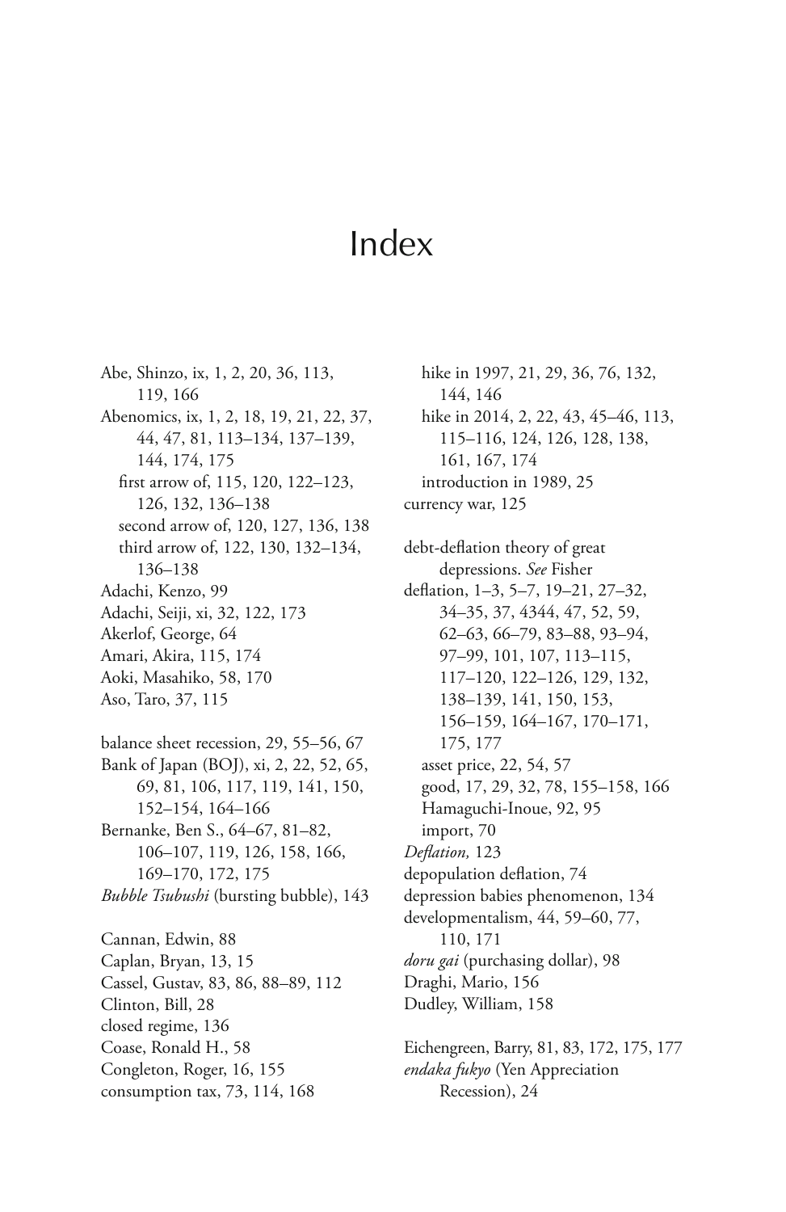# Index

Abe, Shinzo, ix, 1, 2, 20, 36, 113, 119, 166
Abenomics, ix, 1, 2, 18, 19, 21, 22, 37, 44, 47, 81, 113–134, 137–139, 144, 174, 175
  first arrow of, 115, 120, 122–123, 126, 132, 136–138
  second arrow of, 120, 127, 136, 138
  third arrow of, 122, 130, 132–134, 136–138
Adachi, Kenzo, 99
Adachi, Seiji, xi, 32, 122, 173
Akerlof, George, 64
Amari, Akira, 115, 174
Aoki, Masahiko, 58, 170
Aso, Taro, 37, 115

balance sheet recession, 29, 55–56, 67
Bank of Japan (BOJ), xi, 2, 22, 52, 65, 69, 81, 106, 117, 119, 141, 150, 152–154, 164–166
Bernanke, Ben S., 64–67, 81–82, 106–107, 119, 126, 158, 166, 169–170, 172, 175
*Bubble Tsubushi* (bursting bubble), 143

Cannan, Edwin, 88
Caplan, Bryan, 13, 15
Cassel, Gustav, 83, 86, 88–89, 112
Clinton, Bill, 28
closed regime, 136
Coase, Ronald H., 58
Congleton, Roger, 16, 155
consumption tax, 73, 114, 168
  hike in 1997, 21, 29, 36, 76, 132, 144, 146
  hike in 2014, 2, 22, 43, 45–46, 113, 115–116, 124, 126, 128, 138, 161, 167, 174
  introduction in 1989, 25
currency war, 125

debt-deflation theory of great depressions. *See* Fisher
deflation, 1–3, 5–7, 19–21, 27–32, 34–35, 37, 4344, 47, 52, 59, 62–63, 66–79, 83–88, 93–94, 97–99, 101, 107, 113–115, 117–120, 122–126, 129, 132, 138–139, 141, 150, 153, 156–159, 164–167, 170–171, 175, 177
  asset price, 22, 54, 57
  good, 17, 29, 32, 78, 155–158, 166
  Hamaguchi-Inoue, 92, 95
  import, 70
*Deflation,* 123
depopulation deflation, 74
depression babies phenomenon, 134
developmentalism, 44, 59–60, 77, 110, 171
*doru gai* (purchasing dollar), 98
Draghi, Mario, 156
Dudley, William, 158

Eichengreen, Barry, 81, 83, 172, 175, 177
*endaka fukyo* (Yen Appreciation Recession), 24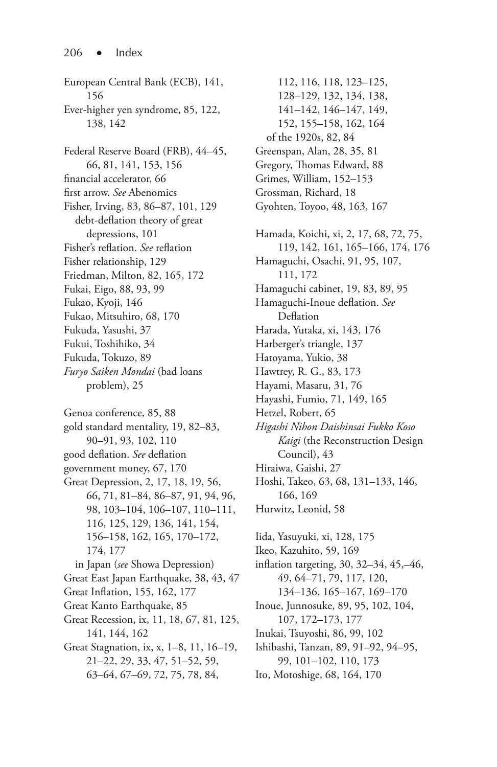European Central Bank (ECB), 141, 156
Ever-higher yen syndrome, 85, 122, 138, 142

Federal Reserve Board (FRB), 44–45, 66, 81, 141, 153, 156
financial accelerator, 66
first arrow. *See* Abenomics
Fisher, Irving, 83, 86–87, 101, 129
  debt-deflation theory of great depressions, 101
Fisher's reflation. *See* reflation
Fisher relationship, 129
Friedman, Milton, 82, 165, 172
Fukai, Eigo, 88, 93, 99
Fukao, Kyoji, 146
Fukao, Mitsuhiro, 68, 170
Fukuda, Yasushi, 37
Fukui, Toshihiko, 34
Fukuda, Tokuzo, 89
*Furyo Saiken Mondai* (bad loans problem), 25

Genoa conference, 85, 88
gold standard mentality, 19, 82–83, 90–91, 93, 102, 110
good deflation. *See* deflation
government money, 67, 170
Great Depression, 2, 17, 18, 19, 56, 66, 71, 81–84, 86–87, 91, 94, 96, 98, 103–104, 106–107, 110–111, 116, 125, 129, 136, 141, 154, 156–158, 162, 165, 170–172, 174, 177
  in Japan (*see* Showa Depression)
Great East Japan Earthquake, 38, 43, 47
Great Inflation, 155, 162, 177
Great Kanto Earthquake, 85
Great Recession, ix, 11, 18, 67, 81, 125, 141, 144, 162
Great Stagnation, ix, x, 1–8, 11, 16–19, 21–22, 29, 33, 47, 51–52, 59, 63–64, 67–69, 72, 75, 78, 84, 112, 116, 118, 123–125, 128–129, 132, 134, 138, 141–142, 146–147, 149, 152, 155–158, 162, 164
  of the 1920s, 82, 84
Greenspan, Alan, 28, 35, 81
Gregory, Thomas Edward, 88
Grimes, William, 152–153
Grossman, Richard, 18
Gyohten, Toyoo, 48, 163, 167

Hamada, Koichi, xi, 2, 17, 68, 72, 75, 119, 142, 161, 165–166, 174, 176
Hamaguchi, Osachi, 91, 95, 107, 111, 172
Hamaguchi cabinet, 19, 83, 89, 95
Hamaguchi-Inoue deflation. *See* Deflation
Harada, Yutaka, xi, 143, 176
Harberger's triangle, 137
Hatoyama, Yukio, 38
Hawtrey, R. G., 83, 173
Hayami, Masaru, 31, 76
Hayashi, Fumio, 71, 149, 165
Hetzel, Robert, 65
*Higashi Nihon Daishinsai Fukko Koso Kaigi* (the Reconstruction Design Council), 43
Hiraiwa, Gaishi, 27
Hoshi, Takeo, 63, 68, 131–133, 146, 166, 169
Hurwitz, Leonid, 58

Iida, Yasuyuki, xi, 128, 175
Ikeo, Kazuhito, 59, 169
inflation targeting, 30, 32–34, 45,–46, 49, 64–71, 79, 117, 120, 134–136, 165–167, 169–170
Inoue, Junnosuke, 89, 95, 102, 104, 107, 172–173, 177
Inukai, Tsuyoshi, 86, 99, 102
Ishibashi, Tanzan, 89, 91–92, 94–95, 99, 101–102, 110, 173
Ito, Motoshige, 68, 164, 170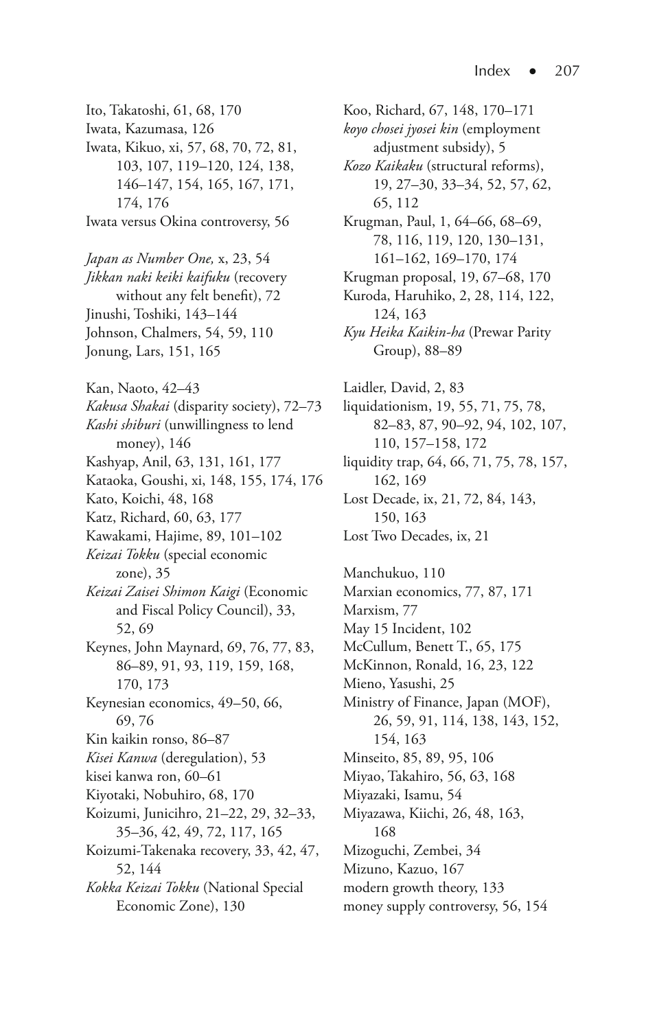Ito, Takatoshi, 61, 68, 170
Iwata, Kazumasa, 126
Iwata, Kikuo, xi, 57, 68, 70, 72, 81, 103, 107, 119–120, 124, 138, 146–147, 154, 165, 167, 171, 174, 176
Iwata versus Okina controversy, 56

*Japan as Number One,* x, 23, 54
*Jikkan naki keiki kaifuku* (recovery without any felt benefit), 72
Jinushi, Toshiki, 143–144
Johnson, Chalmers, 54, 59, 110
Jonung, Lars, 151, 165

Kan, Naoto, 42–43
*Kakusa Shakai* (disparity society), 72–73
*Kashi shiburi* (unwillingness to lend money), 146
Kashyap, Anil, 63, 131, 161, 177
Kataoka, Goushi, xi, 148, 155, 174, 176
Kato, Koichi, 48, 168
Katz, Richard, 60, 63, 177
Kawakami, Hajime, 89, 101–102
*Keizai Tokku* (special economic zone), 35
*Keizai Zaisei Shimon Kaigi* (Economic and Fiscal Policy Council), 33, 52, 69
Keynes, John Maynard, 69, 76, 77, 83, 86–89, 91, 93, 119, 159, 168, 170, 173
Keynesian economics, 49–50, 66, 69, 76
Kin kaikin ronso, 86–87
*Kisei Kanwa* (deregulation), 53
kisei kanwa ron, 60–61
Kiyotaki, Nobuhiro, 68, 170
Koizumi, Junicihro, 21–22, 29, 32–33, 35–36, 42, 49, 72, 117, 165
Koizumi-Takenaka recovery, 33, 42, 47, 52, 144
*Kokka Keizai Tokku* (National Special Economic Zone), 130
Koo, Richard, 67, 148, 170–171
*koyo chosei jyosei kin* (employment adjustment subsidy), 5
*Kozo Kaikaku* (structural reforms), 19, 27–30, 33–34, 52, 57, 62, 65, 112
Krugman, Paul, 1, 64–66, 68–69, 78, 116, 119, 120, 130–131, 161–162, 169–170, 174
Krugman proposal, 19, 67–68, 170
Kuroda, Haruhiko, 2, 28, 114, 122, 124, 163
*Kyu Heika Kaikin-ha* (Prewar Parity Group), 88–89

Laidler, David, 2, 83
liquidationism, 19, 55, 71, 75, 78, 82–83, 87, 90–92, 94, 102, 107, 110, 157–158, 172
liquidity trap, 64, 66, 71, 75, 78, 157, 162, 169
Lost Decade, ix, 21, 72, 84, 143, 150, 163
Lost Two Decades, ix, 21

Manchukuo, 110
Marxian economics, 77, 87, 171
Marxism, 77
May 15 Incident, 102
McCullum, Benett T., 65, 175
McKinnon, Ronald, 16, 23, 122
Mieno, Yasushi, 25
Ministry of Finance, Japan (MOF), 26, 59, 91, 114, 138, 143, 152, 154, 163
Minseito, 85, 89, 95, 106
Miyao, Takahiro, 56, 63, 168
Miyazaki, Isamu, 54
Miyazawa, Kiichi, 26, 48, 163, 168
Mizoguchi, Zembei, 34
Mizuno, Kazuo, 167
modern growth theory, 133
money supply controversy, 56, 154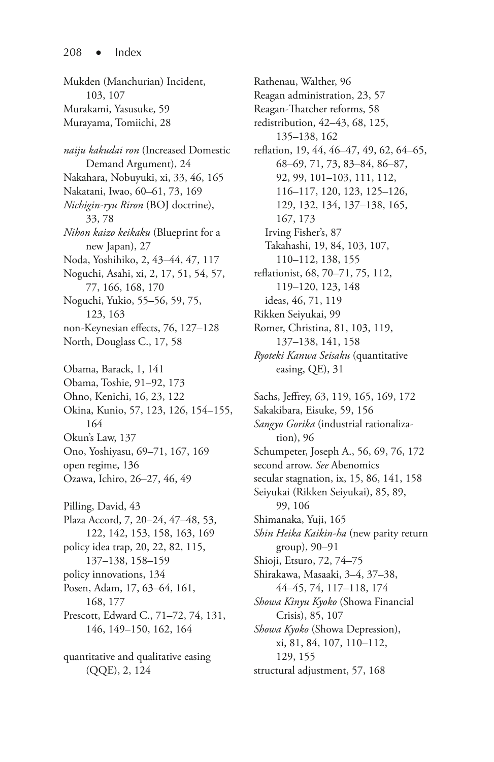Mukden (Manchurian) Incident, 103, 107
Murakami, Yasusuke, 59
Murayama, Tomiichi, 28

*naiju kakudai ron* (Increased Domestic Demand Argument), 24
Nakahara, Nobuyuki, xi, 33, 46, 165
Nakatani, Iwao, 60–61, 73, 169
*Nichigin-ryu Riron* (BOJ doctrine), 33, 78
*Nihon kaizo keikaku* (Blueprint for a new Japan), 27
Noda, Yoshihiko, 2, 43–44, 47, 117
Noguchi, Asahi, xi, 2, 17, 51, 54, 57, 77, 166, 168, 170
Noguchi, Yukio, 55–56, 59, 75, 123, 163
non-Keynesian effects, 76, 127–128
North, Douglass C., 17, 58

Obama, Barack, 1, 141
Obama, Toshie, 91–92, 173
Ohno, Kenichi, 16, 23, 122
Okina, Kunio, 57, 123, 126, 154–155, 164
Okun's Law, 137
Ono, Yoshiyasu, 69–71, 167, 169
open regime, 136
Ozawa, Ichiro, 26–27, 46, 49

Pilling, David, 43
Plaza Accord, 7, 20–24, 47–48, 53, 122, 142, 153, 158, 163, 169
policy idea trap, 20, 22, 82, 115, 137–138, 158–159
policy innovations, 134
Posen, Adam, 17, 63–64, 161, 168, 177
Prescott, Edward C., 71–72, 74, 131, 146, 149–150, 162, 164

quantitative and qualitative easing (QQE), 2, 124

Rathenau, Walther, 96
Reagan administration, 23, 57
Reagan-Thatcher reforms, 58
redistribution, 42–43, 68, 125, 135–138, 162
reflation, 19, 44, 46–47, 49, 62, 64–65, 68–69, 71, 73, 83–84, 86–87, 92, 99, 101–103, 111, 112, 116–117, 120, 123, 125–126, 129, 132, 134, 137–138, 165, 167, 173
- Irving Fisher's, 87
- Takahashi, 19, 84, 103, 107, 110–112, 138, 155

reflationist, 68, 70–71, 75, 112, 119–120, 123, 148
- ideas, 46, 71, 119

Rikken Seiyukai, 99
Romer, Christina, 81, 103, 119, 137–138, 141, 158
*Ryoteki Kanwa Seisaku* (quantitative easing, QE), 31

Sachs, Jeffrey, 63, 119, 165, 169, 172
Sakakibara, Eisuke, 59, 156
*Sangyo Gorika* (industrial rationalization), 96
Schumpeter, Joseph A., 56, 69, 76, 172
second arrow. *See* Abenomics
secular stagnation, ix, 15, 86, 141, 158
Seiyukai (Rikken Seiyukai), 85, 89, 99, 106
Shimanaka, Yuji, 165
*Shin Heika Kaikin-ha* (new parity return group), 90–91
Shioji, Etsuro, 72, 74–75
Shirakawa, Masaaki, 3–4, 37–38, 44–45, 74, 117–118, 174
*Showa Kinyu Kyoko* (Showa Financial Crisis), 85, 107
*Showa Kyoko* (Showa Depression), xi, 81, 84, 107, 110–112, 129, 155
structural adjustment, 57, 168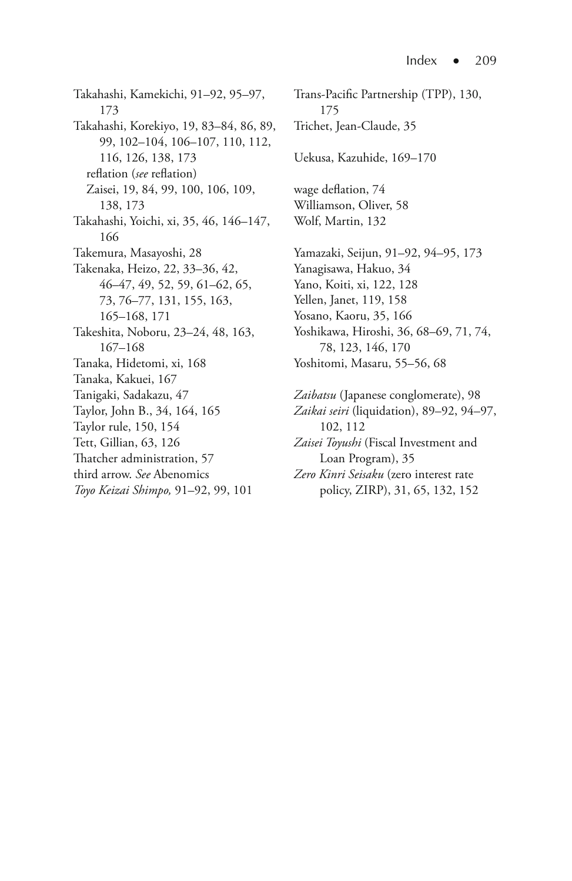Takahashi, Kamekichi, 91–92, 95–97, 173
Takahashi, Korekiyo, 19, 83–84, 86, 89, 99, 102–104, 106–107, 110, 112, 116, 126, 138, 173
  reflation (*see* reflation)
  Zaisei, 19, 84, 99, 100, 106, 109, 138, 173
Takahashi, Yoichi, xi, 35, 46, 146–147, 166
Takemura, Masayoshi, 28
Takenaka, Heizo, 22, 33–36, 42, 46–47, 49, 52, 59, 61–62, 65, 73, 76–77, 131, 155, 163, 165–168, 171
Takeshita, Noboru, 23–24, 48, 163, 167–168
Tanaka, Hidetomi, xi, 168
Tanaka, Kakuei, 167
Tanigaki, Sadakazu, 47
Taylor, John B., 34, 164, 165
Taylor rule, 150, 154
Tett, Gillian, 63, 126
Thatcher administration, 57
third arrow. *See* Abenomics
*Toyo Keizai Shimpo,* 91–92, 99, 101

Trans-Pacific Partnership (TPP), 130, 175
Trichet, Jean-Claude, 35

Uekusa, Kazuhide, 169–170

wage deflation, 74
Williamson, Oliver, 58
Wolf, Martin, 132

Yamazaki, Seijun, 91–92, 94–95, 173
Yanagisawa, Hakuo, 34
Yano, Koiti, xi, 122, 128
Yellen, Janet, 119, 158
Yosano, Kaoru, 35, 166
Yoshikawa, Hiroshi, 36, 68–69, 71, 74, 78, 123, 146, 170
Yoshitomi, Masaru, 55–56, 68

*Zaibatsu* (Japanese conglomerate), 98
*Zaikai seiri* (liquidation), 89–92, 94–97, 102, 112
*Zaisei Toyushi* (Fiscal Investment and Loan Program), 35
*Zero Kinri Seisaku* (zero interest rate policy, ZIRP), 31, 65, 132, 152